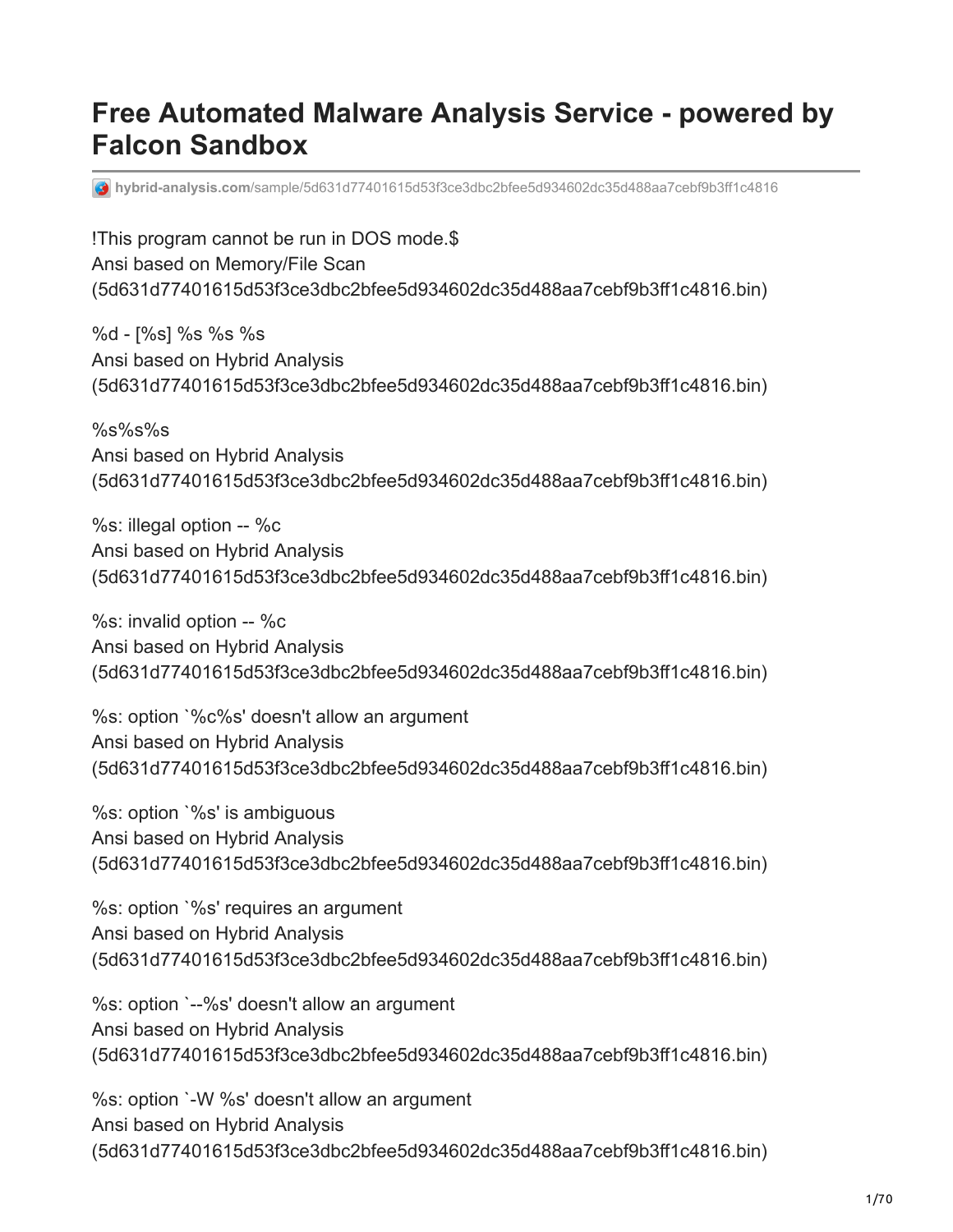# Free Automated Malware Analysis Service - powered by Falcon Sandbox

hybrid-analysis.com/sample/5d631d77401615d53f3ce3dbc2bfee5d934602dc35d488aa7cebf9b3ff1c4816

!This program cannot be run in DOS mode.$
Ansi based on Memory/File Scan
(5d631d77401615d53f3ce3dbc2bfee5d934602dc35d488aa7cebf9b3ff1c4816.bin)

%d - [%s] %s %s %s
Ansi based on Hybrid Analysis
(5d631d77401615d53f3ce3dbc2bfee5d934602dc35d488aa7cebf9b3ff1c4816.bin)

%s%s%s
Ansi based on Hybrid Analysis
(5d631d77401615d53f3ce3dbc2bfee5d934602dc35d488aa7cebf9b3ff1c4816.bin)

%s: illegal option -- %c
Ansi based on Hybrid Analysis
(5d631d77401615d53f3ce3dbc2bfee5d934602dc35d488aa7cebf9b3ff1c4816.bin)

%s: invalid option -- %c
Ansi based on Hybrid Analysis
(5d631d77401615d53f3ce3dbc2bfee5d934602dc35d488aa7cebf9b3ff1c4816.bin)

%s: option `%c%s' doesn't allow an argument
Ansi based on Hybrid Analysis
(5d631d77401615d53f3ce3dbc2bfee5d934602dc35d488aa7cebf9b3ff1c4816.bin)

%s: option `%s' is ambiguous
Ansi based on Hybrid Analysis
(5d631d77401615d53f3ce3dbc2bfee5d934602dc35d488aa7cebf9b3ff1c4816.bin)

%s: option `%s' requires an argument
Ansi based on Hybrid Analysis
(5d631d77401615d53f3ce3dbc2bfee5d934602dc35d488aa7cebf9b3ff1c4816.bin)

%s: option `--%s' doesn't allow an argument
Ansi based on Hybrid Analysis
(5d631d77401615d53f3ce3dbc2bfee5d934602dc35d488aa7cebf9b3ff1c4816.bin)

%s: option `-W %s' doesn't allow an argument
Ansi based on Hybrid Analysis
(5d631d77401615d53f3ce3dbc2bfee5d934602dc35d488aa7cebf9b3ff1c4816.bin)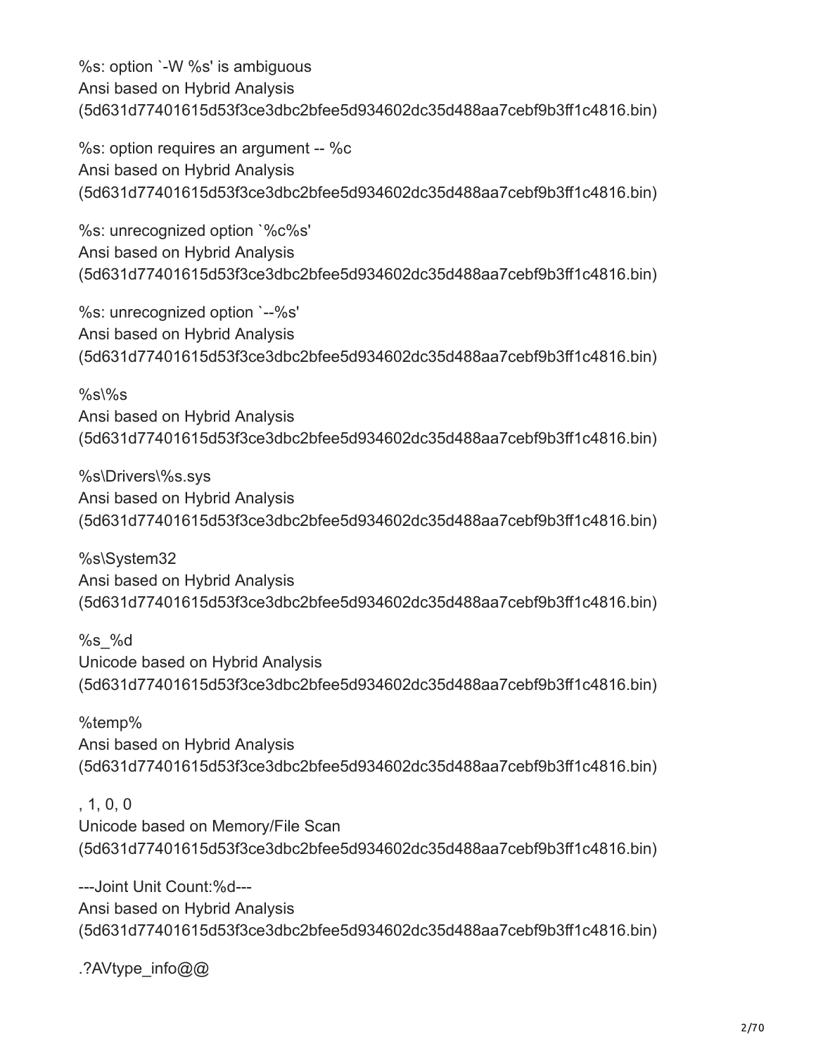%s: option `-W %s' is ambiguous
Ansi based on Hybrid Analysis
(5d631d77401615d53f3ce3dbc2bfee5d934602dc35d488aa7cebf9b3ff1c4816.bin)

%s: option requires an argument -- %c
Ansi based on Hybrid Analysis
(5d631d77401615d53f3ce3dbc2bfee5d934602dc35d488aa7cebf9b3ff1c4816.bin)

%s: unrecognized option `%c%s'
Ansi based on Hybrid Analysis
(5d631d77401615d53f3ce3dbc2bfee5d934602dc35d488aa7cebf9b3ff1c4816.bin)

%s: unrecognized option `--%s'
Ansi based on Hybrid Analysis
(5d631d77401615d53f3ce3dbc2bfee5d934602dc35d488aa7cebf9b3ff1c4816.bin)

%s\%s
Ansi based on Hybrid Analysis
(5d631d77401615d53f3ce3dbc2bfee5d934602dc35d488aa7cebf9b3ff1c4816.bin)

%s\Drivers\%s.sys
Ansi based on Hybrid Analysis
(5d631d77401615d53f3ce3dbc2bfee5d934602dc35d488aa7cebf9b3ff1c4816.bin)

%s\System32
Ansi based on Hybrid Analysis
(5d631d77401615d53f3ce3dbc2bfee5d934602dc35d488aa7cebf9b3ff1c4816.bin)

%s_%d
Unicode based on Hybrid Analysis
(5d631d77401615d53f3ce3dbc2bfee5d934602dc35d488aa7cebf9b3ff1c4816.bin)

%temp%
Ansi based on Hybrid Analysis
(5d631d77401615d53f3ce3dbc2bfee5d934602dc35d488aa7cebf9b3ff1c4816.bin)

, 1, 0, 0
Unicode based on Memory/File Scan
(5d631d77401615d53f3ce3dbc2bfee5d934602dc35d488aa7cebf9b3ff1c4816.bin)

---Joint Unit Count:%d---
Ansi based on Hybrid Analysis
(5d631d77401615d53f3ce3dbc2bfee5d934602dc35d488aa7cebf9b3ff1c4816.bin)

.?AVtype_info@@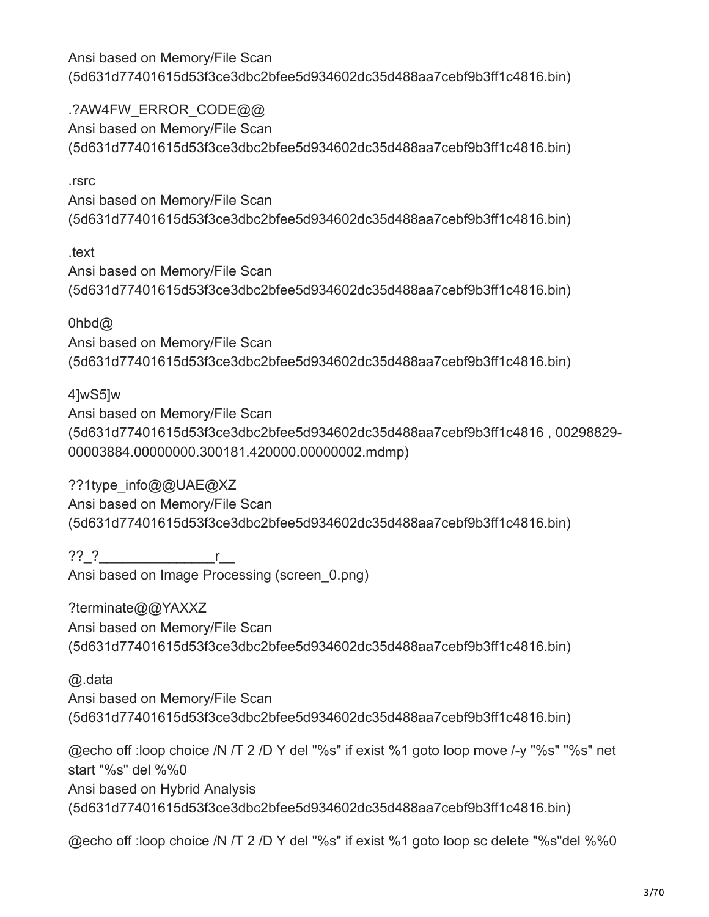Ansi based on Memory/File Scan (5d631d77401615d53f3ce3dbc2bfee5d934602dc35d488aa7cebf9b3ff1c4816.bin)

.?AW4FW_ERROR_CODE@@
Ansi based on Memory/File Scan (5d631d77401615d53f3ce3dbc2bfee5d934602dc35d488aa7cebf9b3ff1c4816.bin)

.rsrc
Ansi based on Memory/File Scan (5d631d77401615d53f3ce3dbc2bfee5d934602dc35d488aa7cebf9b3ff1c4816.bin)

.text
Ansi based on Memory/File Scan (5d631d77401615d53f3ce3dbc2bfee5d934602dc35d488aa7cebf9b3ff1c4816.bin)

0hbd@
Ansi based on Memory/File Scan (5d631d77401615d53f3ce3dbc2bfee5d934602dc35d488aa7cebf9b3ff1c4816.bin)

4]wS5]w
Ansi based on Memory/File Scan (5d631d77401615d53f3ce3dbc2bfee5d934602dc35d488aa7cebf9b3ff1c4816 , 00298829-00003884.00000000.300181.420000.00000002.mdmp)

??1type_info@@UAE@XZ
Ansi based on Memory/File Scan (5d631d77401615d53f3ce3dbc2bfee5d934602dc35d488aa7cebf9b3ff1c4816.bin)

??_?_______________r__
Ansi based on Image Processing (screen_0.png)

?terminate@@YAXXZ
Ansi based on Memory/File Scan (5d631d77401615d53f3ce3dbc2bfee5d934602dc35d488aa7cebf9b3ff1c4816.bin)

@.data
Ansi based on Memory/File Scan (5d631d77401615d53f3ce3dbc2bfee5d934602dc35d488aa7cebf9b3ff1c4816.bin)

@echo off :loop choice /N /T 2 /D Y del "%s" if exist %1 goto loop move /-y "%s" "%s" net start "%s" del %%0
Ansi based on Hybrid Analysis (5d631d77401615d53f3ce3dbc2bfee5d934602dc35d488aa7cebf9b3ff1c4816.bin)

@echo off :loop choice /N /T 2 /D Y del "%s" if exist %1 goto loop sc delete "%s"del %%0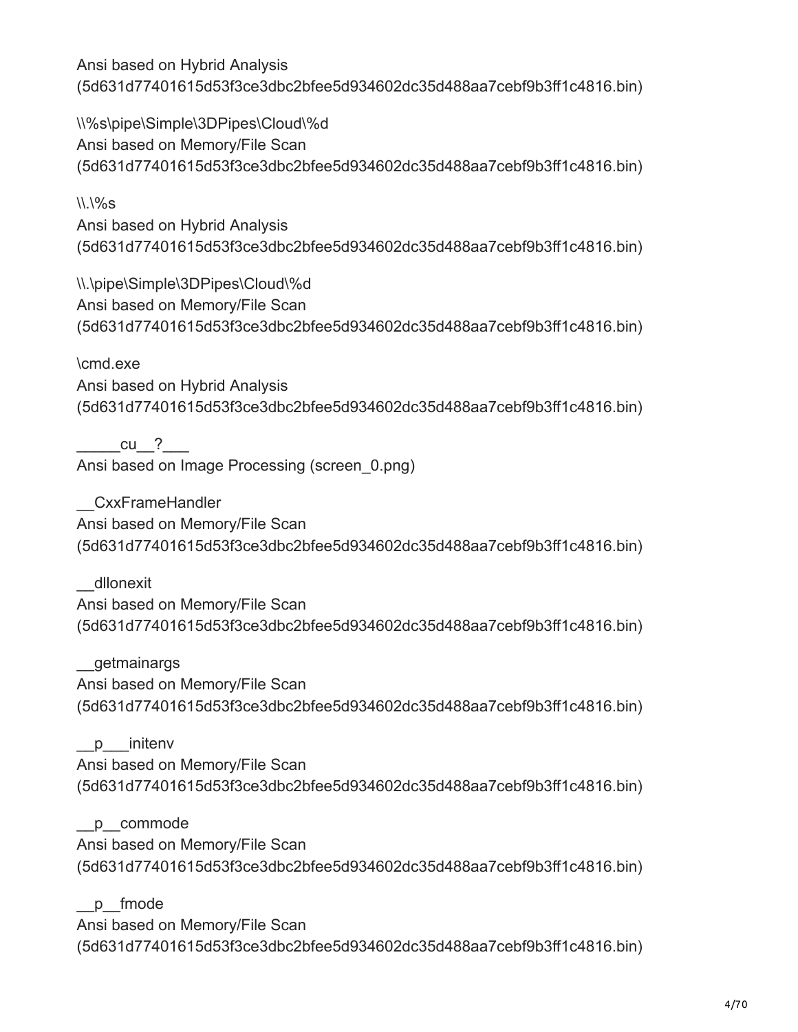Ansi based on Hybrid Analysis
(5d631d77401615d53f3ce3dbc2bfee5d934602dc35d488aa7cebf9b3ff1c4816.bin)

\\%s\pipe\Simple\3DPipes\Cloud\%d
Ansi based on Memory/File Scan
(5d631d77401615d53f3ce3dbc2bfee5d934602dc35d488aa7cebf9b3ff1c4816.bin)

\\.\%s
Ansi based on Hybrid Analysis
(5d631d77401615d53f3ce3dbc2bfee5d934602dc35d488aa7cebf9b3ff1c4816.bin)

\\.\pipe\Simple\3DPipes\Cloud\%d
Ansi based on Memory/File Scan
(5d631d77401615d53f3ce3dbc2bfee5d934602dc35d488aa7cebf9b3ff1c4816.bin)

\cmd.exe
Ansi based on Hybrid Analysis
(5d631d77401615d53f3ce3dbc2bfee5d934602dc35d488aa7cebf9b3ff1c4816.bin)

_____cu__?___
Ansi based on Image Processing (screen_0.png)

__CxxFrameHandler
Ansi based on Memory/File Scan
(5d631d77401615d53f3ce3dbc2bfee5d934602dc35d488aa7cebf9b3ff1c4816.bin)

__dllonexit
Ansi based on Memory/File Scan
(5d631d77401615d53f3ce3dbc2bfee5d934602dc35d488aa7cebf9b3ff1c4816.bin)

__getmainargs
Ansi based on Memory/File Scan
(5d631d77401615d53f3ce3dbc2bfee5d934602dc35d488aa7cebf9b3ff1c4816.bin)

__p___initenv
Ansi based on Memory/File Scan
(5d631d77401615d53f3ce3dbc2bfee5d934602dc35d488aa7cebf9b3ff1c4816.bin)

__p__commode
Ansi based on Memory/File Scan
(5d631d77401615d53f3ce3dbc2bfee5d934602dc35d488aa7cebf9b3ff1c4816.bin)

__p__fmode
Ansi based on Memory/File Scan
(5d631d77401615d53f3ce3dbc2bfee5d934602dc35d488aa7cebf9b3ff1c4816.bin)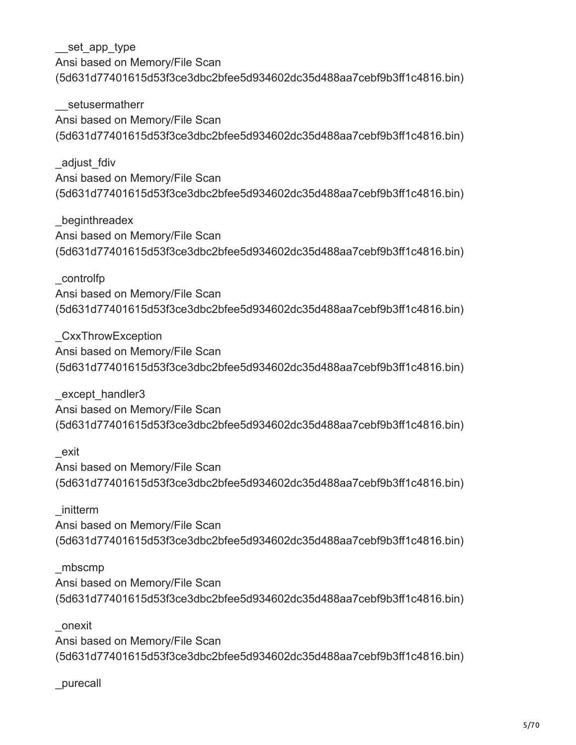__set_app_type
Ansi based on Memory/File Scan
(5d631d77401615d53f3ce3dbc2bfee5d934602dc35d488aa7cebf9b3ff1c4816.bin)

__setusermatherr
Ansi based on Memory/File Scan
(5d631d77401615d53f3ce3dbc2bfee5d934602dc35d488aa7cebf9b3ff1c4816.bin)

_adjust_fdiv
Ansi based on Memory/File Scan
(5d631d77401615d53f3ce3dbc2bfee5d934602dc35d488aa7cebf9b3ff1c4816.bin)

_beginthreadex
Ansi based on Memory/File Scan
(5d631d77401615d53f3ce3dbc2bfee5d934602dc35d488aa7cebf9b3ff1c4816.bin)

_controlfp
Ansi based on Memory/File Scan
(5d631d77401615d53f3ce3dbc2bfee5d934602dc35d488aa7cebf9b3ff1c4816.bin)

_CxxThrowException
Ansi based on Memory/File Scan
(5d631d77401615d53f3ce3dbc2bfee5d934602dc35d488aa7cebf9b3ff1c4816.bin)

_except_handler3
Ansi based on Memory/File Scan
(5d631d77401615d53f3ce3dbc2bfee5d934602dc35d488aa7cebf9b3ff1c4816.bin)

_exit
Ansi based on Memory/File Scan
(5d631d77401615d53f3ce3dbc2bfee5d934602dc35d488aa7cebf9b3ff1c4816.bin)

_initterm
Ansi based on Memory/File Scan
(5d631d77401615d53f3ce3dbc2bfee5d934602dc35d488aa7cebf9b3ff1c4816.bin)

_mbscmp
Ansi based on Memory/File Scan
(5d631d77401615d53f3ce3dbc2bfee5d934602dc35d488aa7cebf9b3ff1c4816.bin)

_onexit
Ansi based on Memory/File Scan
(5d631d77401615d53f3ce3dbc2bfee5d934602dc35d488aa7cebf9b3ff1c4816.bin)

_purecall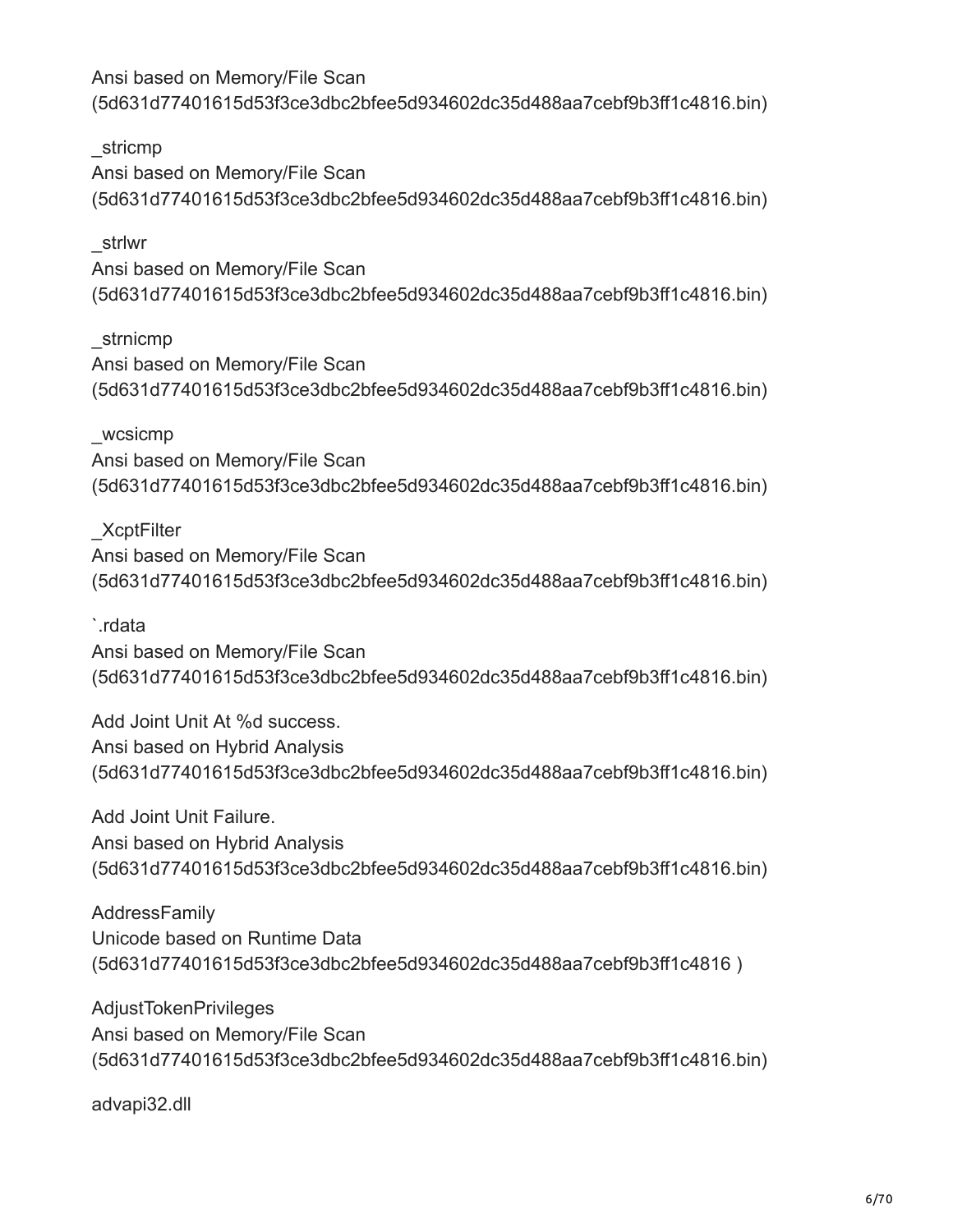Ansi based on Memory/File Scan
(5d631d77401615d53f3ce3dbc2bfee5d934602dc35d488aa7cebf9b3ff1c4816.bin)

_stricmp
Ansi based on Memory/File Scan
(5d631d77401615d53f3ce3dbc2bfee5d934602dc35d488aa7cebf9b3ff1c4816.bin)

_strlwr
Ansi based on Memory/File Scan
(5d631d77401615d53f3ce3dbc2bfee5d934602dc35d488aa7cebf9b3ff1c4816.bin)

_strnicmp
Ansi based on Memory/File Scan
(5d631d77401615d53f3ce3dbc2bfee5d934602dc35d488aa7cebf9b3ff1c4816.bin)

_wcsicmp
Ansi based on Memory/File Scan
(5d631d77401615d53f3ce3dbc2bfee5d934602dc35d488aa7cebf9b3ff1c4816.bin)

_XcptFilter
Ansi based on Memory/File Scan
(5d631d77401615d53f3ce3dbc2bfee5d934602dc35d488aa7cebf9b3ff1c4816.bin)

`.rdata
Ansi based on Memory/File Scan
(5d631d77401615d53f3ce3dbc2bfee5d934602dc35d488aa7cebf9b3ff1c4816.bin)

Add Joint Unit At %d success.
Ansi based on Hybrid Analysis
(5d631d77401615d53f3ce3dbc2bfee5d934602dc35d488aa7cebf9b3ff1c4816.bin)

Add Joint Unit Failure.
Ansi based on Hybrid Analysis
(5d631d77401615d53f3ce3dbc2bfee5d934602dc35d488aa7cebf9b3ff1c4816.bin)

AddressFamily
Unicode based on Runtime Data
(5d631d77401615d53f3ce3dbc2bfee5d934602dc35d488aa7cebf9b3ff1c4816 )

AdjustTokenPrivileges
Ansi based on Memory/File Scan
(5d631d77401615d53f3ce3dbc2bfee5d934602dc35d488aa7cebf9b3ff1c4816.bin)

advapi32.dll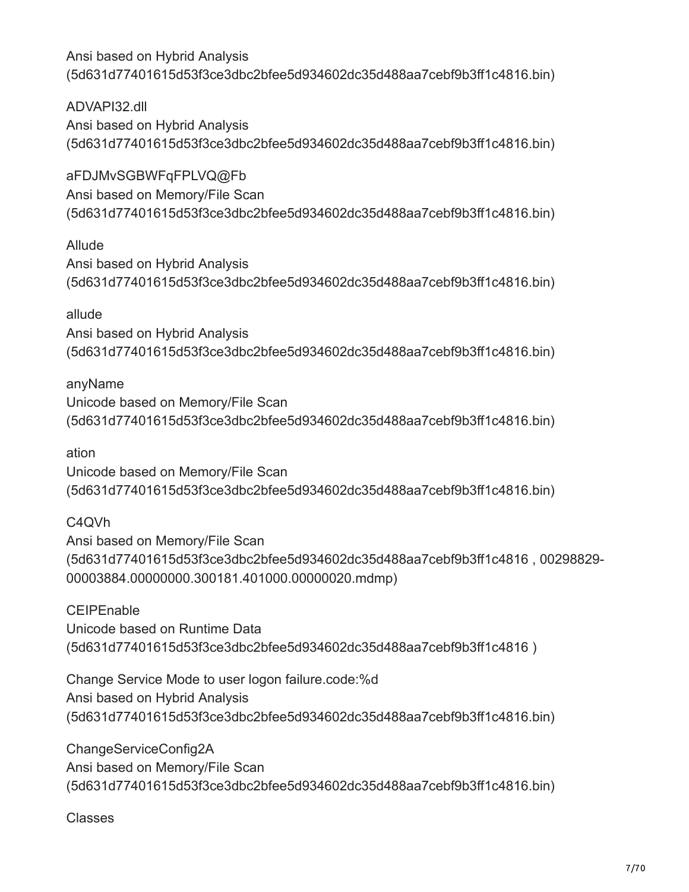Ansi based on Hybrid Analysis
(5d631d77401615d53f3ce3dbc2bfee5d934602dc35d488aa7cebf9b3ff1c4816.bin)

ADVAPI32.dll
Ansi based on Hybrid Analysis
(5d631d77401615d53f3ce3dbc2bfee5d934602dc35d488aa7cebf9b3ff1c4816.bin)

aFDJMvSGBWFqFPLVQ@Fb
Ansi based on Memory/File Scan
(5d631d77401615d53f3ce3dbc2bfee5d934602dc35d488aa7cebf9b3ff1c4816.bin)

Allude
Ansi based on Hybrid Analysis
(5d631d77401615d53f3ce3dbc2bfee5d934602dc35d488aa7cebf9b3ff1c4816.bin)

allude
Ansi based on Hybrid Analysis
(5d631d77401615d53f3ce3dbc2bfee5d934602dc35d488aa7cebf9b3ff1c4816.bin)

anyName
Unicode based on Memory/File Scan
(5d631d77401615d53f3ce3dbc2bfee5d934602dc35d488aa7cebf9b3ff1c4816.bin)

ation
Unicode based on Memory/File Scan
(5d631d77401615d53f3ce3dbc2bfee5d934602dc35d488aa7cebf9b3ff1c4816.bin)

C4QVh
Ansi based on Memory/File Scan
(5d631d77401615d53f3ce3dbc2bfee5d934602dc35d488aa7cebf9b3ff1c4816 , 00298829-00003884.00000000.300181.401000.00000020.mdmp)

CEIPEnable
Unicode based on Runtime Data
(5d631d77401615d53f3ce3dbc2bfee5d934602dc35d488aa7cebf9b3ff1c4816 )

Change Service Mode to user logon failure.code:%d
Ansi based on Hybrid Analysis
(5d631d77401615d53f3ce3dbc2bfee5d934602dc35d488aa7cebf9b3ff1c4816.bin)

ChangeServiceConfig2A
Ansi based on Memory/File Scan
(5d631d77401615d53f3ce3dbc2bfee5d934602dc35d488aa7cebf9b3ff1c4816.bin)

Classes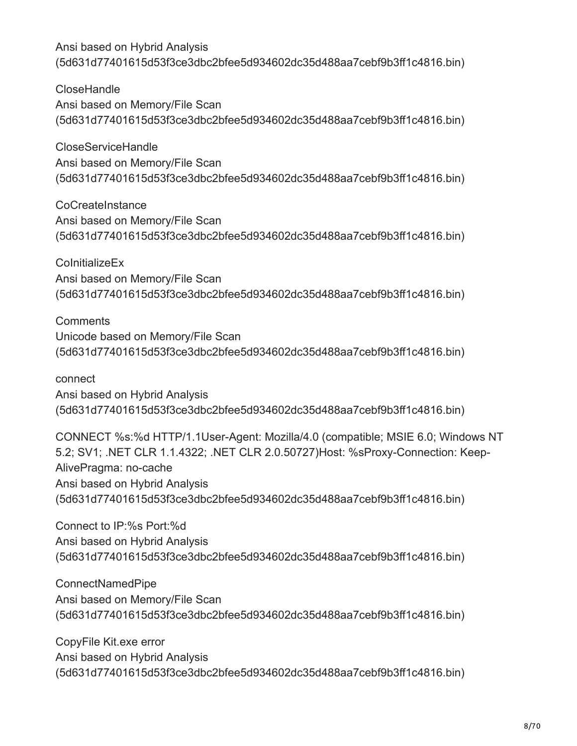Ansi based on Hybrid Analysis
(5d631d77401615d53f3ce3dbc2bfee5d934602dc35d488aa7cebf9b3ff1c4816.bin)

CloseHandle
Ansi based on Memory/File Scan
(5d631d77401615d53f3ce3dbc2bfee5d934602dc35d488aa7cebf9b3ff1c4816.bin)

CloseServiceHandle
Ansi based on Memory/File Scan
(5d631d77401615d53f3ce3dbc2bfee5d934602dc35d488aa7cebf9b3ff1c4816.bin)

CoCreateInstance
Ansi based on Memory/File Scan
(5d631d77401615d53f3ce3dbc2bfee5d934602dc35d488aa7cebf9b3ff1c4816.bin)

CoInitializeEx
Ansi based on Memory/File Scan
(5d631d77401615d53f3ce3dbc2bfee5d934602dc35d488aa7cebf9b3ff1c4816.bin)

Comments
Unicode based on Memory/File Scan
(5d631d77401615d53f3ce3dbc2bfee5d934602dc35d488aa7cebf9b3ff1c4816.bin)

connect
Ansi based on Hybrid Analysis
(5d631d77401615d53f3ce3dbc2bfee5d934602dc35d488aa7cebf9b3ff1c4816.bin)

CONNECT %s:%d HTTP/1.1User-Agent: Mozilla/4.0 (compatible; MSIE 6.0; Windows NT 5.2; SV1; .NET CLR 1.1.4322; .NET CLR 2.0.50727)Host: %sProxy-Connection: Keep-AlivePragma: no-cache
Ansi based on Hybrid Analysis
(5d631d77401615d53f3ce3dbc2bfee5d934602dc35d488aa7cebf9b3ff1c4816.bin)

Connect to IP:%s Port:%d
Ansi based on Hybrid Analysis
(5d631d77401615d53f3ce3dbc2bfee5d934602dc35d488aa7cebf9b3ff1c4816.bin)

ConnectNamedPipe
Ansi based on Memory/File Scan
(5d631d77401615d53f3ce3dbc2bfee5d934602dc35d488aa7cebf9b3ff1c4816.bin)

CopyFile Kit.exe error
Ansi based on Hybrid Analysis
(5d631d77401615d53f3ce3dbc2bfee5d934602dc35d488aa7cebf9b3ff1c4816.bin)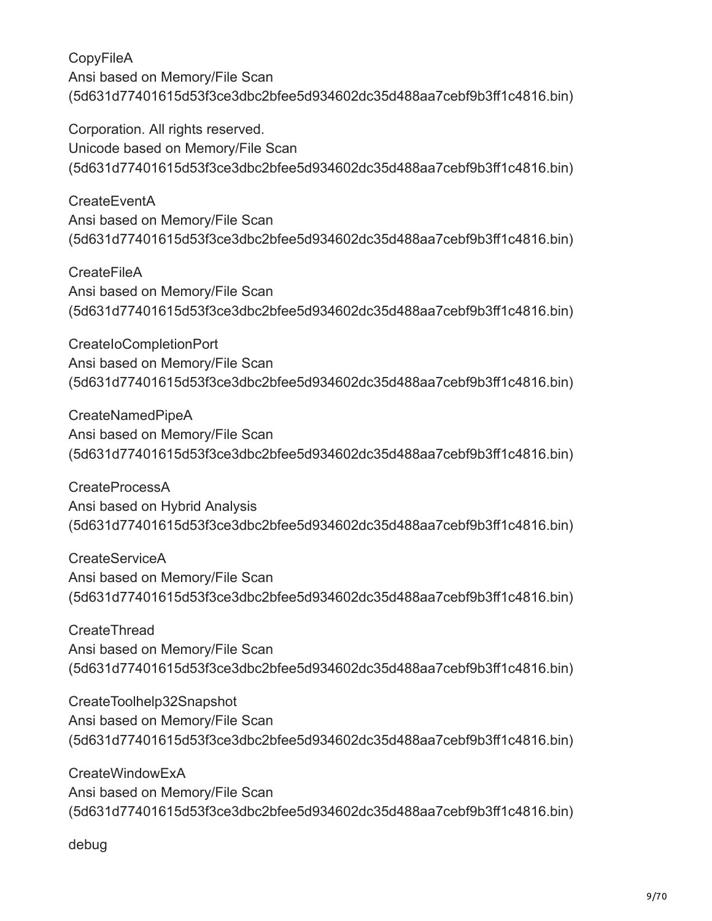CopyFileA
Ansi based on Memory/File Scan
(5d631d77401615d53f3ce3dbc2bfee5d934602dc35d488aa7cebf9b3ff1c4816.bin)

Corporation. All rights reserved.
Unicode based on Memory/File Scan
(5d631d77401615d53f3ce3dbc2bfee5d934602dc35d488aa7cebf9b3ff1c4816.bin)

CreateEventA
Ansi based on Memory/File Scan
(5d631d77401615d53f3ce3dbc2bfee5d934602dc35d488aa7cebf9b3ff1c4816.bin)

CreateFileA
Ansi based on Memory/File Scan
(5d631d77401615d53f3ce3dbc2bfee5d934602dc35d488aa7cebf9b3ff1c4816.bin)

CreateIoCompletionPort
Ansi based on Memory/File Scan
(5d631d77401615d53f3ce3dbc2bfee5d934602dc35d488aa7cebf9b3ff1c4816.bin)

CreateNamedPipeA
Ansi based on Memory/File Scan
(5d631d77401615d53f3ce3dbc2bfee5d934602dc35d488aa7cebf9b3ff1c4816.bin)

CreateProcessA
Ansi based on Hybrid Analysis
(5d631d77401615d53f3ce3dbc2bfee5d934602dc35d488aa7cebf9b3ff1c4816.bin)

CreateServiceA
Ansi based on Memory/File Scan
(5d631d77401615d53f3ce3dbc2bfee5d934602dc35d488aa7cebf9b3ff1c4816.bin)

CreateThread
Ansi based on Memory/File Scan
(5d631d77401615d53f3ce3dbc2bfee5d934602dc35d488aa7cebf9b3ff1c4816.bin)

CreateToolhelp32Snapshot
Ansi based on Memory/File Scan
(5d631d77401615d53f3ce3dbc2bfee5d934602dc35d488aa7cebf9b3ff1c4816.bin)

CreateWindowExA
Ansi based on Memory/File Scan
(5d631d77401615d53f3ce3dbc2bfee5d934602dc35d488aa7cebf9b3ff1c4816.bin)

debug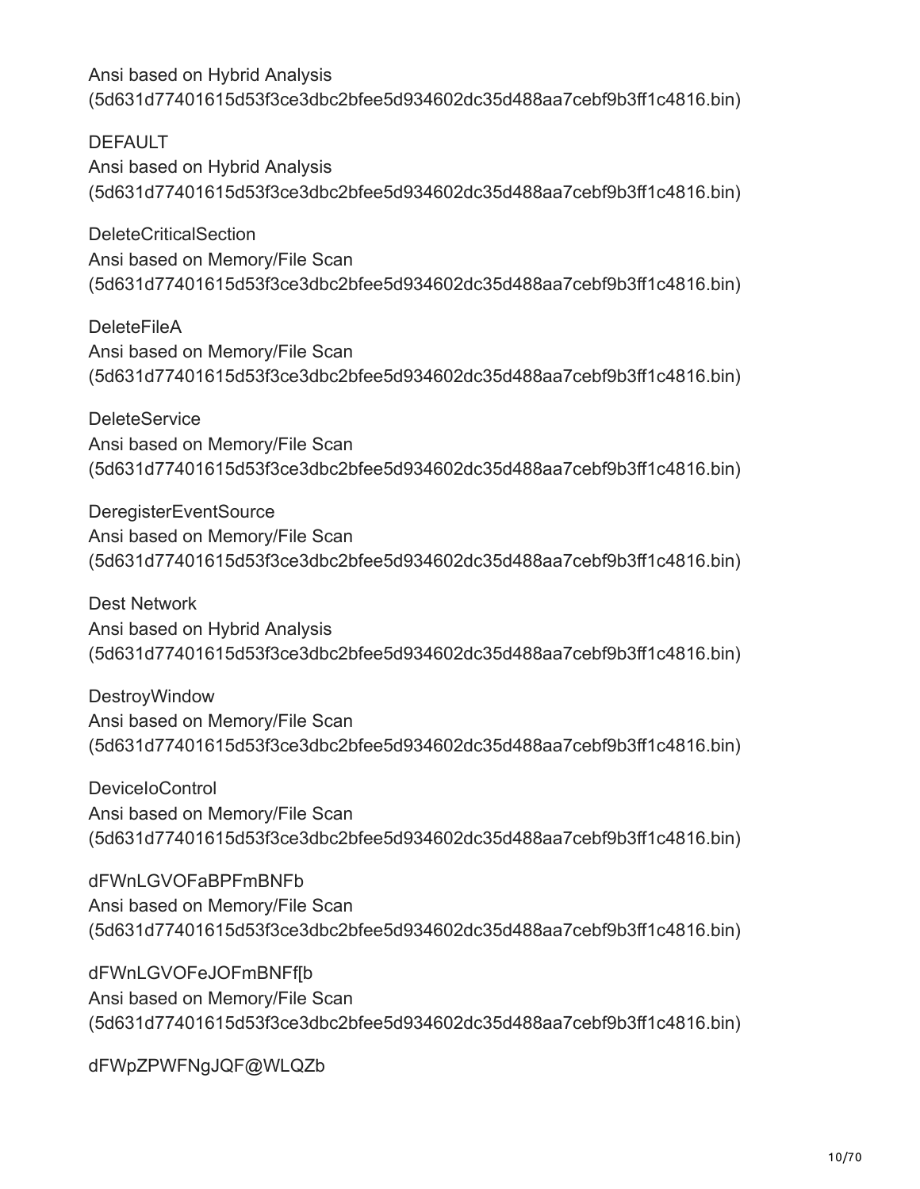Ansi based on Hybrid Analysis
(5d631d77401615d53f3ce3dbc2bfee5d934602dc35d488aa7cebf9b3ff1c4816.bin)

DEFAULT
Ansi based on Hybrid Analysis
(5d631d77401615d53f3ce3dbc2bfee5d934602dc35d488aa7cebf9b3ff1c4816.bin)

DeleteCriticalSection
Ansi based on Memory/File Scan
(5d631d77401615d53f3ce3dbc2bfee5d934602dc35d488aa7cebf9b3ff1c4816.bin)

DeleteFileA
Ansi based on Memory/File Scan
(5d631d77401615d53f3ce3dbc2bfee5d934602dc35d488aa7cebf9b3ff1c4816.bin)

DeleteService
Ansi based on Memory/File Scan
(5d631d77401615d53f3ce3dbc2bfee5d934602dc35d488aa7cebf9b3ff1c4816.bin)

DeregisterEventSource
Ansi based on Memory/File Scan
(5d631d77401615d53f3ce3dbc2bfee5d934602dc35d488aa7cebf9b3ff1c4816.bin)

Dest Network
Ansi based on Hybrid Analysis
(5d631d77401615d53f3ce3dbc2bfee5d934602dc35d488aa7cebf9b3ff1c4816.bin)

DestroyWindow
Ansi based on Memory/File Scan
(5d631d77401615d53f3ce3dbc2bfee5d934602dc35d488aa7cebf9b3ff1c4816.bin)

DeviceIoControl
Ansi based on Memory/File Scan
(5d631d77401615d53f3ce3dbc2bfee5d934602dc35d488aa7cebf9b3ff1c4816.bin)

dFWnLGVOFaBPFmBNFb
Ansi based on Memory/File Scan
(5d631d77401615d53f3ce3dbc2bfee5d934602dc35d488aa7cebf9b3ff1c4816.bin)

dFWnLGVOFeJOFmBNFf[b
Ansi based on Memory/File Scan
(5d631d77401615d53f3ce3dbc2bfee5d934602dc35d488aa7cebf9b3ff1c4816.bin)

dFWpZPWFNgJQF@WLQZb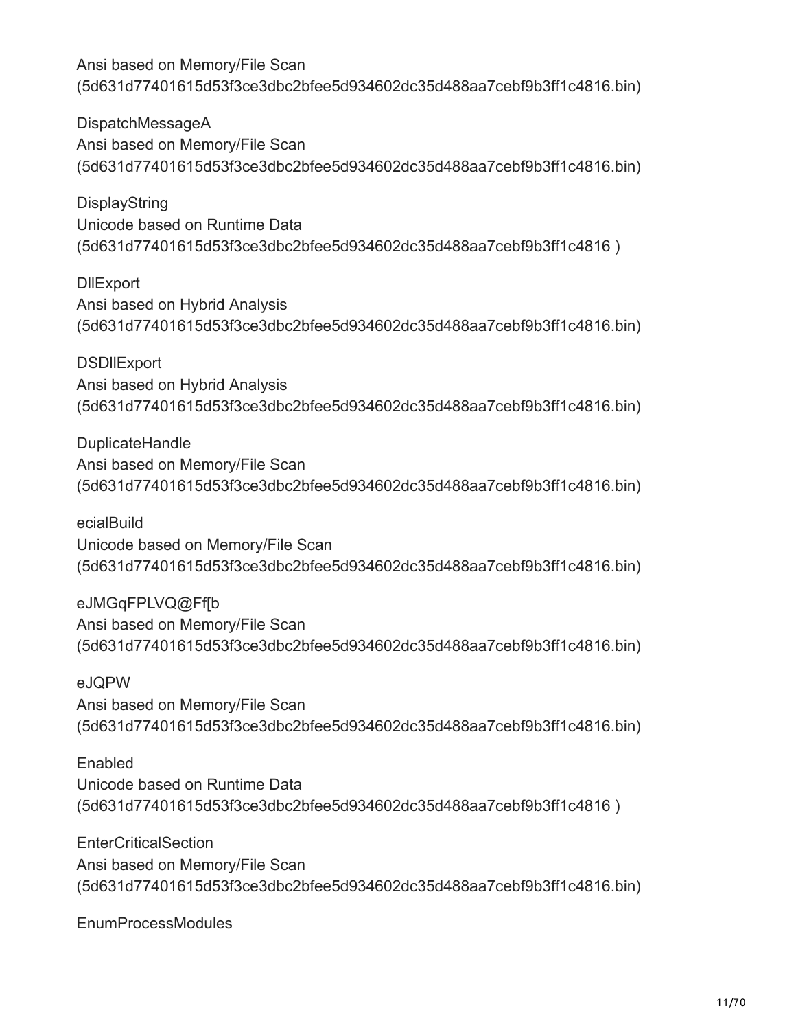Ansi based on Memory/File Scan
(5d631d77401615d53f3ce3dbc2bfee5d934602dc35d488aa7cebf9b3ff1c4816.bin)

DispatchMessageA
Ansi based on Memory/File Scan
(5d631d77401615d53f3ce3dbc2bfee5d934602dc35d488aa7cebf9b3ff1c4816.bin)

DisplayString
Unicode based on Runtime Data
(5d631d77401615d53f3ce3dbc2bfee5d934602dc35d488aa7cebf9b3ff1c4816 )

DllExport
Ansi based on Hybrid Analysis
(5d631d77401615d53f3ce3dbc2bfee5d934602dc35d488aa7cebf9b3ff1c4816.bin)

DSDllExport
Ansi based on Hybrid Analysis
(5d631d77401615d53f3ce3dbc2bfee5d934602dc35d488aa7cebf9b3ff1c4816.bin)

DuplicateHandle
Ansi based on Memory/File Scan
(5d631d77401615d53f3ce3dbc2bfee5d934602dc35d488aa7cebf9b3ff1c4816.bin)

ecialBuild
Unicode based on Memory/File Scan
(5d631d77401615d53f3ce3dbc2bfee5d934602dc35d488aa7cebf9b3ff1c4816.bin)

eJMGqFPLVQ@Ff[b
Ansi based on Memory/File Scan
(5d631d77401615d53f3ce3dbc2bfee5d934602dc35d488aa7cebf9b3ff1c4816.bin)

eJQPW
Ansi based on Memory/File Scan
(5d631d77401615d53f3ce3dbc2bfee5d934602dc35d488aa7cebf9b3ff1c4816.bin)

Enabled
Unicode based on Runtime Data
(5d631d77401615d53f3ce3dbc2bfee5d934602dc35d488aa7cebf9b3ff1c4816 )

EnterCriticalSection
Ansi based on Memory/File Scan
(5d631d77401615d53f3ce3dbc2bfee5d934602dc35d488aa7cebf9b3ff1c4816.bin)

EnumProcessModules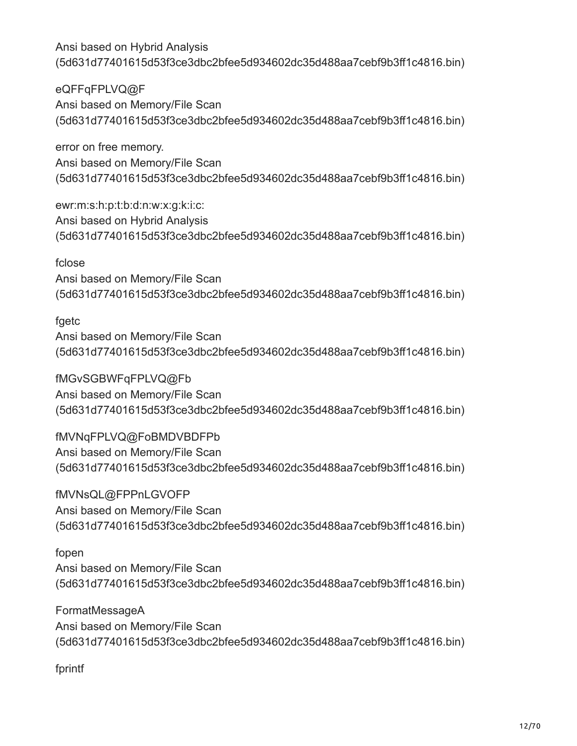Ansi based on Hybrid Analysis
(5d631d77401615d53f3ce3dbc2bfee5d934602dc35d488aa7cebf9b3ff1c4816.bin)

eQFFqFPLVQ@F
Ansi based on Memory/File Scan
(5d631d77401615d53f3ce3dbc2bfee5d934602dc35d488aa7cebf9b3ff1c4816.bin)

error on free memory.
Ansi based on Memory/File Scan
(5d631d77401615d53f3ce3dbc2bfee5d934602dc35d488aa7cebf9b3ff1c4816.bin)

ewr:m:s:h:p:t:b:d:n:w:x:g:k:i:c:
Ansi based on Hybrid Analysis
(5d631d77401615d53f3ce3dbc2bfee5d934602dc35d488aa7cebf9b3ff1c4816.bin)

fclose
Ansi based on Memory/File Scan
(5d631d77401615d53f3ce3dbc2bfee5d934602dc35d488aa7cebf9b3ff1c4816.bin)

fgetc
Ansi based on Memory/File Scan
(5d631d77401615d53f3ce3dbc2bfee5d934602dc35d488aa7cebf9b3ff1c4816.bin)

fMGvSGBWFqFPLVQ@Fb
Ansi based on Memory/File Scan
(5d631d77401615d53f3ce3dbc2bfee5d934602dc35d488aa7cebf9b3ff1c4816.bin)

fMVNqFPLVQ@FoBMDVBDFPb
Ansi based on Memory/File Scan
(5d631d77401615d53f3ce3dbc2bfee5d934602dc35d488aa7cebf9b3ff1c4816.bin)

fMVNsQL@FPPnLGVOFP
Ansi based on Memory/File Scan
(5d631d77401615d53f3ce3dbc2bfee5d934602dc35d488aa7cebf9b3ff1c4816.bin)

fopen
Ansi based on Memory/File Scan
(5d631d77401615d53f3ce3dbc2bfee5d934602dc35d488aa7cebf9b3ff1c4816.bin)

FormatMessageA
Ansi based on Memory/File Scan
(5d631d77401615d53f3ce3dbc2bfee5d934602dc35d488aa7cebf9b3ff1c4816.bin)

fprintf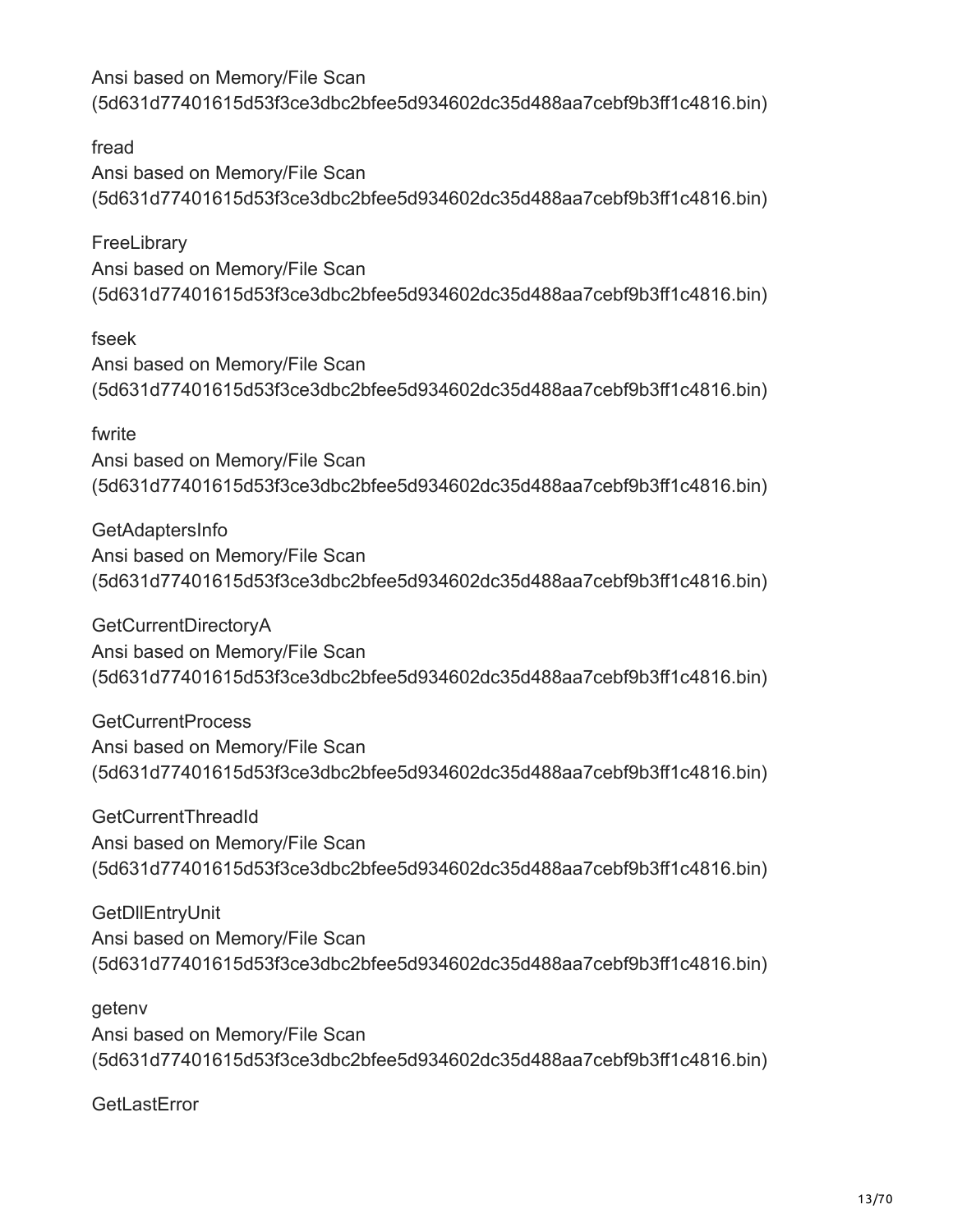Ansi based on Memory/File Scan
(5d631d77401615d53f3ce3dbc2bfee5d934602dc35d488aa7cebf9b3ff1c4816.bin)

fread
Ansi based on Memory/File Scan
(5d631d77401615d53f3ce3dbc2bfee5d934602dc35d488aa7cebf9b3ff1c4816.bin)

FreeLibrary
Ansi based on Memory/File Scan
(5d631d77401615d53f3ce3dbc2bfee5d934602dc35d488aa7cebf9b3ff1c4816.bin)

fseek
Ansi based on Memory/File Scan
(5d631d77401615d53f3ce3dbc2bfee5d934602dc35d488aa7cebf9b3ff1c4816.bin)

fwrite
Ansi based on Memory/File Scan
(5d631d77401615d53f3ce3dbc2bfee5d934602dc35d488aa7cebf9b3ff1c4816.bin)

GetAdaptersInfo
Ansi based on Memory/File Scan
(5d631d77401615d53f3ce3dbc2bfee5d934602dc35d488aa7cebf9b3ff1c4816.bin)

GetCurrentDirectoryA
Ansi based on Memory/File Scan
(5d631d77401615d53f3ce3dbc2bfee5d934602dc35d488aa7cebf9b3ff1c4816.bin)

GetCurrentProcess
Ansi based on Memory/File Scan
(5d631d77401615d53f3ce3dbc2bfee5d934602dc35d488aa7cebf9b3ff1c4816.bin)

GetCurrentThreadId
Ansi based on Memory/File Scan
(5d631d77401615d53f3ce3dbc2bfee5d934602dc35d488aa7cebf9b3ff1c4816.bin)

GetDllEntryUnit
Ansi based on Memory/File Scan
(5d631d77401615d53f3ce3dbc2bfee5d934602dc35d488aa7cebf9b3ff1c4816.bin)

getenv
Ansi based on Memory/File Scan
(5d631d77401615d53f3ce3dbc2bfee5d934602dc35d488aa7cebf9b3ff1c4816.bin)

GetLastError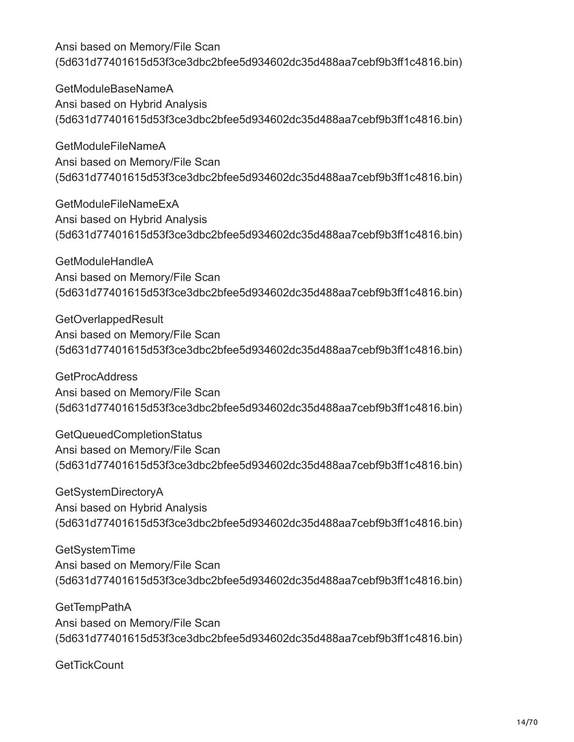Ansi based on Memory/File Scan
(5d631d77401615d53f3ce3dbc2bfee5d934602dc35d488aa7cebf9b3ff1c4816.bin)

GetModuleBaseNameA
Ansi based on Hybrid Analysis
(5d631d77401615d53f3ce3dbc2bfee5d934602dc35d488aa7cebf9b3ff1c4816.bin)

GetModuleFileNameA
Ansi based on Memory/File Scan
(5d631d77401615d53f3ce3dbc2bfee5d934602dc35d488aa7cebf9b3ff1c4816.bin)

GetModuleFileNameExA
Ansi based on Hybrid Analysis
(5d631d77401615d53f3ce3dbc2bfee5d934602dc35d488aa7cebf9b3ff1c4816.bin)

GetModuleHandleA
Ansi based on Memory/File Scan
(5d631d77401615d53f3ce3dbc2bfee5d934602dc35d488aa7cebf9b3ff1c4816.bin)

GetOverlappedResult
Ansi based on Memory/File Scan
(5d631d77401615d53f3ce3dbc2bfee5d934602dc35d488aa7cebf9b3ff1c4816.bin)

GetProcAddress
Ansi based on Memory/File Scan
(5d631d77401615d53f3ce3dbc2bfee5d934602dc35d488aa7cebf9b3ff1c4816.bin)

GetQueuedCompletionStatus
Ansi based on Memory/File Scan
(5d631d77401615d53f3ce3dbc2bfee5d934602dc35d488aa7cebf9b3ff1c4816.bin)

GetSystemDirectoryA
Ansi based on Hybrid Analysis
(5d631d77401615d53f3ce3dbc2bfee5d934602dc35d488aa7cebf9b3ff1c4816.bin)

GetSystemTime
Ansi based on Memory/File Scan
(5d631d77401615d53f3ce3dbc2bfee5d934602dc35d488aa7cebf9b3ff1c4816.bin)

GetTempPathA
Ansi based on Memory/File Scan
(5d631d77401615d53f3ce3dbc2bfee5d934602dc35d488aa7cebf9b3ff1c4816.bin)

GetTickCount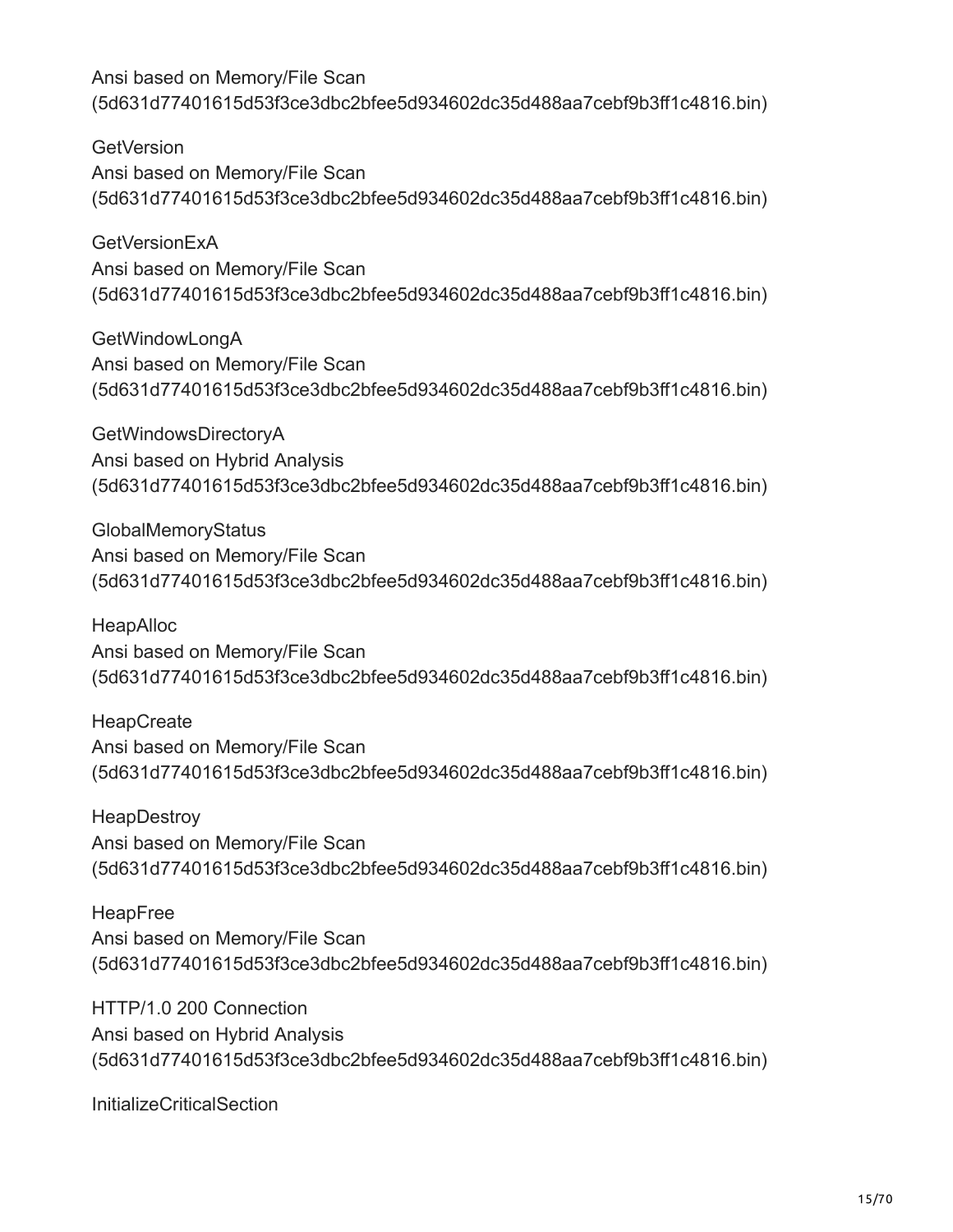Ansi based on Memory/File Scan
(5d631d77401615d53f3ce3dbc2bfee5d934602dc35d488aa7cebf9b3ff1c4816.bin)

GetVersion
Ansi based on Memory/File Scan
(5d631d77401615d53f3ce3dbc2bfee5d934602dc35d488aa7cebf9b3ff1c4816.bin)

GetVersionExA
Ansi based on Memory/File Scan
(5d631d77401615d53f3ce3dbc2bfee5d934602dc35d488aa7cebf9b3ff1c4816.bin)

GetWindowLongA
Ansi based on Memory/File Scan
(5d631d77401615d53f3ce3dbc2bfee5d934602dc35d488aa7cebf9b3ff1c4816.bin)

GetWindowsDirectoryA
Ansi based on Hybrid Analysis
(5d631d77401615d53f3ce3dbc2bfee5d934602dc35d488aa7cebf9b3ff1c4816.bin)

GlobalMemoryStatus
Ansi based on Memory/File Scan
(5d631d77401615d53f3ce3dbc2bfee5d934602dc35d488aa7cebf9b3ff1c4816.bin)

HeapAlloc
Ansi based on Memory/File Scan
(5d631d77401615d53f3ce3dbc2bfee5d934602dc35d488aa7cebf9b3ff1c4816.bin)

HeapCreate
Ansi based on Memory/File Scan
(5d631d77401615d53f3ce3dbc2bfee5d934602dc35d488aa7cebf9b3ff1c4816.bin)

HeapDestroy
Ansi based on Memory/File Scan
(5d631d77401615d53f3ce3dbc2bfee5d934602dc35d488aa7cebf9b3ff1c4816.bin)

HeapFree
Ansi based on Memory/File Scan
(5d631d77401615d53f3ce3dbc2bfee5d934602dc35d488aa7cebf9b3ff1c4816.bin)

HTTP/1.0 200 Connection
Ansi based on Hybrid Analysis
(5d631d77401615d53f3ce3dbc2bfee5d934602dc35d488aa7cebf9b3ff1c4816.bin)

InitializeCriticalSection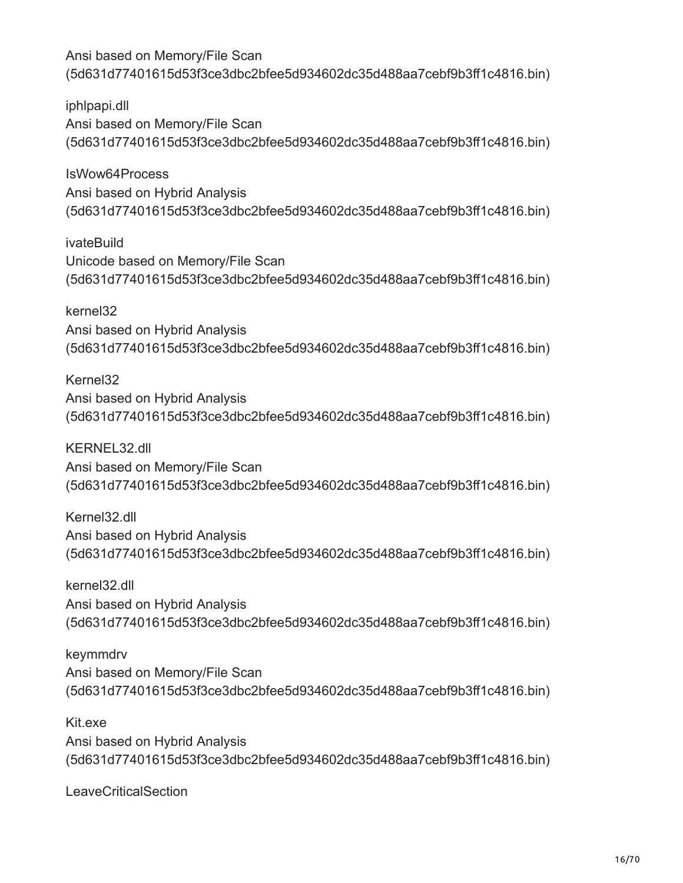Ansi based on Memory/File Scan
(5d631d77401615d53f3ce3dbc2bfee5d934602dc35d488aa7cebf9b3ff1c4816.bin)

iphlpapi.dll
Ansi based on Memory/File Scan
(5d631d77401615d53f3ce3dbc2bfee5d934602dc35d488aa7cebf9b3ff1c4816.bin)

IsWow64Process
Ansi based on Hybrid Analysis
(5d631d77401615d53f3ce3dbc2bfee5d934602dc35d488aa7cebf9b3ff1c4816.bin)

ivateBuild
Unicode based on Memory/File Scan
(5d631d77401615d53f3ce3dbc2bfee5d934602dc35d488aa7cebf9b3ff1c4816.bin)

kernel32
Ansi based on Hybrid Analysis
(5d631d77401615d53f3ce3dbc2bfee5d934602dc35d488aa7cebf9b3ff1c4816.bin)

Kernel32
Ansi based on Hybrid Analysis
(5d631d77401615d53f3ce3dbc2bfee5d934602dc35d488aa7cebf9b3ff1c4816.bin)

KERNEL32.dll
Ansi based on Memory/File Scan
(5d631d77401615d53f3ce3dbc2bfee5d934602dc35d488aa7cebf9b3ff1c4816.bin)

Kernel32.dll
Ansi based on Hybrid Analysis
(5d631d77401615d53f3ce3dbc2bfee5d934602dc35d488aa7cebf9b3ff1c4816.bin)

kernel32.dll
Ansi based on Hybrid Analysis
(5d631d77401615d53f3ce3dbc2bfee5d934602dc35d488aa7cebf9b3ff1c4816.bin)

keymmdrv
Ansi based on Memory/File Scan
(5d631d77401615d53f3ce3dbc2bfee5d934602dc35d488aa7cebf9b3ff1c4816.bin)

Kit.exe
Ansi based on Hybrid Analysis
(5d631d77401615d53f3ce3dbc2bfee5d934602dc35d488aa7cebf9b3ff1c4816.bin)

LeaveCriticalSection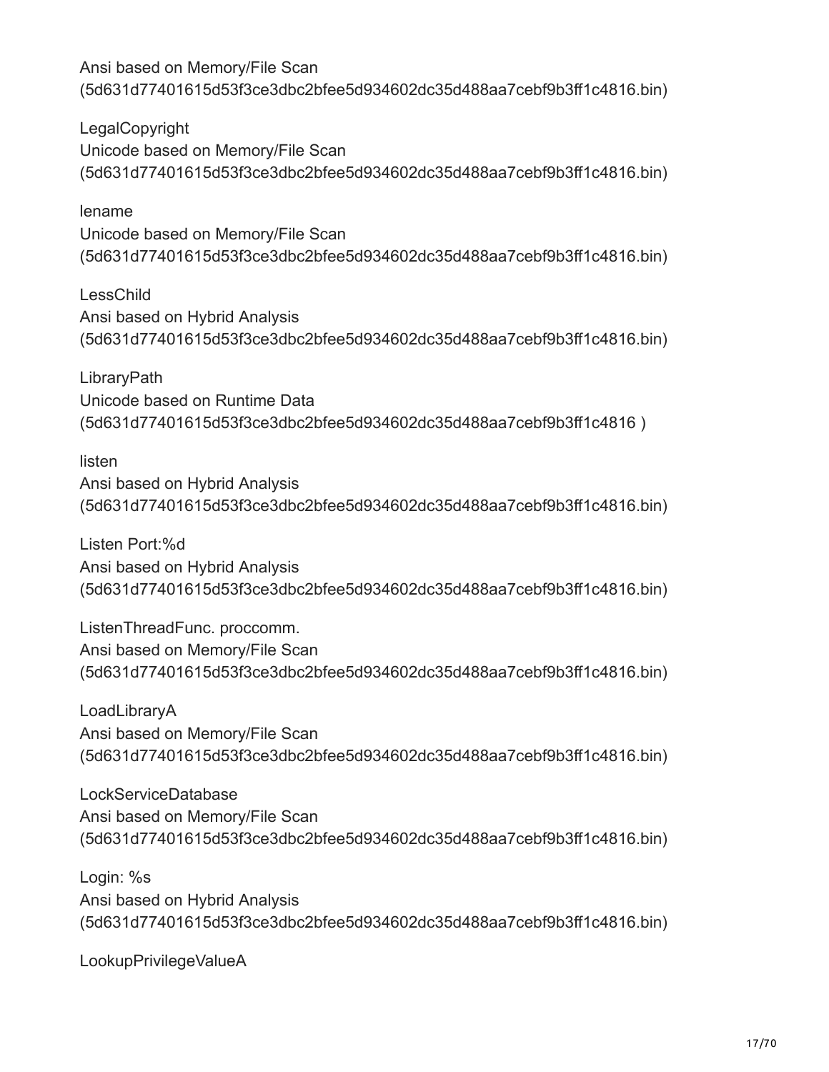Ansi based on Memory/File Scan
(5d631d77401615d53f3ce3dbc2bfee5d934602dc35d488aa7cebf9b3ff1c4816.bin)

LegalCopyright
Unicode based on Memory/File Scan
(5d631d77401615d53f3ce3dbc2bfee5d934602dc35d488aa7cebf9b3ff1c4816.bin)

lename
Unicode based on Memory/File Scan
(5d631d77401615d53f3ce3dbc2bfee5d934602dc35d488aa7cebf9b3ff1c4816.bin)

LessChild
Ansi based on Hybrid Analysis
(5d631d77401615d53f3ce3dbc2bfee5d934602dc35d488aa7cebf9b3ff1c4816.bin)

LibraryPath
Unicode based on Runtime Data
(5d631d77401615d53f3ce3dbc2bfee5d934602dc35d488aa7cebf9b3ff1c4816 )

listen
Ansi based on Hybrid Analysis
(5d631d77401615d53f3ce3dbc2bfee5d934602dc35d488aa7cebf9b3ff1c4816.bin)

Listen Port:%d
Ansi based on Hybrid Analysis
(5d631d77401615d53f3ce3dbc2bfee5d934602dc35d488aa7cebf9b3ff1c4816.bin)

ListenThreadFunc. proccomm.
Ansi based on Memory/File Scan
(5d631d77401615d53f3ce3dbc2bfee5d934602dc35d488aa7cebf9b3ff1c4816.bin)

LoadLibraryA
Ansi based on Memory/File Scan
(5d631d77401615d53f3ce3dbc2bfee5d934602dc35d488aa7cebf9b3ff1c4816.bin)

LockServiceDatabase
Ansi based on Memory/File Scan
(5d631d77401615d53f3ce3dbc2bfee5d934602dc35d488aa7cebf9b3ff1c4816.bin)

Login: %s
Ansi based on Hybrid Analysis
(5d631d77401615d53f3ce3dbc2bfee5d934602dc35d488aa7cebf9b3ff1c4816.bin)

LookupPrivilegeValueA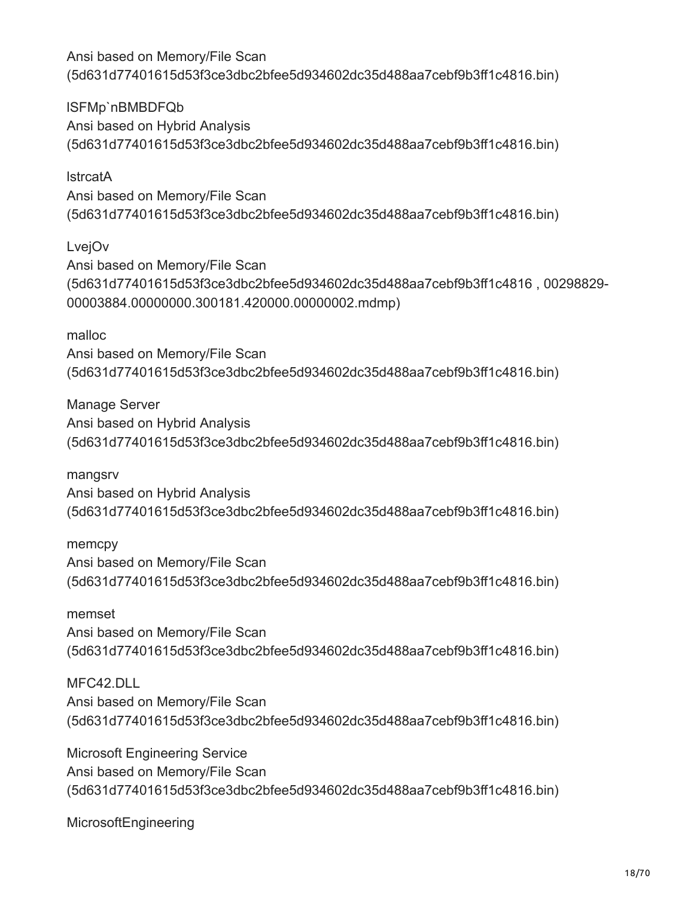Ansi based on Memory/File Scan
(5d631d77401615d53f3ce3dbc2bfee5d934602dc35d488aa7cebf9b3ff1c4816.bin)

lSFMp`nBMBDFQb
Ansi based on Hybrid Analysis
(5d631d77401615d53f3ce3dbc2bfee5d934602dc35d488aa7cebf9b3ff1c4816.bin)

lstrcatA
Ansi based on Memory/File Scan
(5d631d77401615d53f3ce3dbc2bfee5d934602dc35d488aa7cebf9b3ff1c4816.bin)

LvejOv
Ansi based on Memory/File Scan
(5d631d77401615d53f3ce3dbc2bfee5d934602dc35d488aa7cebf9b3ff1c4816 , 00298829-00003884.00000000.300181.420000.00000002.mdmp)

malloc
Ansi based on Memory/File Scan
(5d631d77401615d53f3ce3dbc2bfee5d934602dc35d488aa7cebf9b3ff1c4816.bin)

Manage Server
Ansi based on Hybrid Analysis
(5d631d77401615d53f3ce3dbc2bfee5d934602dc35d488aa7cebf9b3ff1c4816.bin)

mangsrv
Ansi based on Hybrid Analysis
(5d631d77401615d53f3ce3dbc2bfee5d934602dc35d488aa7cebf9b3ff1c4816.bin)

memcpy
Ansi based on Memory/File Scan
(5d631d77401615d53f3ce3dbc2bfee5d934602dc35d488aa7cebf9b3ff1c4816.bin)

memset
Ansi based on Memory/File Scan
(5d631d77401615d53f3ce3dbc2bfee5d934602dc35d488aa7cebf9b3ff1c4816.bin)

MFC42.DLL
Ansi based on Memory/File Scan
(5d631d77401615d53f3ce3dbc2bfee5d934602dc35d488aa7cebf9b3ff1c4816.bin)

Microsoft Engineering Service
Ansi based on Memory/File Scan
(5d631d77401615d53f3ce3dbc2bfee5d934602dc35d488aa7cebf9b3ff1c4816.bin)

MicrosoftEngineering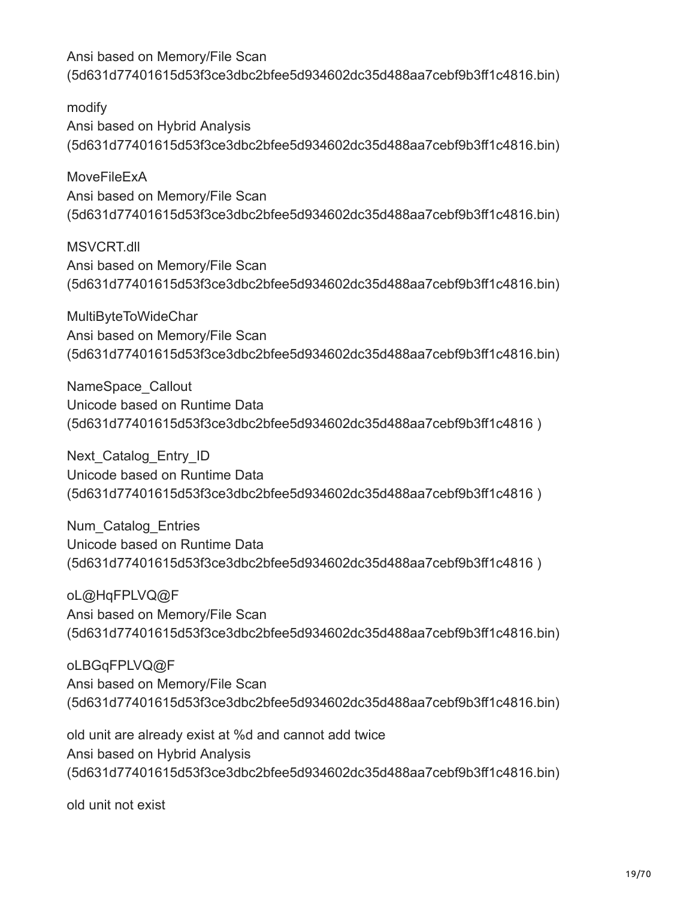Ansi based on Memory/File Scan
(5d631d77401615d53f3ce3dbc2bfee5d934602dc35d488aa7cebf9b3ff1c4816.bin)

modify
Ansi based on Hybrid Analysis
(5d631d77401615d53f3ce3dbc2bfee5d934602dc35d488aa7cebf9b3ff1c4816.bin)

MoveFileExA
Ansi based on Memory/File Scan
(5d631d77401615d53f3ce3dbc2bfee5d934602dc35d488aa7cebf9b3ff1c4816.bin)

MSVCRT.dll
Ansi based on Memory/File Scan
(5d631d77401615d53f3ce3dbc2bfee5d934602dc35d488aa7cebf9b3ff1c4816.bin)

MultiByteToWideChar
Ansi based on Memory/File Scan
(5d631d77401615d53f3ce3dbc2bfee5d934602dc35d488aa7cebf9b3ff1c4816.bin)

NameSpace_Callout
Unicode based on Runtime Data
(5d631d77401615d53f3ce3dbc2bfee5d934602dc35d488aa7cebf9b3ff1c4816 )

Next_Catalog_Entry_ID
Unicode based on Runtime Data
(5d631d77401615d53f3ce3dbc2bfee5d934602dc35d488aa7cebf9b3ff1c4816 )

Num_Catalog_Entries
Unicode based on Runtime Data
(5d631d77401615d53f3ce3dbc2bfee5d934602dc35d488aa7cebf9b3ff1c4816 )

oL@HqFPLVQ@F
Ansi based on Memory/File Scan
(5d631d77401615d53f3ce3dbc2bfee5d934602dc35d488aa7cebf9b3ff1c4816.bin)

oLBGqFPLVQ@F
Ansi based on Memory/File Scan
(5d631d77401615d53f3ce3dbc2bfee5d934602dc35d488aa7cebf9b3ff1c4816.bin)

old unit are already exist at %d and cannot add twice
Ansi based on Hybrid Analysis
(5d631d77401615d53f3ce3dbc2bfee5d934602dc35d488aa7cebf9b3ff1c4816.bin)

old unit not exist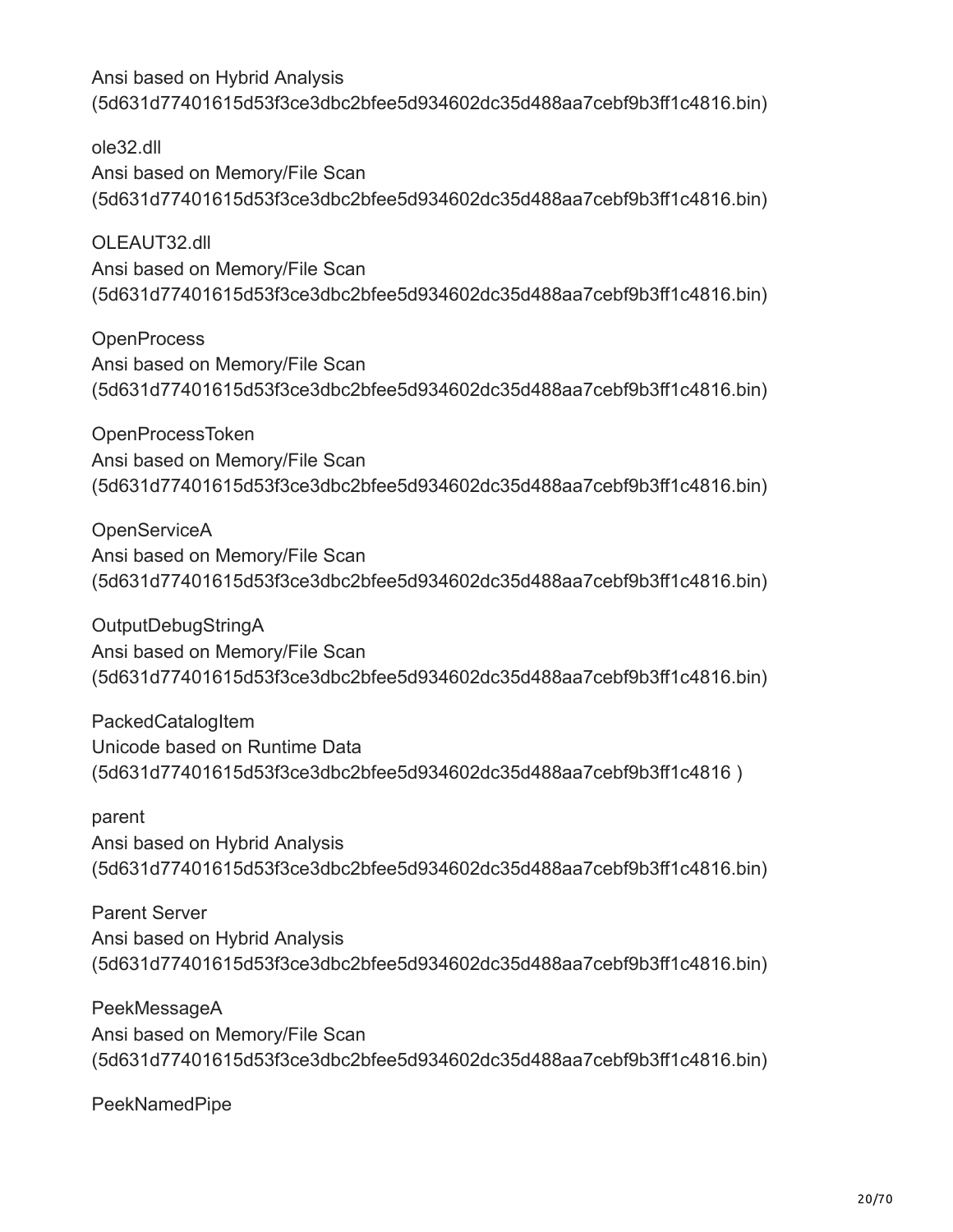Ansi based on Hybrid Analysis
(5d631d77401615d53f3ce3dbc2bfee5d934602dc35d488aa7cebf9b3ff1c4816.bin)

ole32.dll
Ansi based on Memory/File Scan
(5d631d77401615d53f3ce3dbc2bfee5d934602dc35d488aa7cebf9b3ff1c4816.bin)

OLEAUT32.dll
Ansi based on Memory/File Scan
(5d631d77401615d53f3ce3dbc2bfee5d934602dc35d488aa7cebf9b3ff1c4816.bin)

OpenProcess
Ansi based on Memory/File Scan
(5d631d77401615d53f3ce3dbc2bfee5d934602dc35d488aa7cebf9b3ff1c4816.bin)

OpenProcessToken
Ansi based on Memory/File Scan
(5d631d77401615d53f3ce3dbc2bfee5d934602dc35d488aa7cebf9b3ff1c4816.bin)

OpenServiceA
Ansi based on Memory/File Scan
(5d631d77401615d53f3ce3dbc2bfee5d934602dc35d488aa7cebf9b3ff1c4816.bin)

OutputDebugStringA
Ansi based on Memory/File Scan
(5d631d77401615d53f3ce3dbc2bfee5d934602dc35d488aa7cebf9b3ff1c4816.bin)

PackedCatalogItem
Unicode based on Runtime Data
(5d631d77401615d53f3ce3dbc2bfee5d934602dc35d488aa7cebf9b3ff1c4816 )

parent
Ansi based on Hybrid Analysis
(5d631d77401615d53f3ce3dbc2bfee5d934602dc35d488aa7cebf9b3ff1c4816.bin)

Parent Server
Ansi based on Hybrid Analysis
(5d631d77401615d53f3ce3dbc2bfee5d934602dc35d488aa7cebf9b3ff1c4816.bin)

PeekMessageA
Ansi based on Memory/File Scan
(5d631d77401615d53f3ce3dbc2bfee5d934602dc35d488aa7cebf9b3ff1c4816.bin)

PeekNamedPipe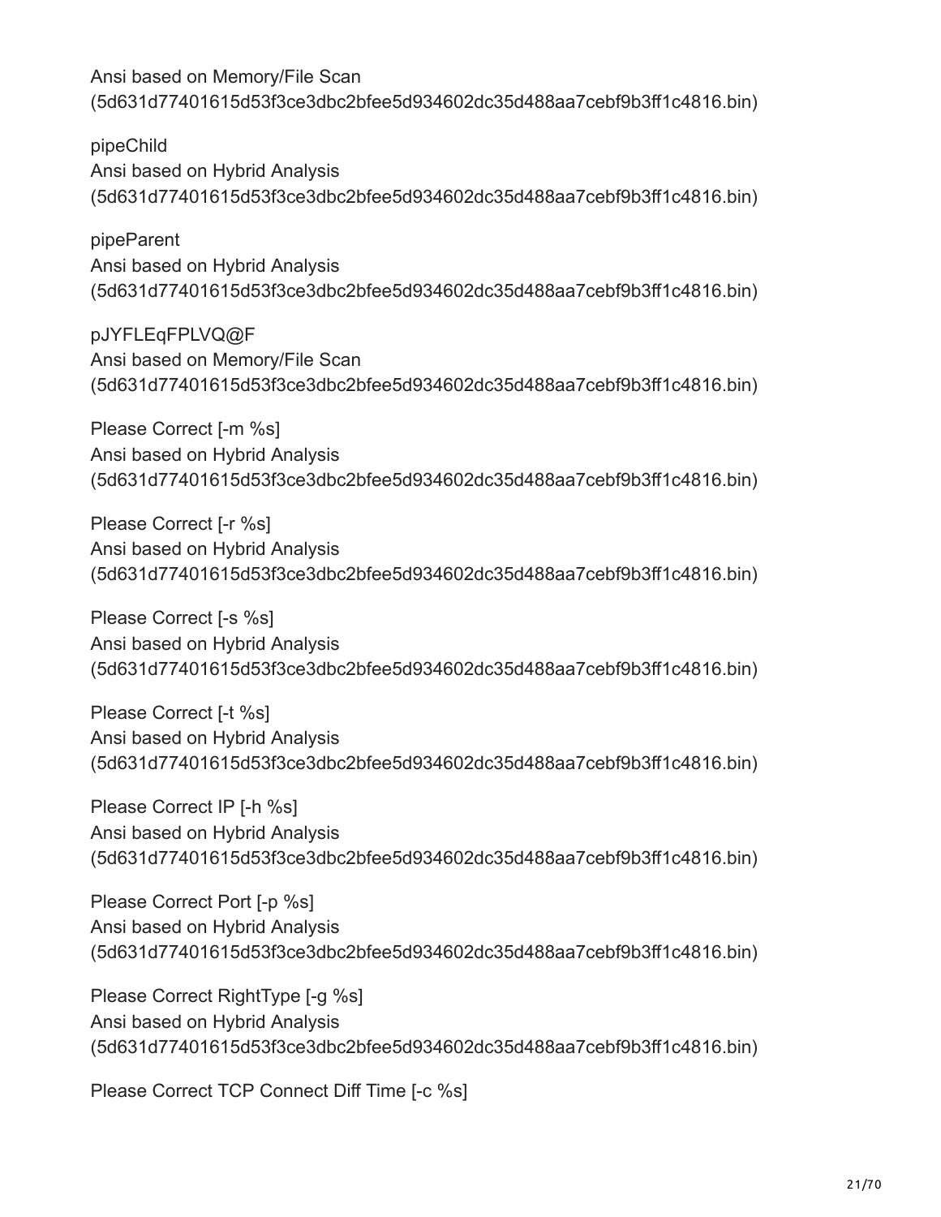Ansi based on Memory/File Scan
(5d631d77401615d53f3ce3dbc2bfee5d934602dc35d488aa7cebf9b3ff1c4816.bin)

pipeChild
Ansi based on Hybrid Analysis
(5d631d77401615d53f3ce3dbc2bfee5d934602dc35d488aa7cebf9b3ff1c4816.bin)

pipeParent
Ansi based on Hybrid Analysis
(5d631d77401615d53f3ce3dbc2bfee5d934602dc35d488aa7cebf9b3ff1c4816.bin)

pJYFLEqFPLVQ@F
Ansi based on Memory/File Scan
(5d631d77401615d53f3ce3dbc2bfee5d934602dc35d488aa7cebf9b3ff1c4816.bin)

Please Correct [-m %s]
Ansi based on Hybrid Analysis
(5d631d77401615d53f3ce3dbc2bfee5d934602dc35d488aa7cebf9b3ff1c4816.bin)

Please Correct [-r %s]
Ansi based on Hybrid Analysis
(5d631d77401615d53f3ce3dbc2bfee5d934602dc35d488aa7cebf9b3ff1c4816.bin)

Please Correct [-s %s]
Ansi based on Hybrid Analysis
(5d631d77401615d53f3ce3dbc2bfee5d934602dc35d488aa7cebf9b3ff1c4816.bin)

Please Correct [-t %s]
Ansi based on Hybrid Analysis
(5d631d77401615d53f3ce3dbc2bfee5d934602dc35d488aa7cebf9b3ff1c4816.bin)

Please Correct IP [-h %s]
Ansi based on Hybrid Analysis
(5d631d77401615d53f3ce3dbc2bfee5d934602dc35d488aa7cebf9b3ff1c4816.bin)

Please Correct Port [-p %s]
Ansi based on Hybrid Analysis
(5d631d77401615d53f3ce3dbc2bfee5d934602dc35d488aa7cebf9b3ff1c4816.bin)

Please Correct RightType [-g %s]
Ansi based on Hybrid Analysis
(5d631d77401615d53f3ce3dbc2bfee5d934602dc35d488aa7cebf9b3ff1c4816.bin)

Please Correct TCP Connect Diff Time [-c %s]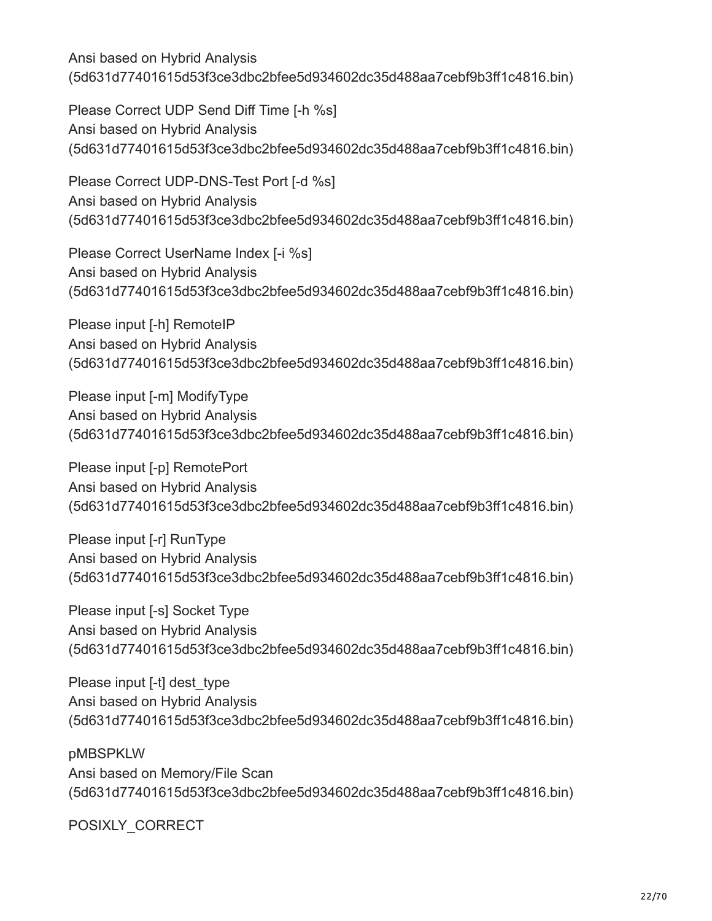Ansi based on Hybrid Analysis
(5d631d77401615d53f3ce3dbc2bfee5d934602dc35d488aa7cebf9b3ff1c4816.bin)

Please Correct UDP Send Diff Time [-h %s]
Ansi based on Hybrid Analysis
(5d631d77401615d53f3ce3dbc2bfee5d934602dc35d488aa7cebf9b3ff1c4816.bin)

Please Correct UDP-DNS-Test Port [-d %s]
Ansi based on Hybrid Analysis
(5d631d77401615d53f3ce3dbc2bfee5d934602dc35d488aa7cebf9b3ff1c4816.bin)

Please Correct UserName Index [-i %s]
Ansi based on Hybrid Analysis
(5d631d77401615d53f3ce3dbc2bfee5d934602dc35d488aa7cebf9b3ff1c4816.bin)

Please input [-h] RemoteIP
Ansi based on Hybrid Analysis
(5d631d77401615d53f3ce3dbc2bfee5d934602dc35d488aa7cebf9b3ff1c4816.bin)

Please input [-m] ModifyType
Ansi based on Hybrid Analysis
(5d631d77401615d53f3ce3dbc2bfee5d934602dc35d488aa7cebf9b3ff1c4816.bin)

Please input [-p] RemotePort
Ansi based on Hybrid Analysis
(5d631d77401615d53f3ce3dbc2bfee5d934602dc35d488aa7cebf9b3ff1c4816.bin)

Please input [-r] RunType
Ansi based on Hybrid Analysis
(5d631d77401615d53f3ce3dbc2bfee5d934602dc35d488aa7cebf9b3ff1c4816.bin)

Please input [-s] Socket Type
Ansi based on Hybrid Analysis
(5d631d77401615d53f3ce3dbc2bfee5d934602dc35d488aa7cebf9b3ff1c4816.bin)

Please input [-t] dest_type
Ansi based on Hybrid Analysis
(5d631d77401615d53f3ce3dbc2bfee5d934602dc35d488aa7cebf9b3ff1c4816.bin)

pMBSPKLW
Ansi based on Memory/File Scan
(5d631d77401615d53f3ce3dbc2bfee5d934602dc35d488aa7cebf9b3ff1c4816.bin)

POSIXLY_CORRECT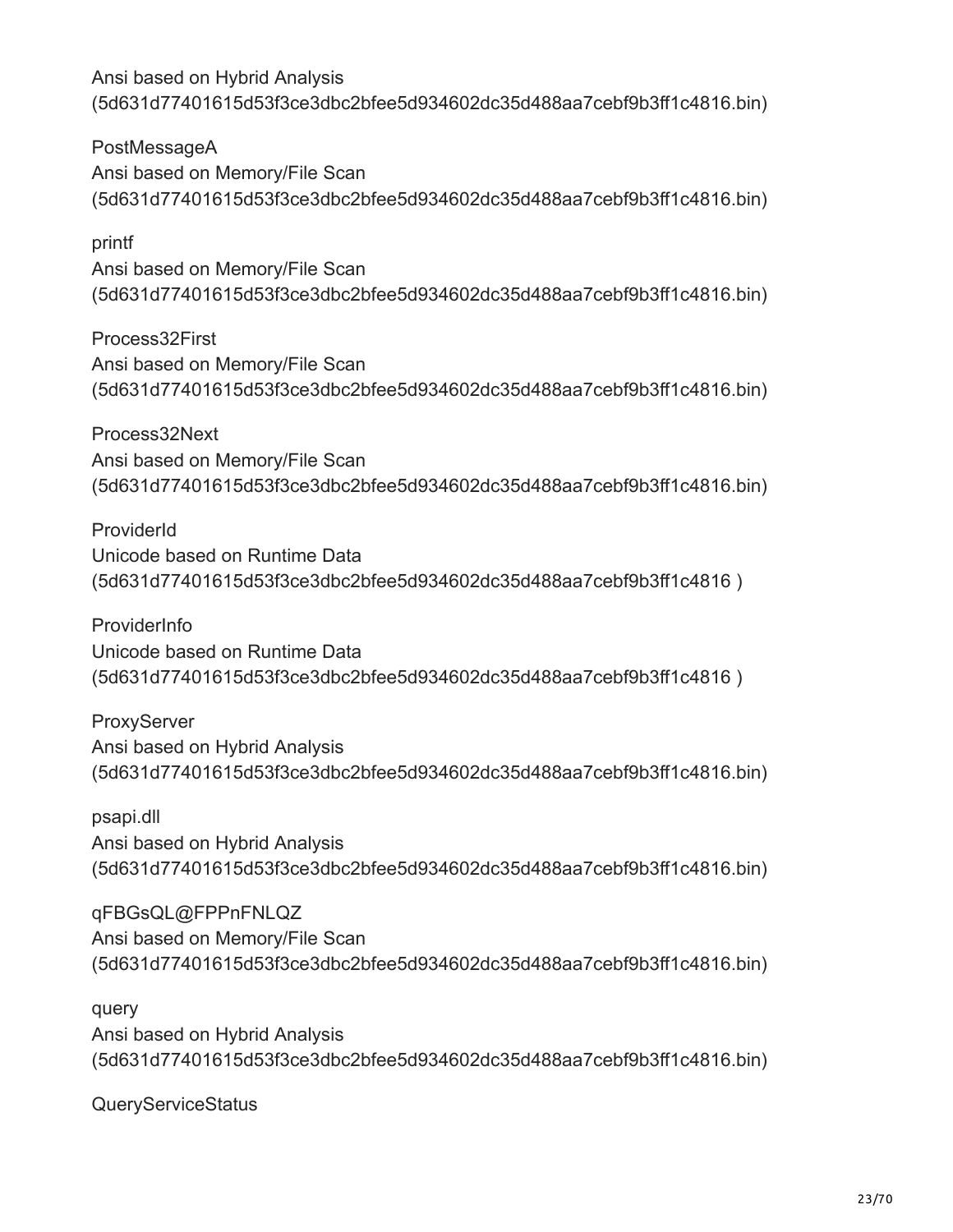Ansi based on Hybrid Analysis
(5d631d77401615d53f3ce3dbc2bfee5d934602dc35d488aa7cebf9b3ff1c4816.bin)

PostMessageA
Ansi based on Memory/File Scan
(5d631d77401615d53f3ce3dbc2bfee5d934602dc35d488aa7cebf9b3ff1c4816.bin)

printf
Ansi based on Memory/File Scan
(5d631d77401615d53f3ce3dbc2bfee5d934602dc35d488aa7cebf9b3ff1c4816.bin)

Process32First
Ansi based on Memory/File Scan
(5d631d77401615d53f3ce3dbc2bfee5d934602dc35d488aa7cebf9b3ff1c4816.bin)

Process32Next
Ansi based on Memory/File Scan
(5d631d77401615d53f3ce3dbc2bfee5d934602dc35d488aa7cebf9b3ff1c4816.bin)

ProviderId
Unicode based on Runtime Data
(5d631d77401615d53f3ce3dbc2bfee5d934602dc35d488aa7cebf9b3ff1c4816 )

ProviderInfo
Unicode based on Runtime Data
(5d631d77401615d53f3ce3dbc2bfee5d934602dc35d488aa7cebf9b3ff1c4816 )

ProxyServer
Ansi based on Hybrid Analysis
(5d631d77401615d53f3ce3dbc2bfee5d934602dc35d488aa7cebf9b3ff1c4816.bin)

psapi.dll
Ansi based on Hybrid Analysis
(5d631d77401615d53f3ce3dbc2bfee5d934602dc35d488aa7cebf9b3ff1c4816.bin)

qFBGsQL@FPPnFNLQZ
Ansi based on Memory/File Scan
(5d631d77401615d53f3ce3dbc2bfee5d934602dc35d488aa7cebf9b3ff1c4816.bin)

query
Ansi based on Hybrid Analysis
(5d631d77401615d53f3ce3dbc2bfee5d934602dc35d488aa7cebf9b3ff1c4816.bin)

QueryServiceStatus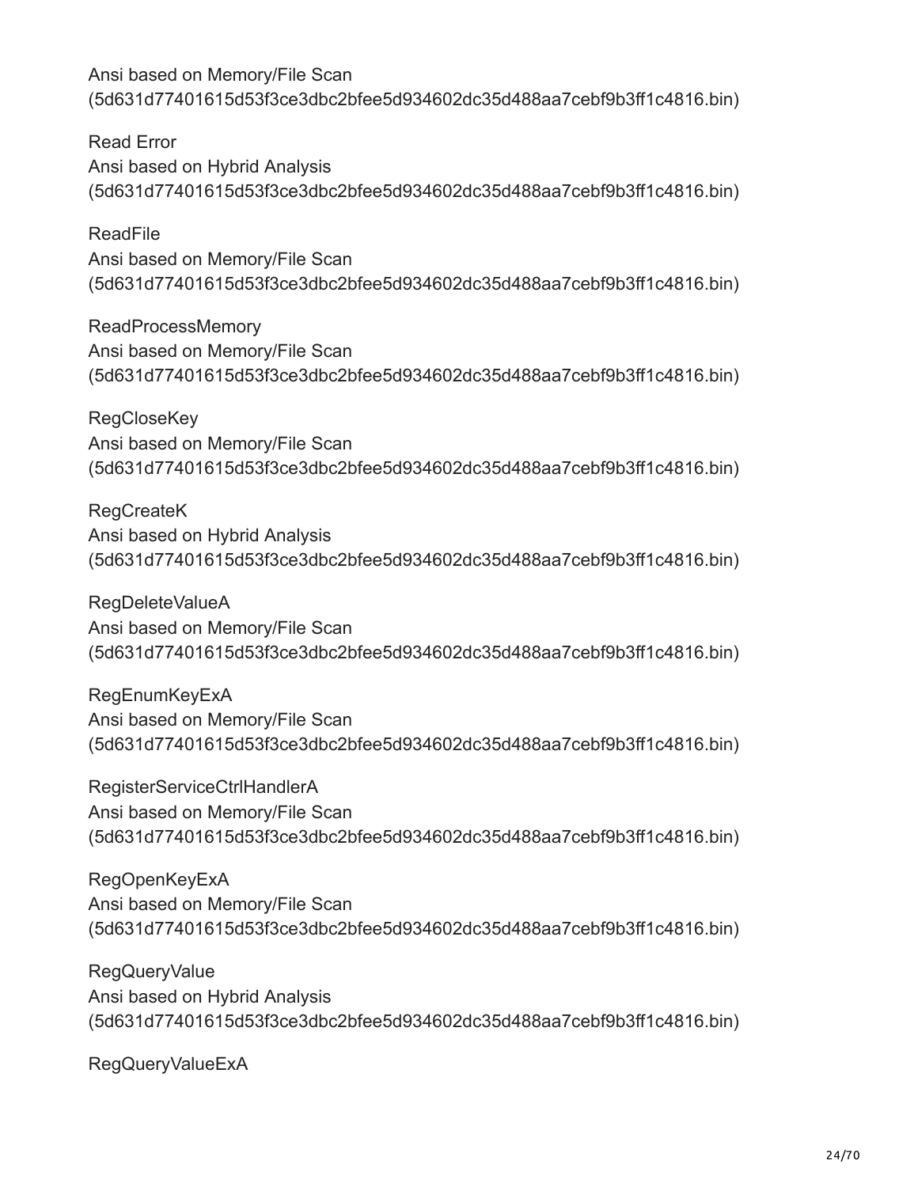Ansi based on Memory/File Scan
(5d631d77401615d53f3ce3dbc2bfee5d934602dc35d488aa7cebf9b3ff1c4816.bin)

Read Error
Ansi based on Hybrid Analysis
(5d631d77401615d53f3ce3dbc2bfee5d934602dc35d488aa7cebf9b3ff1c4816.bin)

ReadFile
Ansi based on Memory/File Scan
(5d631d77401615d53f3ce3dbc2bfee5d934602dc35d488aa7cebf9b3ff1c4816.bin)

ReadProcessMemory
Ansi based on Memory/File Scan
(5d631d77401615d53f3ce3dbc2bfee5d934602dc35d488aa7cebf9b3ff1c4816.bin)

RegCloseKey
Ansi based on Memory/File Scan
(5d631d77401615d53f3ce3dbc2bfee5d934602dc35d488aa7cebf9b3ff1c4816.bin)

RegCreateK
Ansi based on Hybrid Analysis
(5d631d77401615d53f3ce3dbc2bfee5d934602dc35d488aa7cebf9b3ff1c4816.bin)

RegDeleteValueA
Ansi based on Memory/File Scan
(5d631d77401615d53f3ce3dbc2bfee5d934602dc35d488aa7cebf9b3ff1c4816.bin)

RegEnumKeyExA
Ansi based on Memory/File Scan
(5d631d77401615d53f3ce3dbc2bfee5d934602dc35d488aa7cebf9b3ff1c4816.bin)

RegisterServiceCtrlHandlerA
Ansi based on Memory/File Scan
(5d631d77401615d53f3ce3dbc2bfee5d934602dc35d488aa7cebf9b3ff1c4816.bin)

RegOpenKeyExA
Ansi based on Memory/File Scan
(5d631d77401615d53f3ce3dbc2bfee5d934602dc35d488aa7cebf9b3ff1c4816.bin)

RegQueryValue
Ansi based on Hybrid Analysis
(5d631d77401615d53f3ce3dbc2bfee5d934602dc35d488aa7cebf9b3ff1c4816.bin)

RegQueryValueExA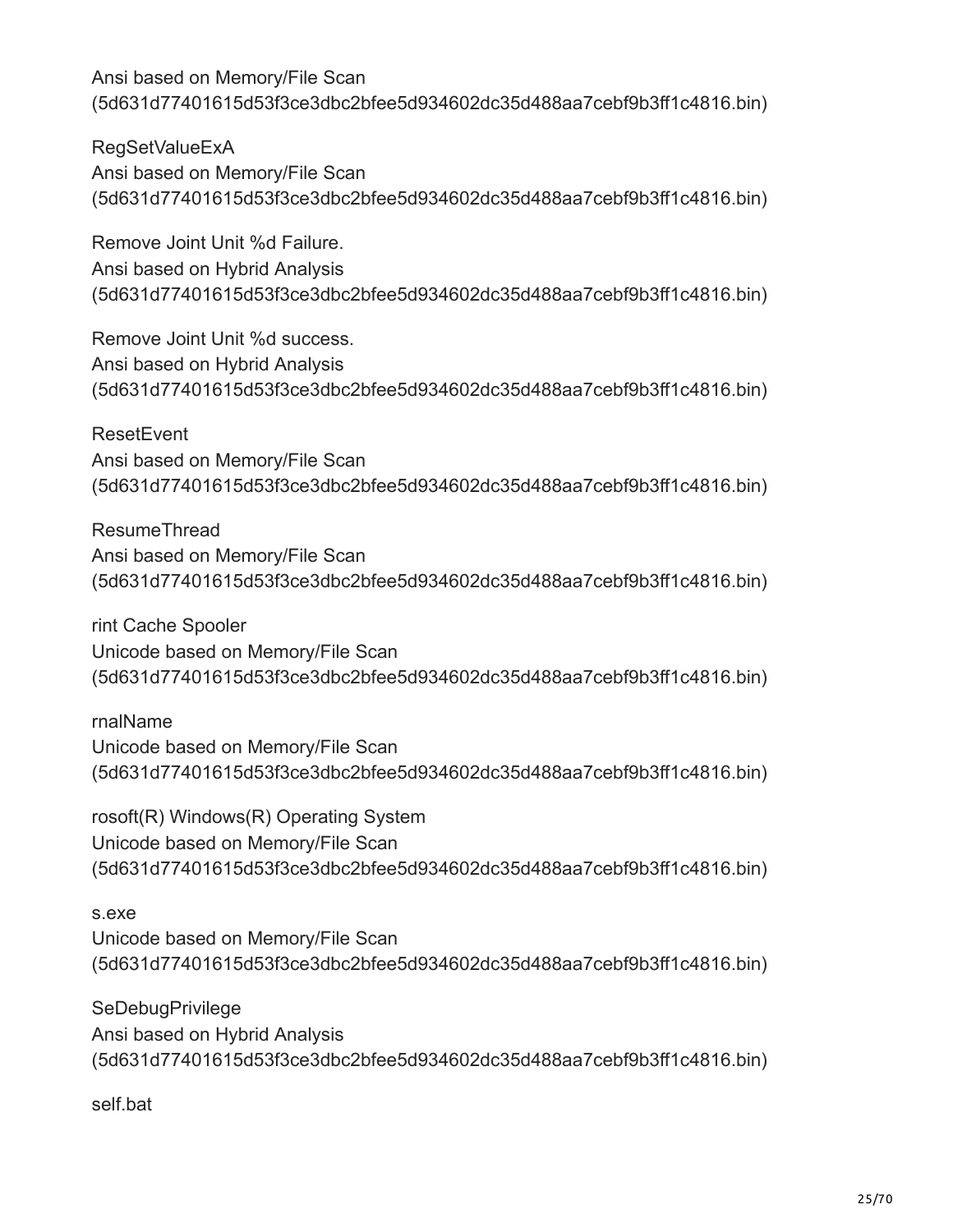Ansi based on Memory/File Scan
(5d631d77401615d53f3ce3dbc2bfee5d934602dc35d488aa7cebf9b3ff1c4816.bin)

RegSetValueExA
Ansi based on Memory/File Scan
(5d631d77401615d53f3ce3dbc2bfee5d934602dc35d488aa7cebf9b3ff1c4816.bin)

Remove Joint Unit %d Failure.
Ansi based on Hybrid Analysis
(5d631d77401615d53f3ce3dbc2bfee5d934602dc35d488aa7cebf9b3ff1c4816.bin)

Remove Joint Unit %d success.
Ansi based on Hybrid Analysis
(5d631d77401615d53f3ce3dbc2bfee5d934602dc35d488aa7cebf9b3ff1c4816.bin)

ResetEvent
Ansi based on Memory/File Scan
(5d631d77401615d53f3ce3dbc2bfee5d934602dc35d488aa7cebf9b3ff1c4816.bin)

ResumeThread
Ansi based on Memory/File Scan
(5d631d77401615d53f3ce3dbc2bfee5d934602dc35d488aa7cebf9b3ff1c4816.bin)

rint Cache Spooler
Unicode based on Memory/File Scan
(5d631d77401615d53f3ce3dbc2bfee5d934602dc35d488aa7cebf9b3ff1c4816.bin)

rnalName
Unicode based on Memory/File Scan
(5d631d77401615d53f3ce3dbc2bfee5d934602dc35d488aa7cebf9b3ff1c4816.bin)

rosoft(R) Windows(R) Operating System
Unicode based on Memory/File Scan
(5d631d77401615d53f3ce3dbc2bfee5d934602dc35d488aa7cebf9b3ff1c4816.bin)

s.exe
Unicode based on Memory/File Scan
(5d631d77401615d53f3ce3dbc2bfee5d934602dc35d488aa7cebf9b3ff1c4816.bin)

SeDebugPrivilege
Ansi based on Hybrid Analysis
(5d631d77401615d53f3ce3dbc2bfee5d934602dc35d488aa7cebf9b3ff1c4816.bin)

self.bat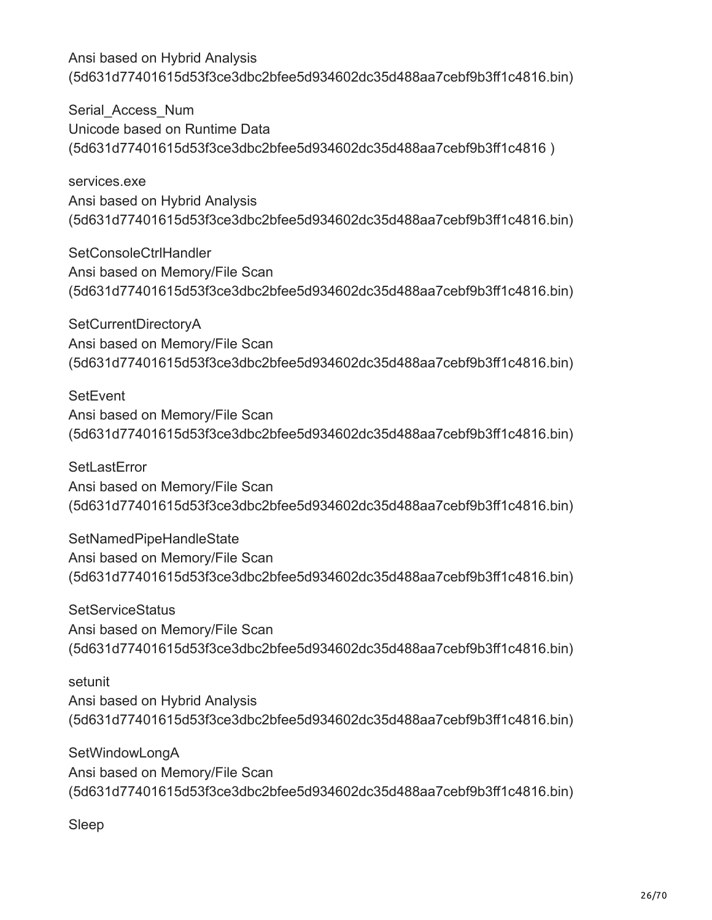Ansi based on Hybrid Analysis
(5d631d77401615d53f3ce3dbc2bfee5d934602dc35d488aa7cebf9b3ff1c4816.bin)

Serial_Access_Num
Unicode based on Runtime Data
(5d631d77401615d53f3ce3dbc2bfee5d934602dc35d488aa7cebf9b3ff1c4816 )

services.exe
Ansi based on Hybrid Analysis
(5d631d77401615d53f3ce3dbc2bfee5d934602dc35d488aa7cebf9b3ff1c4816.bin)

SetConsoleCtrlHandler
Ansi based on Memory/File Scan
(5d631d77401615d53f3ce3dbc2bfee5d934602dc35d488aa7cebf9b3ff1c4816.bin)

SetCurrentDirectoryA
Ansi based on Memory/File Scan
(5d631d77401615d53f3ce3dbc2bfee5d934602dc35d488aa7cebf9b3ff1c4816.bin)

SetEvent
Ansi based on Memory/File Scan
(5d631d77401615d53f3ce3dbc2bfee5d934602dc35d488aa7cebf9b3ff1c4816.bin)

SetLastError
Ansi based on Memory/File Scan
(5d631d77401615d53f3ce3dbc2bfee5d934602dc35d488aa7cebf9b3ff1c4816.bin)

SetNamedPipeHandleState
Ansi based on Memory/File Scan
(5d631d77401615d53f3ce3dbc2bfee5d934602dc35d488aa7cebf9b3ff1c4816.bin)

SetServiceStatus
Ansi based on Memory/File Scan
(5d631d77401615d53f3ce3dbc2bfee5d934602dc35d488aa7cebf9b3ff1c4816.bin)

setunit
Ansi based on Hybrid Analysis
(5d631d77401615d53f3ce3dbc2bfee5d934602dc35d488aa7cebf9b3ff1c4816.bin)

SetWindowLongA
Ansi based on Memory/File Scan
(5d631d77401615d53f3ce3dbc2bfee5d934602dc35d488aa7cebf9b3ff1c4816.bin)

Sleep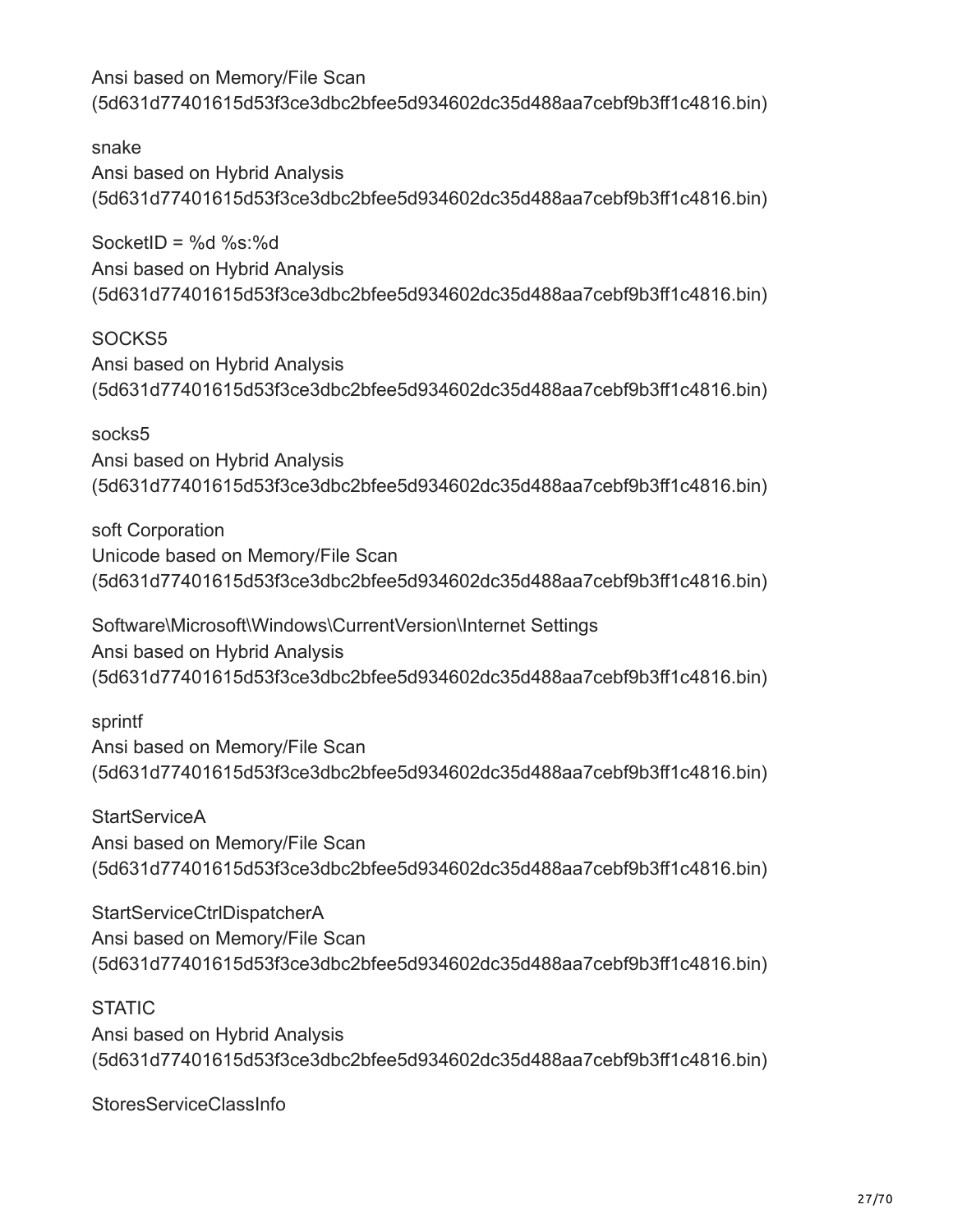Ansi based on Memory/File Scan
(5d631d77401615d53f3ce3dbc2bfee5d934602dc35d488aa7cebf9b3ff1c4816.bin)

snake
Ansi based on Hybrid Analysis
(5d631d77401615d53f3ce3dbc2bfee5d934602dc35d488aa7cebf9b3ff1c4816.bin)

SocketID = %d %s:%d
Ansi based on Hybrid Analysis
(5d631d77401615d53f3ce3dbc2bfee5d934602dc35d488aa7cebf9b3ff1c4816.bin)

SOCKS5
Ansi based on Hybrid Analysis
(5d631d77401615d53f3ce3dbc2bfee5d934602dc35d488aa7cebf9b3ff1c4816.bin)

socks5
Ansi based on Hybrid Analysis
(5d631d77401615d53f3ce3dbc2bfee5d934602dc35d488aa7cebf9b3ff1c4816.bin)

soft Corporation
Unicode based on Memory/File Scan
(5d631d77401615d53f3ce3dbc2bfee5d934602dc35d488aa7cebf9b3ff1c4816.bin)

Software\Microsoft\Windows\CurrentVersion\Internet Settings
Ansi based on Hybrid Analysis
(5d631d77401615d53f3ce3dbc2bfee5d934602dc35d488aa7cebf9b3ff1c4816.bin)

sprintf
Ansi based on Memory/File Scan
(5d631d77401615d53f3ce3dbc2bfee5d934602dc35d488aa7cebf9b3ff1c4816.bin)

StartServiceA
Ansi based on Memory/File Scan
(5d631d77401615d53f3ce3dbc2bfee5d934602dc35d488aa7cebf9b3ff1c4816.bin)

StartServiceCtrlDispatcherA
Ansi based on Memory/File Scan
(5d631d77401615d53f3ce3dbc2bfee5d934602dc35d488aa7cebf9b3ff1c4816.bin)

STATIC
Ansi based on Hybrid Analysis
(5d631d77401615d53f3ce3dbc2bfee5d934602dc35d488aa7cebf9b3ff1c4816.bin)

StoresServiceClassInfo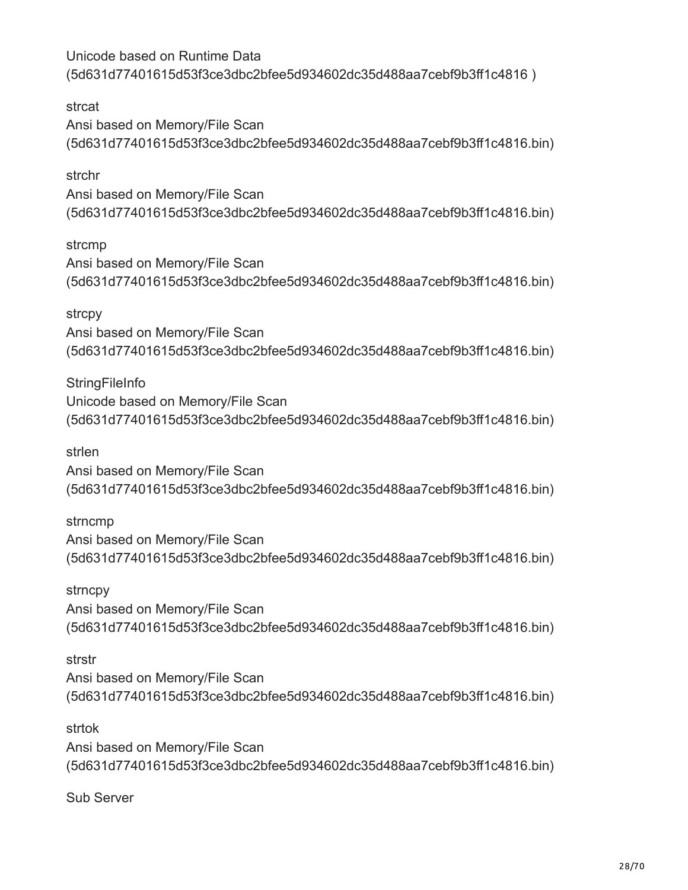Unicode based on Runtime Data
(5d631d77401615d53f3ce3dbc2bfee5d934602dc35d488aa7cebf9b3ff1c4816 )

strcat
Ansi based on Memory/File Scan
(5d631d77401615d53f3ce3dbc2bfee5d934602dc35d488aa7cebf9b3ff1c4816.bin)

strchr
Ansi based on Memory/File Scan
(5d631d77401615d53f3ce3dbc2bfee5d934602dc35d488aa7cebf9b3ff1c4816.bin)

strcmp
Ansi based on Memory/File Scan
(5d631d77401615d53f3ce3dbc2bfee5d934602dc35d488aa7cebf9b3ff1c4816.bin)

strcpy
Ansi based on Memory/File Scan
(5d631d77401615d53f3ce3dbc2bfee5d934602dc35d488aa7cebf9b3ff1c4816.bin)

StringFileInfo
Unicode based on Memory/File Scan
(5d631d77401615d53f3ce3dbc2bfee5d934602dc35d488aa7cebf9b3ff1c4816.bin)

strlen
Ansi based on Memory/File Scan
(5d631d77401615d53f3ce3dbc2bfee5d934602dc35d488aa7cebf9b3ff1c4816.bin)

strncmp
Ansi based on Memory/File Scan
(5d631d77401615d53f3ce3dbc2bfee5d934602dc35d488aa7cebf9b3ff1c4816.bin)

strncpy
Ansi based on Memory/File Scan
(5d631d77401615d53f3ce3dbc2bfee5d934602dc35d488aa7cebf9b3ff1c4816.bin)

strstr
Ansi based on Memory/File Scan
(5d631d77401615d53f3ce3dbc2bfee5d934602dc35d488aa7cebf9b3ff1c4816.bin)

strtok
Ansi based on Memory/File Scan
(5d631d77401615d53f3ce3dbc2bfee5d934602dc35d488aa7cebf9b3ff1c4816.bin)

Sub Server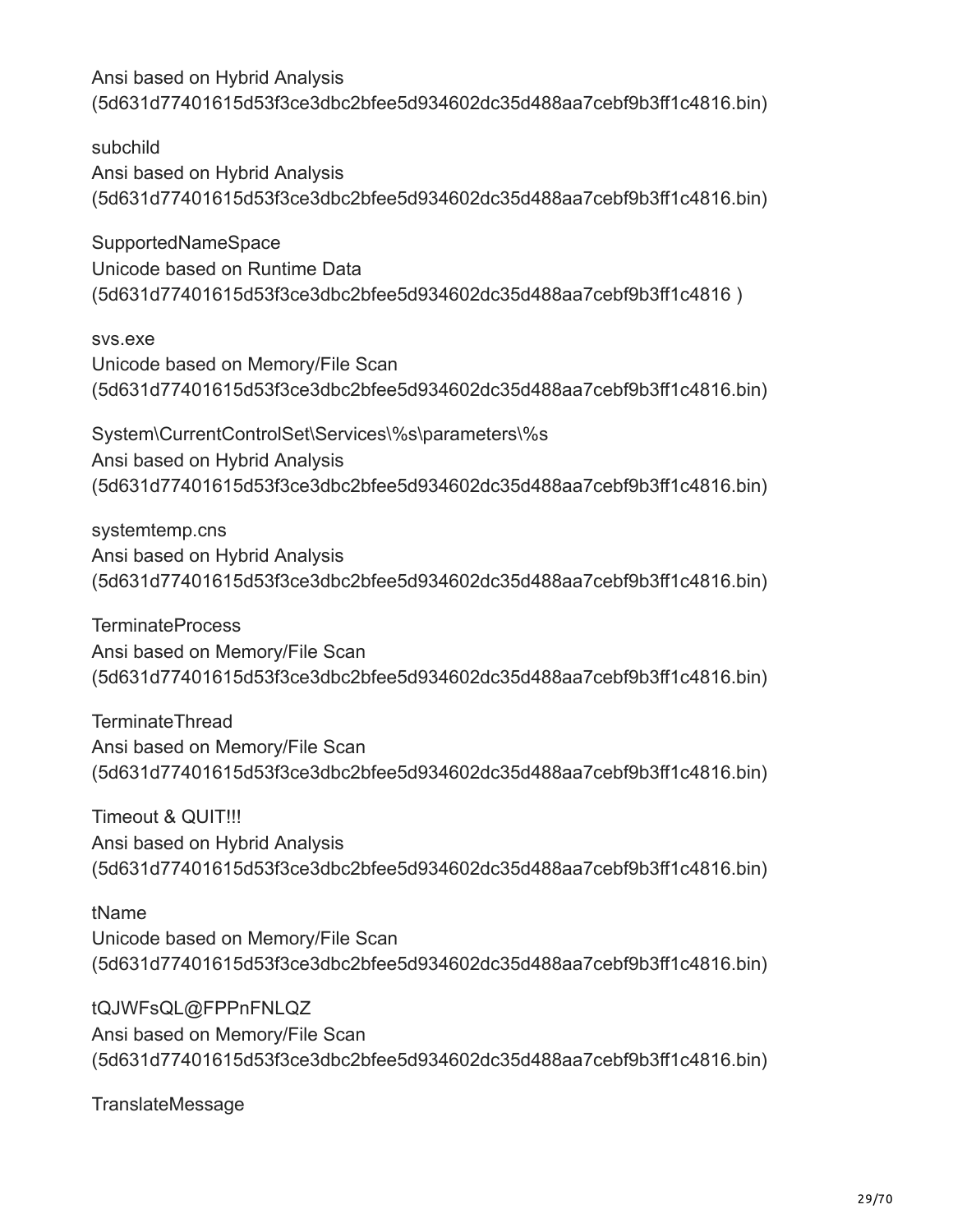Ansi based on Hybrid Analysis
(5d631d77401615d53f3ce3dbc2bfee5d934602dc35d488aa7cebf9b3ff1c4816.bin)

subchild
Ansi based on Hybrid Analysis
(5d631d77401615d53f3ce3dbc2bfee5d934602dc35d488aa7cebf9b3ff1c4816.bin)

SupportedNameSpace
Unicode based on Runtime Data
(5d631d77401615d53f3ce3dbc2bfee5d934602dc35d488aa7cebf9b3ff1c4816 )

svs.exe
Unicode based on Memory/File Scan
(5d631d77401615d53f3ce3dbc2bfee5d934602dc35d488aa7cebf9b3ff1c4816.bin)

System\CurrentControlSet\Services\%s\parameters\%s
Ansi based on Hybrid Analysis
(5d631d77401615d53f3ce3dbc2bfee5d934602dc35d488aa7cebf9b3ff1c4816.bin)

systemtemp.cns
Ansi based on Hybrid Analysis
(5d631d77401615d53f3ce3dbc2bfee5d934602dc35d488aa7cebf9b3ff1c4816.bin)

TerminateProcess
Ansi based on Memory/File Scan
(5d631d77401615d53f3ce3dbc2bfee5d934602dc35d488aa7cebf9b3ff1c4816.bin)

TerminateThread
Ansi based on Memory/File Scan
(5d631d77401615d53f3ce3dbc2bfee5d934602dc35d488aa7cebf9b3ff1c4816.bin)

Timeout & QUIT!!!
Ansi based on Hybrid Analysis
(5d631d77401615d53f3ce3dbc2bfee5d934602dc35d488aa7cebf9b3ff1c4816.bin)

tName
Unicode based on Memory/File Scan
(5d631d77401615d53f3ce3dbc2bfee5d934602dc35d488aa7cebf9b3ff1c4816.bin)

tQJWFsQL@FPPnFNLQZ
Ansi based on Memory/File Scan
(5d631d77401615d53f3ce3dbc2bfee5d934602dc35d488aa7cebf9b3ff1c4816.bin)

TranslateMessage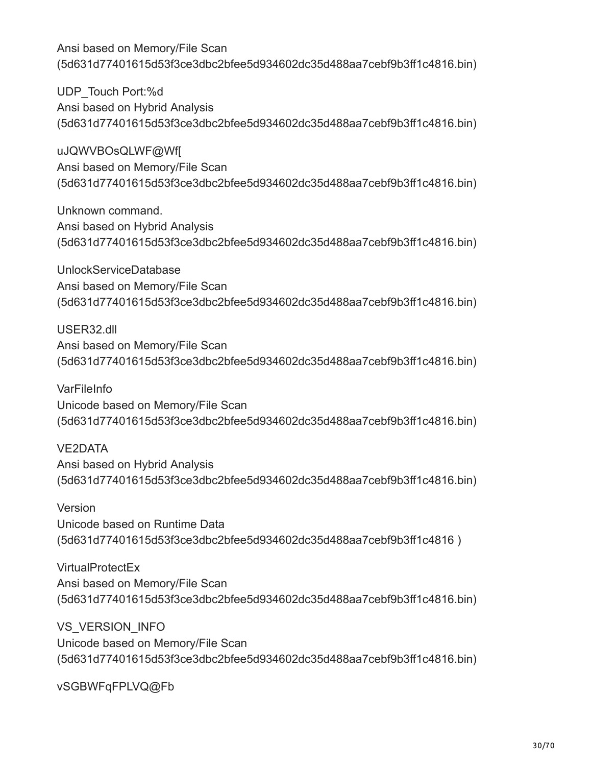Ansi based on Memory/File Scan
(5d631d77401615d53f3ce3dbc2bfee5d934602dc35d488aa7cebf9b3ff1c4816.bin)

UDP_Touch Port:%d
Ansi based on Hybrid Analysis
(5d631d77401615d53f3ce3dbc2bfee5d934602dc35d488aa7cebf9b3ff1c4816.bin)

uJQWVBOsQLWF@Wf[
Ansi based on Memory/File Scan
(5d631d77401615d53f3ce3dbc2bfee5d934602dc35d488aa7cebf9b3ff1c4816.bin)

Unknown command.
Ansi based on Hybrid Analysis
(5d631d77401615d53f3ce3dbc2bfee5d934602dc35d488aa7cebf9b3ff1c4816.bin)

UnlockServiceDatabase
Ansi based on Memory/File Scan
(5d631d77401615d53f3ce3dbc2bfee5d934602dc35d488aa7cebf9b3ff1c4816.bin)

USER32.dll
Ansi based on Memory/File Scan
(5d631d77401615d53f3ce3dbc2bfee5d934602dc35d488aa7cebf9b3ff1c4816.bin)

VarFileInfo
Unicode based on Memory/File Scan
(5d631d77401615d53f3ce3dbc2bfee5d934602dc35d488aa7cebf9b3ff1c4816.bin)

VE2DATA
Ansi based on Hybrid Analysis
(5d631d77401615d53f3ce3dbc2bfee5d934602dc35d488aa7cebf9b3ff1c4816.bin)

Version
Unicode based on Runtime Data
(5d631d77401615d53f3ce3dbc2bfee5d934602dc35d488aa7cebf9b3ff1c4816 )

VirtualProtectEx
Ansi based on Memory/File Scan
(5d631d77401615d53f3ce3dbc2bfee5d934602dc35d488aa7cebf9b3ff1c4816.bin)

VS_VERSION_INFO
Unicode based on Memory/File Scan
(5d631d77401615d53f3ce3dbc2bfee5d934602dc35d488aa7cebf9b3ff1c4816.bin)

vSGBWFqFPLVQ@Fb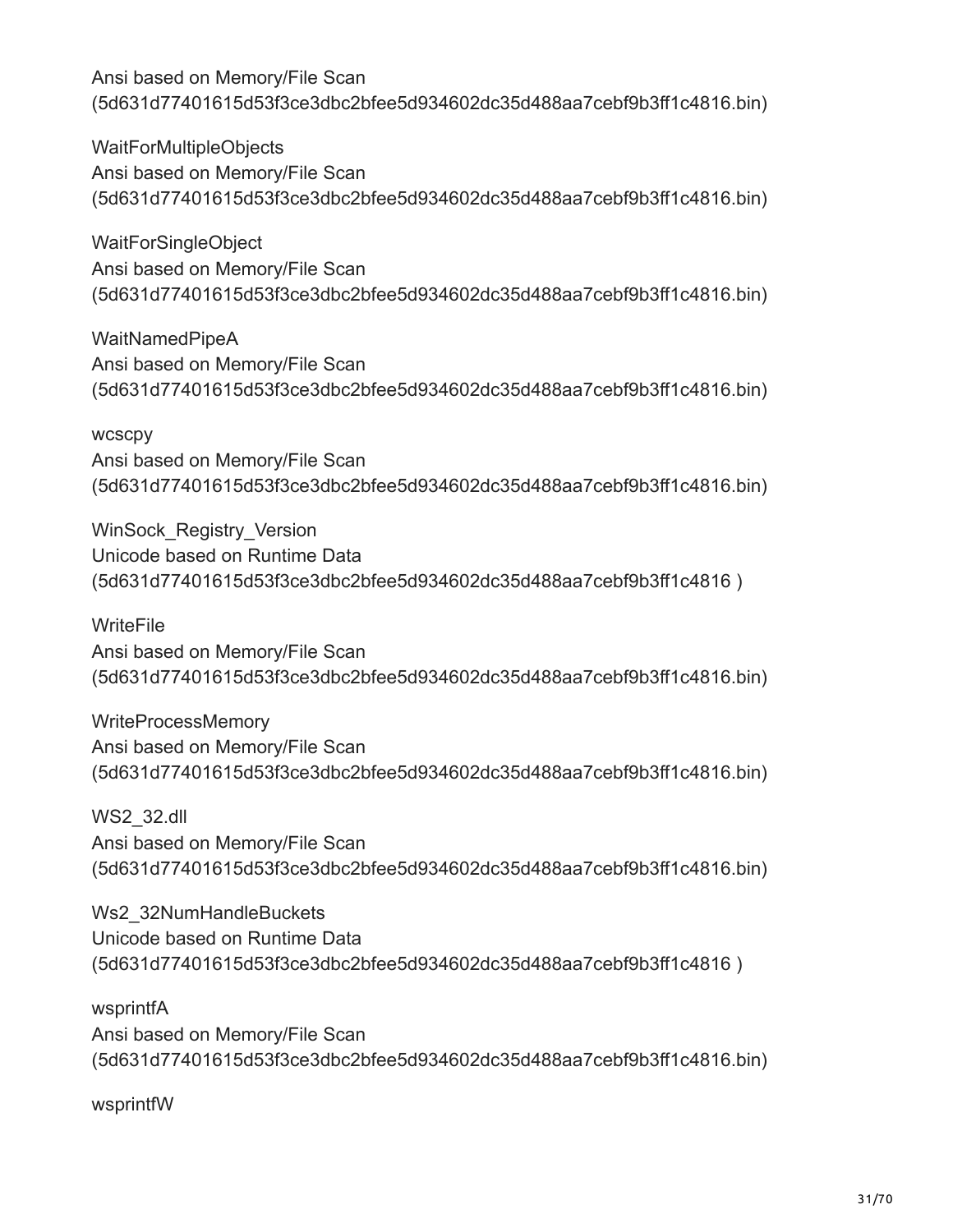Ansi based on Memory/File Scan
(5d631d77401615d53f3ce3dbc2bfee5d934602dc35d488aa7cebf9b3ff1c4816.bin)

WaitForMultipleObjects
Ansi based on Memory/File Scan
(5d631d77401615d53f3ce3dbc2bfee5d934602dc35d488aa7cebf9b3ff1c4816.bin)

WaitForSingleObject
Ansi based on Memory/File Scan
(5d631d77401615d53f3ce3dbc2bfee5d934602dc35d488aa7cebf9b3ff1c4816.bin)

WaitNamedPipeA
Ansi based on Memory/File Scan
(5d631d77401615d53f3ce3dbc2bfee5d934602dc35d488aa7cebf9b3ff1c4816.bin)

wcscpy
Ansi based on Memory/File Scan
(5d631d77401615d53f3ce3dbc2bfee5d934602dc35d488aa7cebf9b3ff1c4816.bin)

WinSock_Registry_Version
Unicode based on Runtime Data
(5d631d77401615d53f3ce3dbc2bfee5d934602dc35d488aa7cebf9b3ff1c4816 )

WriteFile
Ansi based on Memory/File Scan
(5d631d77401615d53f3ce3dbc2bfee5d934602dc35d488aa7cebf9b3ff1c4816.bin)

WriteProcessMemory
Ansi based on Memory/File Scan
(5d631d77401615d53f3ce3dbc2bfee5d934602dc35d488aa7cebf9b3ff1c4816.bin)

WS2_32.dll
Ansi based on Memory/File Scan
(5d631d77401615d53f3ce3dbc2bfee5d934602dc35d488aa7cebf9b3ff1c4816.bin)

Ws2_32NumHandleBuckets
Unicode based on Runtime Data
(5d631d77401615d53f3ce3dbc2bfee5d934602dc35d488aa7cebf9b3ff1c4816 )

wsprintfA
Ansi based on Memory/File Scan
(5d631d77401615d53f3ce3dbc2bfee5d934602dc35d488aa7cebf9b3ff1c4816.bin)

wsprintfW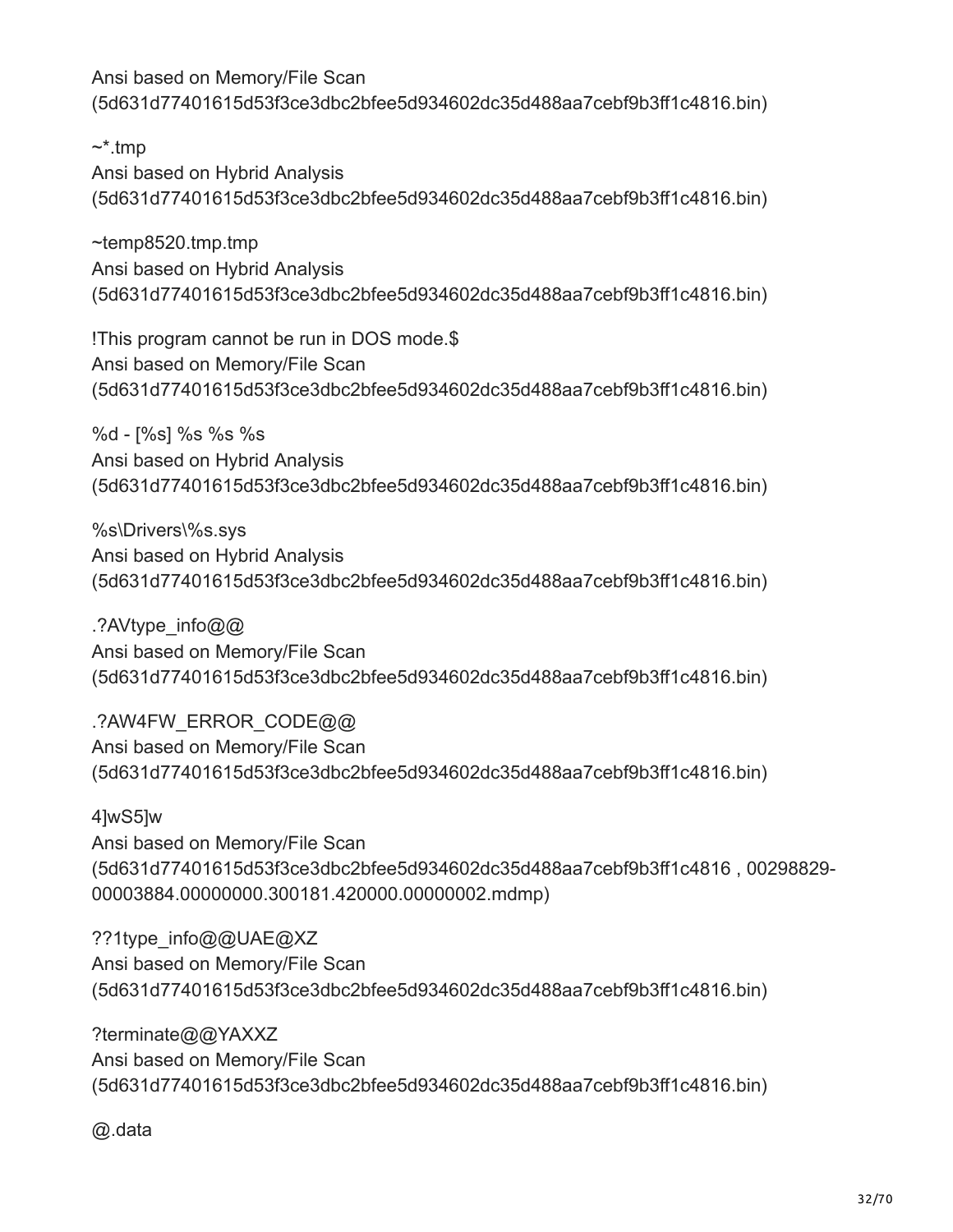Ansi based on Memory/File Scan
(5d631d77401615d53f3ce3dbc2bfee5d934602dc35d488aa7cebf9b3ff1c4816.bin)

~*.tmp
Ansi based on Hybrid Analysis
(5d631d77401615d53f3ce3dbc2bfee5d934602dc35d488aa7cebf9b3ff1c4816.bin)

~temp8520.tmp.tmp
Ansi based on Hybrid Analysis
(5d631d77401615d53f3ce3dbc2bfee5d934602dc35d488aa7cebf9b3ff1c4816.bin)

!This program cannot be run in DOS mode.$
Ansi based on Memory/File Scan
(5d631d77401615d53f3ce3dbc2bfee5d934602dc35d488aa7cebf9b3ff1c4816.bin)

%d - [%s] %s %s %s
Ansi based on Hybrid Analysis
(5d631d77401615d53f3ce3dbc2bfee5d934602dc35d488aa7cebf9b3ff1c4816.bin)

%s\Drivers\%s.sys
Ansi based on Hybrid Analysis
(5d631d77401615d53f3ce3dbc2bfee5d934602dc35d488aa7cebf9b3ff1c4816.bin)

.?AVtype_info@@
Ansi based on Memory/File Scan
(5d631d77401615d53f3ce3dbc2bfee5d934602dc35d488aa7cebf9b3ff1c4816.bin)

.?AW4FW_ERROR_CODE@@
Ansi based on Memory/File Scan
(5d631d77401615d53f3ce3dbc2bfee5d934602dc35d488aa7cebf9b3ff1c4816.bin)

4]wS5]w
Ansi based on Memory/File Scan
(5d631d77401615d53f3ce3dbc2bfee5d934602dc35d488aa7cebf9b3ff1c4816 , 00298829-00003884.00000000.300181.420000.00000002.mdmp)

??1type_info@@UAE@XZ
Ansi based on Memory/File Scan
(5d631d77401615d53f3ce3dbc2bfee5d934602dc35d488aa7cebf9b3ff1c4816.bin)

?terminate@@YAXXZ
Ansi based on Memory/File Scan
(5d631d77401615d53f3ce3dbc2bfee5d934602dc35d488aa7cebf9b3ff1c4816.bin)

@.data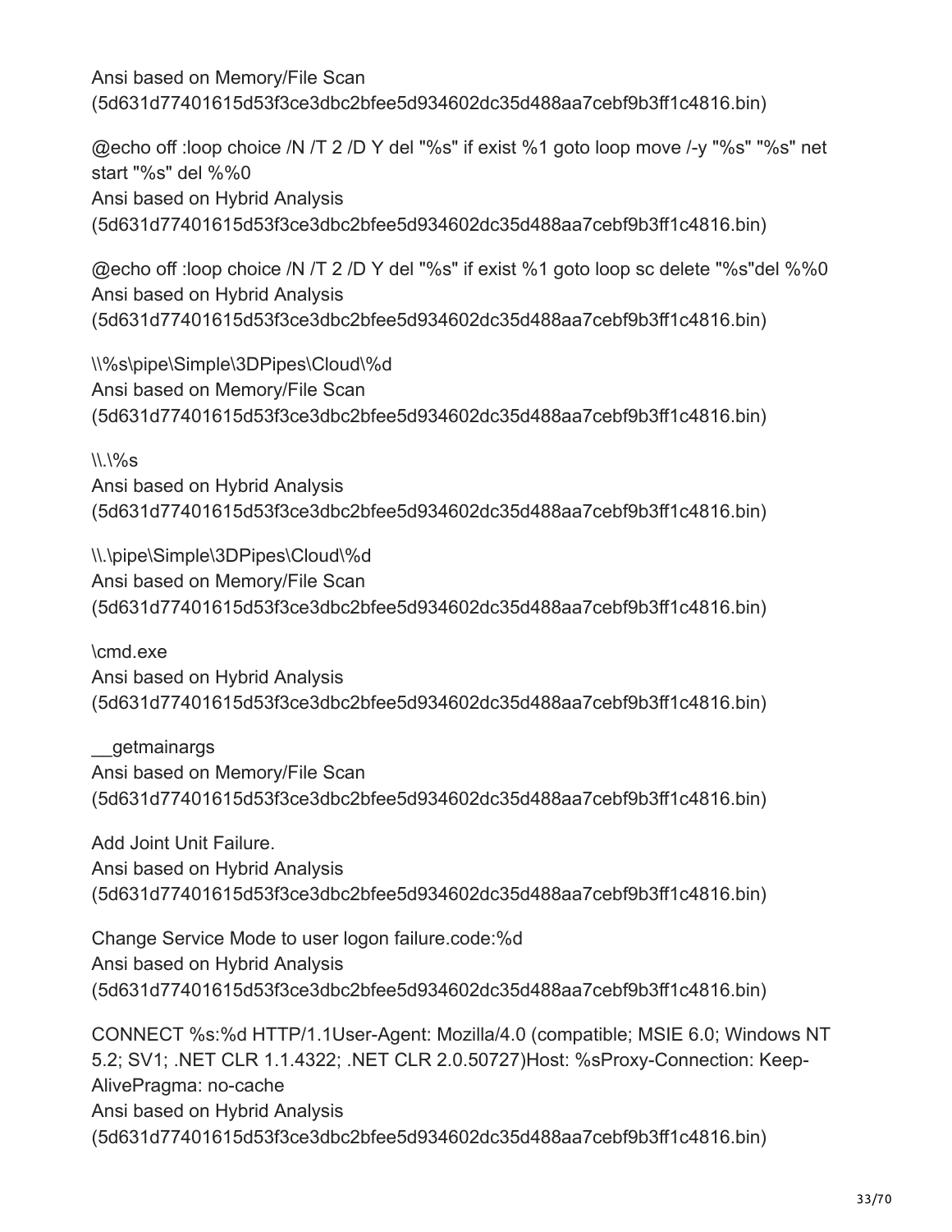Ansi based on Memory/File Scan (5d631d77401615d53f3ce3dbc2bfee5d934602dc35d488aa7cebf9b3ff1c4816.bin)

@echo off :loop choice /N /T 2 /D Y del "%s" if exist %1 goto loop move /-y "%s" "%s" net start "%s" del %%0
Ansi based on Hybrid Analysis (5d631d77401615d53f3ce3dbc2bfee5d934602dc35d488aa7cebf9b3ff1c4816.bin)

@echo off :loop choice /N /T 2 /D Y del "%s" if exist %1 goto loop sc delete "%s"del %%0
Ansi based on Hybrid Analysis (5d631d77401615d53f3ce3dbc2bfee5d934602dc35d488aa7cebf9b3ff1c4816.bin)

\\%s\pipe\Simple\3DPipes\Cloud\%d
Ansi based on Memory/File Scan (5d631d77401615d53f3ce3dbc2bfee5d934602dc35d488aa7cebf9b3ff1c4816.bin)

\\.\%s
Ansi based on Hybrid Analysis (5d631d77401615d53f3ce3dbc2bfee5d934602dc35d488aa7cebf9b3ff1c4816.bin)

\\.\pipe\Simple\3DPipes\Cloud\%d
Ansi based on Memory/File Scan (5d631d77401615d53f3ce3dbc2bfee5d934602dc35d488aa7cebf9b3ff1c4816.bin)

\cmd.exe
Ansi based on Hybrid Analysis (5d631d77401615d53f3ce3dbc2bfee5d934602dc35d488aa7cebf9b3ff1c4816.bin)

__getmainargs
Ansi based on Memory/File Scan (5d631d77401615d53f3ce3dbc2bfee5d934602dc35d488aa7cebf9b3ff1c4816.bin)

Add Joint Unit Failure.
Ansi based on Hybrid Analysis (5d631d77401615d53f3ce3dbc2bfee5d934602dc35d488aa7cebf9b3ff1c4816.bin)

Change Service Mode to user logon failure.code:%d
Ansi based on Hybrid Analysis (5d631d77401615d53f3ce3dbc2bfee5d934602dc35d488aa7cebf9b3ff1c4816.bin)

CONNECT %s:%d HTTP/1.1User-Agent: Mozilla/4.0 (compatible; MSIE 6.0; Windows NT 5.2; SV1; .NET CLR 1.1.4322; .NET CLR 2.0.50727)Host: %sProxy-Connection: Keep-AlivePragma: no-cache
Ansi based on Hybrid Analysis (5d631d77401615d53f3ce3dbc2bfee5d934602dc35d488aa7cebf9b3ff1c4816.bin)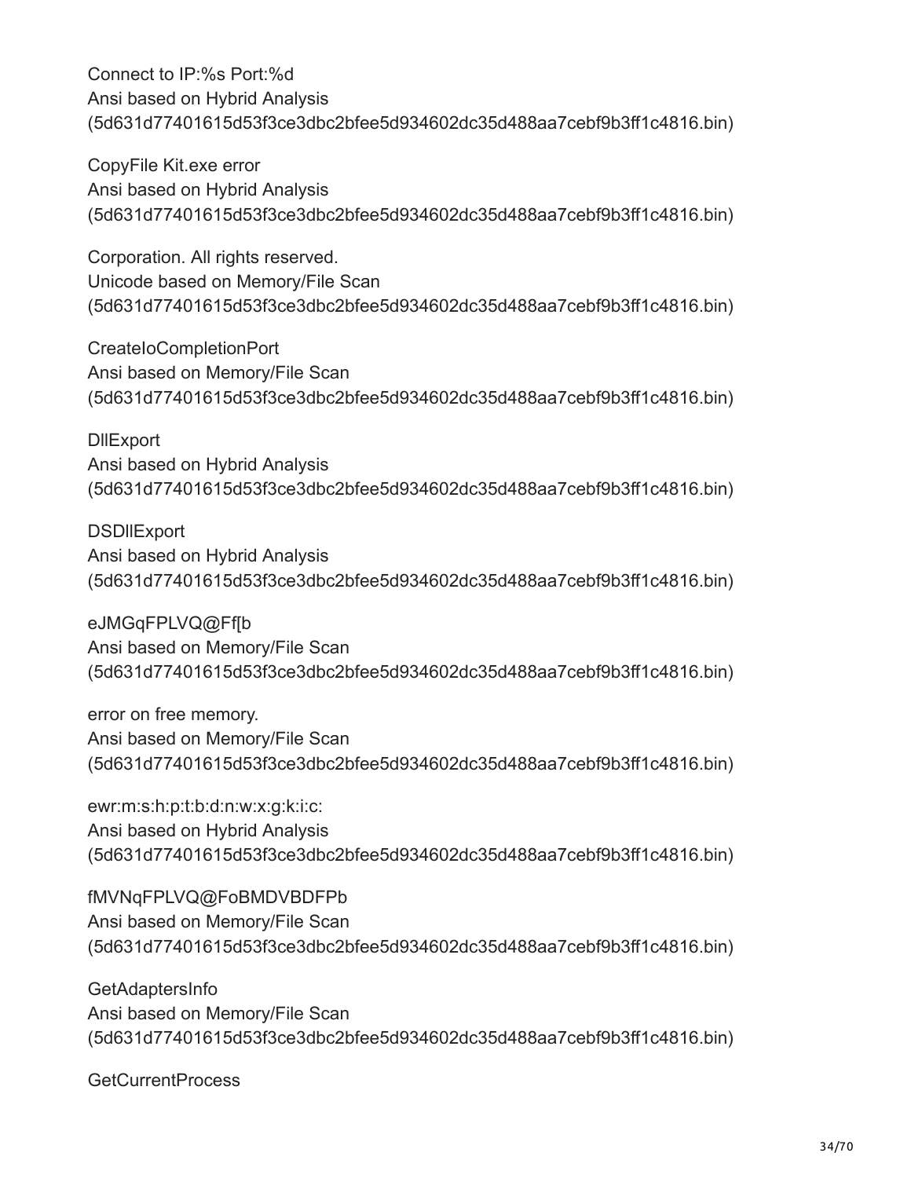Connect to IP:%s Port:%d
Ansi based on Hybrid Analysis
(5d631d77401615d53f3ce3dbc2bfee5d934602dc35d488aa7cebf9b3ff1c4816.bin)

CopyFile Kit.exe error
Ansi based on Hybrid Analysis
(5d631d77401615d53f3ce3dbc2bfee5d934602dc35d488aa7cebf9b3ff1c4816.bin)

Corporation. All rights reserved.
Unicode based on Memory/File Scan
(5d631d77401615d53f3ce3dbc2bfee5d934602dc35d488aa7cebf9b3ff1c4816.bin)

CreateIoCompletionPort
Ansi based on Memory/File Scan
(5d631d77401615d53f3ce3dbc2bfee5d934602dc35d488aa7cebf9b3ff1c4816.bin)

DllExport
Ansi based on Hybrid Analysis
(5d631d77401615d53f3ce3dbc2bfee5d934602dc35d488aa7cebf9b3ff1c4816.bin)

DSDllExport
Ansi based on Hybrid Analysis
(5d631d77401615d53f3ce3dbc2bfee5d934602dc35d488aa7cebf9b3ff1c4816.bin)

eJMGqFPLVQ@Ff[b
Ansi based on Memory/File Scan
(5d631d77401615d53f3ce3dbc2bfee5d934602dc35d488aa7cebf9b3ff1c4816.bin)

error on free memory.
Ansi based on Memory/File Scan
(5d631d77401615d53f3ce3dbc2bfee5d934602dc35d488aa7cebf9b3ff1c4816.bin)

ewr:m:s:h:p:t:b:d:n:w:x:g:k:i:c:
Ansi based on Hybrid Analysis
(5d631d77401615d53f3ce3dbc2bfee5d934602dc35d488aa7cebf9b3ff1c4816.bin)

fMVNqFPLVQ@FoBMDVBDFPb
Ansi based on Memory/File Scan
(5d631d77401615d53f3ce3dbc2bfee5d934602dc35d488aa7cebf9b3ff1c4816.bin)

GetAdaptersInfo
Ansi based on Memory/File Scan
(5d631d77401615d53f3ce3dbc2bfee5d934602dc35d488aa7cebf9b3ff1c4816.bin)

GetCurrentProcess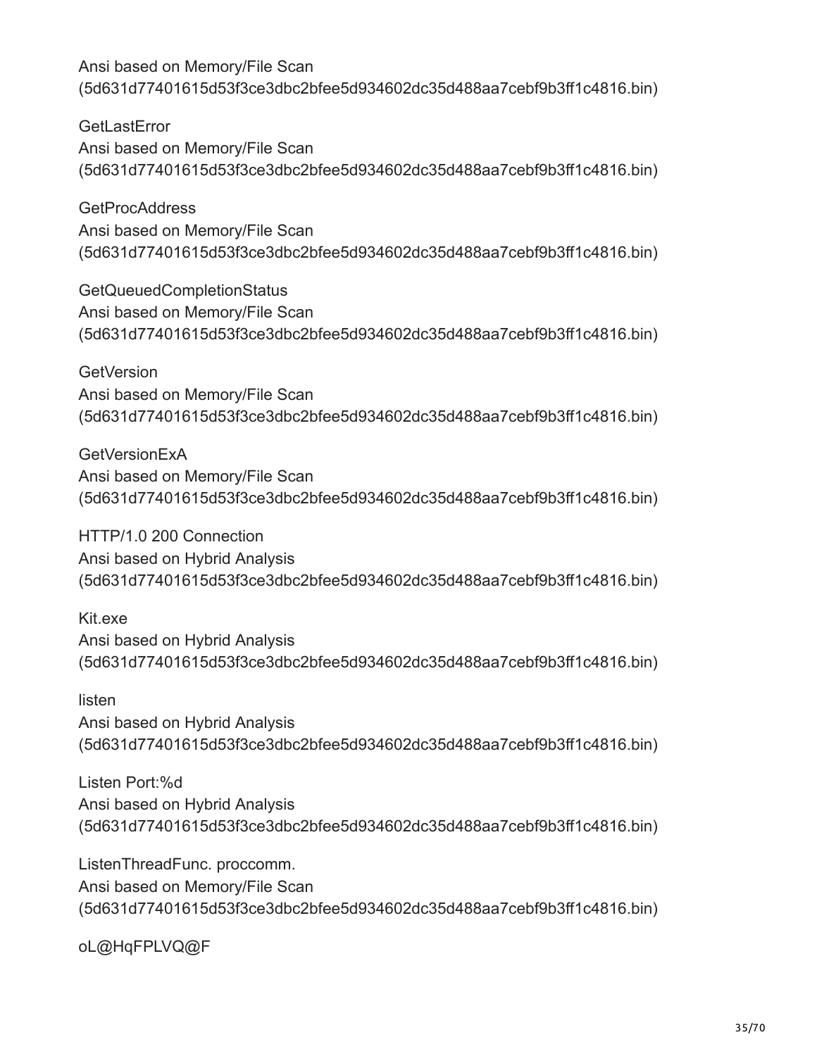Ansi based on Memory/File Scan
(5d631d77401615d53f3ce3dbc2bfee5d934602dc35d488aa7cebf9b3ff1c4816.bin)

GetLastError
Ansi based on Memory/File Scan
(5d631d77401615d53f3ce3dbc2bfee5d934602dc35d488aa7cebf9b3ff1c4816.bin)

GetProcAddress
Ansi based on Memory/File Scan
(5d631d77401615d53f3ce3dbc2bfee5d934602dc35d488aa7cebf9b3ff1c4816.bin)

GetQueuedCompletionStatus
Ansi based on Memory/File Scan
(5d631d77401615d53f3ce3dbc2bfee5d934602dc35d488aa7cebf9b3ff1c4816.bin)

GetVersion
Ansi based on Memory/File Scan
(5d631d77401615d53f3ce3dbc2bfee5d934602dc35d488aa7cebf9b3ff1c4816.bin)

GetVersionExA
Ansi based on Memory/File Scan
(5d631d77401615d53f3ce3dbc2bfee5d934602dc35d488aa7cebf9b3ff1c4816.bin)

HTTP/1.0 200 Connection
Ansi based on Hybrid Analysis
(5d631d77401615d53f3ce3dbc2bfee5d934602dc35d488aa7cebf9b3ff1c4816.bin)

Kit.exe
Ansi based on Hybrid Analysis
(5d631d77401615d53f3ce3dbc2bfee5d934602dc35d488aa7cebf9b3ff1c4816.bin)

listen
Ansi based on Hybrid Analysis
(5d631d77401615d53f3ce3dbc2bfee5d934602dc35d488aa7cebf9b3ff1c4816.bin)

Listen Port:%d
Ansi based on Hybrid Analysis
(5d631d77401615d53f3ce3dbc2bfee5d934602dc35d488aa7cebf9b3ff1c4816.bin)

ListenThreadFunc. proccomm.
Ansi based on Memory/File Scan
(5d631d77401615d53f3ce3dbc2bfee5d934602dc35d488aa7cebf9b3ff1c4816.bin)

oL@HqFPLVQ@F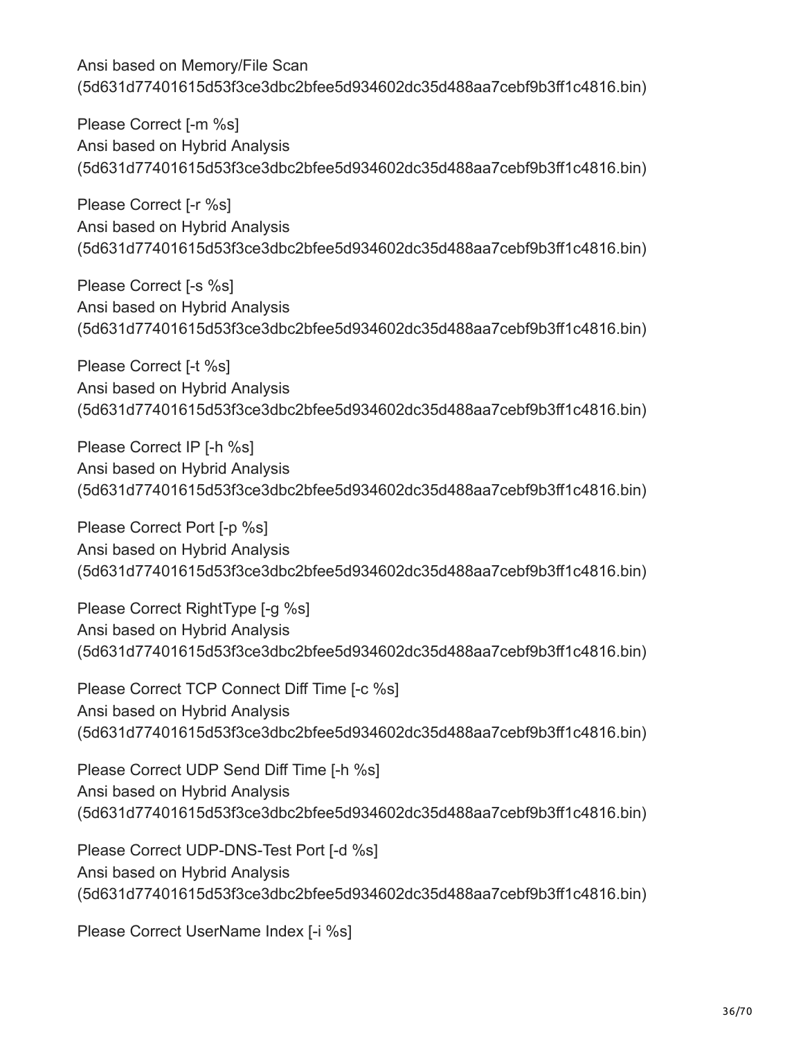Ansi based on Memory/File Scan
(5d631d77401615d53f3ce3dbc2bfee5d934602dc35d488aa7cebf9b3ff1c4816.bin)

Please Correct [-m %s]
Ansi based on Hybrid Analysis
(5d631d77401615d53f3ce3dbc2bfee5d934602dc35d488aa7cebf9b3ff1c4816.bin)

Please Correct [-r %s]
Ansi based on Hybrid Analysis
(5d631d77401615d53f3ce3dbc2bfee5d934602dc35d488aa7cebf9b3ff1c4816.bin)

Please Correct [-s %s]
Ansi based on Hybrid Analysis
(5d631d77401615d53f3ce3dbc2bfee5d934602dc35d488aa7cebf9b3ff1c4816.bin)

Please Correct [-t %s]
Ansi based on Hybrid Analysis
(5d631d77401615d53f3ce3dbc2bfee5d934602dc35d488aa7cebf9b3ff1c4816.bin)

Please Correct IP [-h %s]
Ansi based on Hybrid Analysis
(5d631d77401615d53f3ce3dbc2bfee5d934602dc35d488aa7cebf9b3ff1c4816.bin)

Please Correct Port [-p %s]
Ansi based on Hybrid Analysis
(5d631d77401615d53f3ce3dbc2bfee5d934602dc35d488aa7cebf9b3ff1c4816.bin)

Please Correct RightType [-g %s]
Ansi based on Hybrid Analysis
(5d631d77401615d53f3ce3dbc2bfee5d934602dc35d488aa7cebf9b3ff1c4816.bin)

Please Correct TCP Connect Diff Time [-c %s]
Ansi based on Hybrid Analysis
(5d631d77401615d53f3ce3dbc2bfee5d934602dc35d488aa7cebf9b3ff1c4816.bin)

Please Correct UDP Send Diff Time [-h %s]
Ansi based on Hybrid Analysis
(5d631d77401615d53f3ce3dbc2bfee5d934602dc35d488aa7cebf9b3ff1c4816.bin)

Please Correct UDP-DNS-Test Port [-d %s]
Ansi based on Hybrid Analysis
(5d631d77401615d53f3ce3dbc2bfee5d934602dc35d488aa7cebf9b3ff1c4816.bin)

Please Correct UserName Index [-i %s]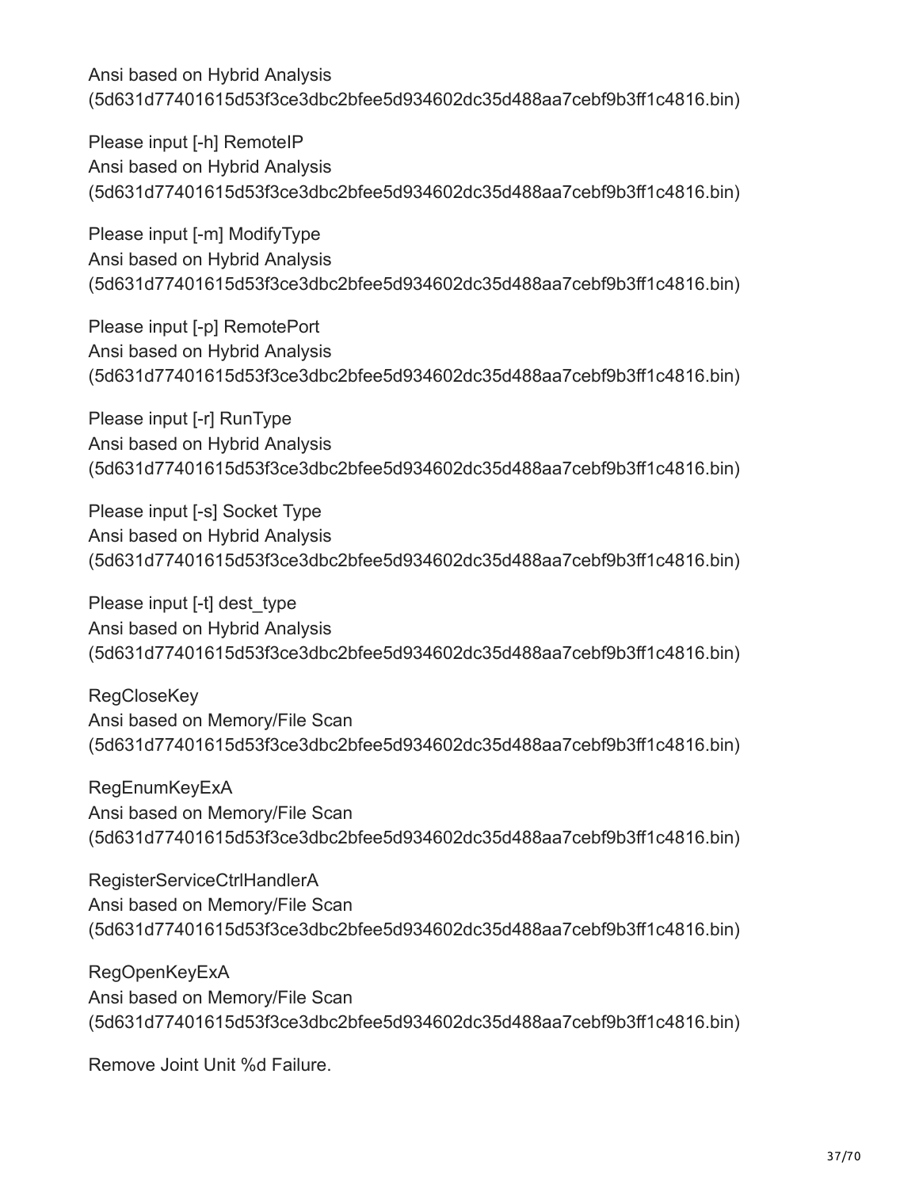Ansi based on Hybrid Analysis
(5d631d77401615d53f3ce3dbc2bfee5d934602dc35d488aa7cebf9b3ff1c4816.bin)

Please input [-h] RemoteIP
Ansi based on Hybrid Analysis
(5d631d77401615d53f3ce3dbc2bfee5d934602dc35d488aa7cebf9b3ff1c4816.bin)

Please input [-m] ModifyType
Ansi based on Hybrid Analysis
(5d631d77401615d53f3ce3dbc2bfee5d934602dc35d488aa7cebf9b3ff1c4816.bin)

Please input [-p] RemotePort
Ansi based on Hybrid Analysis
(5d631d77401615d53f3ce3dbc2bfee5d934602dc35d488aa7cebf9b3ff1c4816.bin)

Please input [-r] RunType
Ansi based on Hybrid Analysis
(5d631d77401615d53f3ce3dbc2bfee5d934602dc35d488aa7cebf9b3ff1c4816.bin)

Please input [-s] Socket Type
Ansi based on Hybrid Analysis
(5d631d77401615d53f3ce3dbc2bfee5d934602dc35d488aa7cebf9b3ff1c4816.bin)

Please input [-t] dest_type
Ansi based on Hybrid Analysis
(5d631d77401615d53f3ce3dbc2bfee5d934602dc35d488aa7cebf9b3ff1c4816.bin)

RegCloseKey
Ansi based on Memory/File Scan
(5d631d77401615d53f3ce3dbc2bfee5d934602dc35d488aa7cebf9b3ff1c4816.bin)

RegEnumKeyExA
Ansi based on Memory/File Scan
(5d631d77401615d53f3ce3dbc2bfee5d934602dc35d488aa7cebf9b3ff1c4816.bin)

RegisterServiceCtrlHandlerA
Ansi based on Memory/File Scan
(5d631d77401615d53f3ce3dbc2bfee5d934602dc35d488aa7cebf9b3ff1c4816.bin)

RegOpenKeyExA
Ansi based on Memory/File Scan
(5d631d77401615d53f3ce3dbc2bfee5d934602dc35d488aa7cebf9b3ff1c4816.bin)

Remove Joint Unit %d Failure.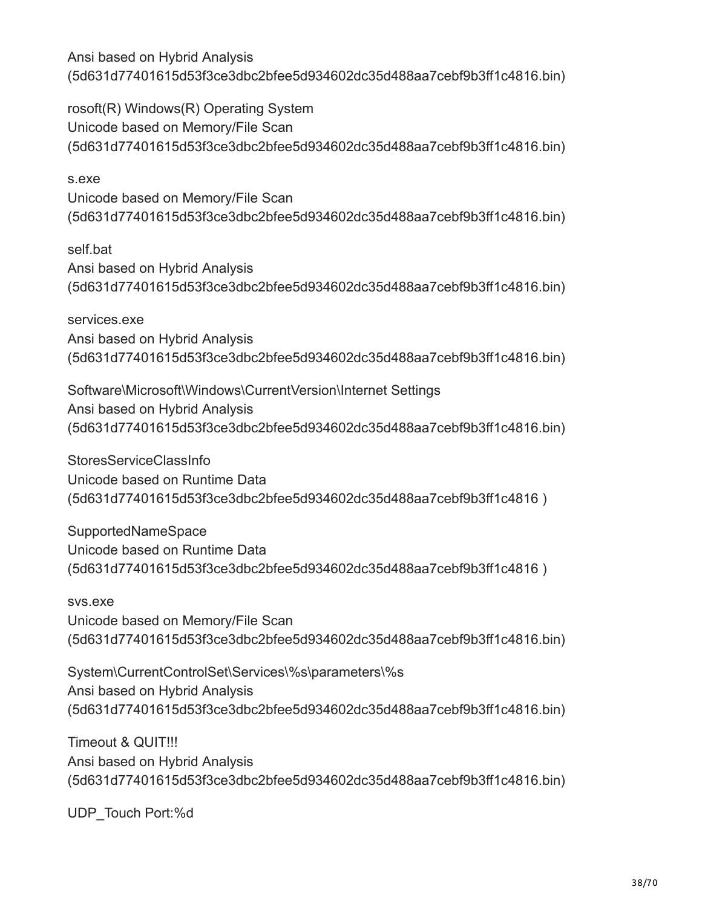Ansi based on Hybrid Analysis
(5d631d77401615d53f3ce3dbc2bfee5d934602dc35d488aa7cebf9b3ff1c4816.bin)

rosoft(R) Windows(R) Operating System
Unicode based on Memory/File Scan
(5d631d77401615d53f3ce3dbc2bfee5d934602dc35d488aa7cebf9b3ff1c4816.bin)

s.exe
Unicode based on Memory/File Scan
(5d631d77401615d53f3ce3dbc2bfee5d934602dc35d488aa7cebf9b3ff1c4816.bin)

self.bat
Ansi based on Hybrid Analysis
(5d631d77401615d53f3ce3dbc2bfee5d934602dc35d488aa7cebf9b3ff1c4816.bin)

services.exe
Ansi based on Hybrid Analysis
(5d631d77401615d53f3ce3dbc2bfee5d934602dc35d488aa7cebf9b3ff1c4816.bin)

Software\Microsoft\Windows\CurrentVersion\Internet Settings
Ansi based on Hybrid Analysis
(5d631d77401615d53f3ce3dbc2bfee5d934602dc35d488aa7cebf9b3ff1c4816.bin)

StoresServiceClassInfo
Unicode based on Runtime Data
(5d631d77401615d53f3ce3dbc2bfee5d934602dc35d488aa7cebf9b3ff1c4816 )

SupportedNameSpace
Unicode based on Runtime Data
(5d631d77401615d53f3ce3dbc2bfee5d934602dc35d488aa7cebf9b3ff1c4816 )

svs.exe
Unicode based on Memory/File Scan
(5d631d77401615d53f3ce3dbc2bfee5d934602dc35d488aa7cebf9b3ff1c4816.bin)

System\CurrentControlSet\Services\%s\parameters\%s
Ansi based on Hybrid Analysis
(5d631d77401615d53f3ce3dbc2bfee5d934602dc35d488aa7cebf9b3ff1c4816.bin)

Timeout & QUIT!!!
Ansi based on Hybrid Analysis
(5d631d77401615d53f3ce3dbc2bfee5d934602dc35d488aa7cebf9b3ff1c4816.bin)

UDP_Touch Port:%d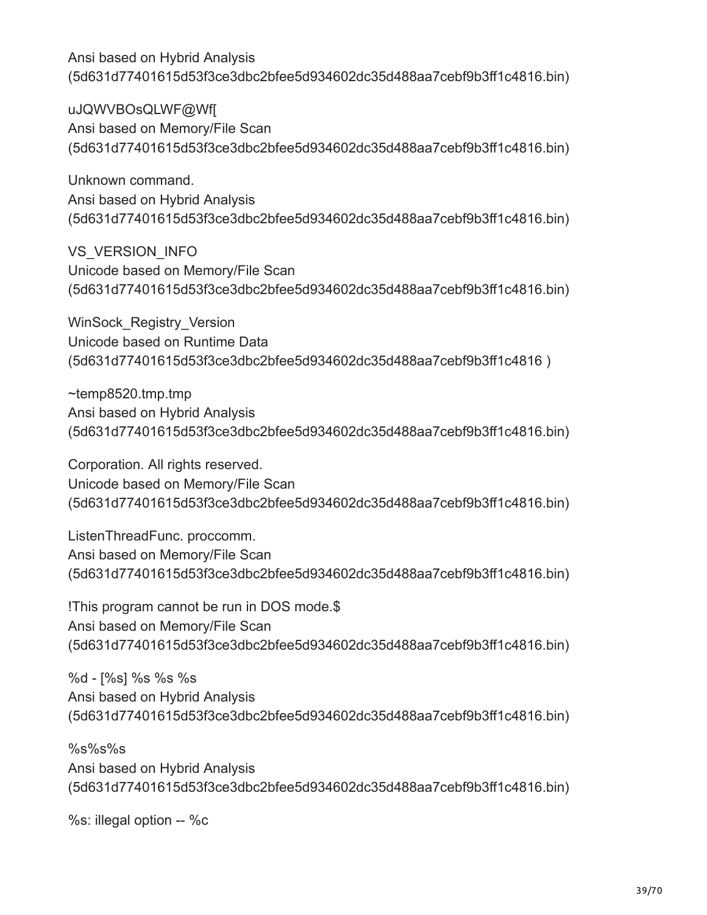Ansi based on Hybrid Analysis
(5d631d77401615d53f3ce3dbc2bfee5d934602dc35d488aa7cebf9b3ff1c4816.bin)

uJQWVBOsQLWF@Wf[
Ansi based on Memory/File Scan
(5d631d77401615d53f3ce3dbc2bfee5d934602dc35d488aa7cebf9b3ff1c4816.bin)

Unknown command.
Ansi based on Hybrid Analysis
(5d631d77401615d53f3ce3dbc2bfee5d934602dc35d488aa7cebf9b3ff1c4816.bin)

VS_VERSION_INFO
Unicode based on Memory/File Scan
(5d631d77401615d53f3ce3dbc2bfee5d934602dc35d488aa7cebf9b3ff1c4816.bin)

WinSock_Registry_Version
Unicode based on Runtime Data
(5d631d77401615d53f3ce3dbc2bfee5d934602dc35d488aa7cebf9b3ff1c4816 )

~temp8520.tmp.tmp
Ansi based on Hybrid Analysis
(5d631d77401615d53f3ce3dbc2bfee5d934602dc35d488aa7cebf9b3ff1c4816.bin)

Corporation. All rights reserved.
Unicode based on Memory/File Scan
(5d631d77401615d53f3ce3dbc2bfee5d934602dc35d488aa7cebf9b3ff1c4816.bin)

ListenThreadFunc. proccomm.
Ansi based on Memory/File Scan
(5d631d77401615d53f3ce3dbc2bfee5d934602dc35d488aa7cebf9b3ff1c4816.bin)

!This program cannot be run in DOS mode.$
Ansi based on Memory/File Scan
(5d631d77401615d53f3ce3dbc2bfee5d934602dc35d488aa7cebf9b3ff1c4816.bin)

%d - [%s] %s %s %s
Ansi based on Hybrid Analysis
(5d631d77401615d53f3ce3dbc2bfee5d934602dc35d488aa7cebf9b3ff1c4816.bin)

%s%s%s
Ansi based on Hybrid Analysis
(5d631d77401615d53f3ce3dbc2bfee5d934602dc35d488aa7cebf9b3ff1c4816.bin)

%s: illegal option -- %c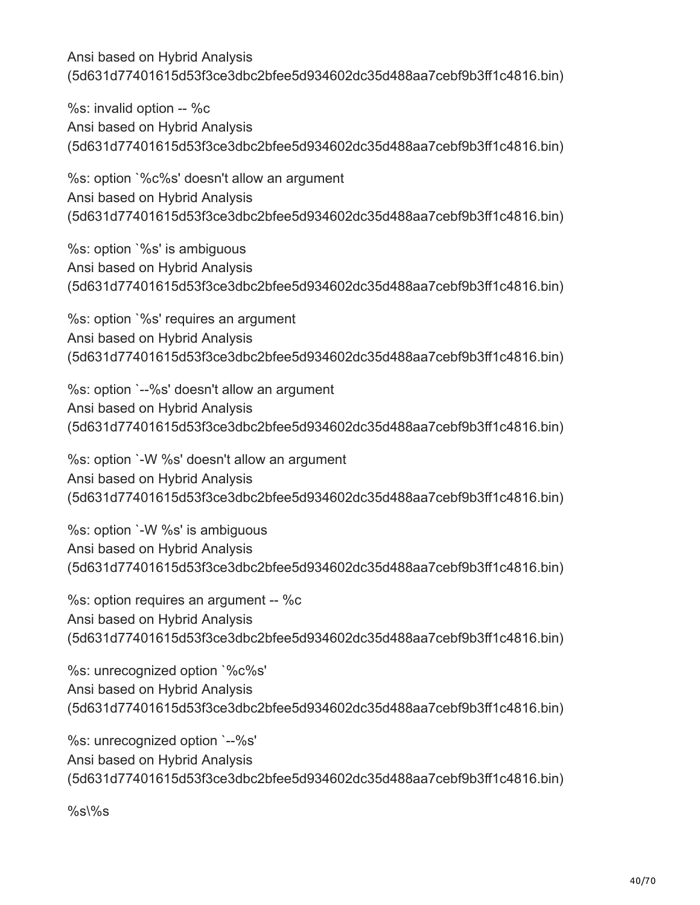Ansi based on Hybrid Analysis (5d631d77401615d53f3ce3dbc2bfee5d934602dc35d488aa7cebf9b3ff1c4816.bin)

%s: invalid option -- %c
Ansi based on Hybrid Analysis (5d631d77401615d53f3ce3dbc2bfee5d934602dc35d488aa7cebf9b3ff1c4816.bin)

%s: option `%c%s' doesn't allow an argument
Ansi based on Hybrid Analysis (5d631d77401615d53f3ce3dbc2bfee5d934602dc35d488aa7cebf9b3ff1c4816.bin)

%s: option `%s' is ambiguous
Ansi based on Hybrid Analysis (5d631d77401615d53f3ce3dbc2bfee5d934602dc35d488aa7cebf9b3ff1c4816.bin)

%s: option `%s' requires an argument
Ansi based on Hybrid Analysis (5d631d77401615d53f3ce3dbc2bfee5d934602dc35d488aa7cebf9b3ff1c4816.bin)

%s: option `--%s' doesn't allow an argument
Ansi based on Hybrid Analysis (5d631d77401615d53f3ce3dbc2bfee5d934602dc35d488aa7cebf9b3ff1c4816.bin)

%s: option `-W %s' doesn't allow an argument
Ansi based on Hybrid Analysis (5d631d77401615d53f3ce3dbc2bfee5d934602dc35d488aa7cebf9b3ff1c4816.bin)

%s: option `-W %s' is ambiguous
Ansi based on Hybrid Analysis (5d631d77401615d53f3ce3dbc2bfee5d934602dc35d488aa7cebf9b3ff1c4816.bin)

%s: option requires an argument -- %c
Ansi based on Hybrid Analysis (5d631d77401615d53f3ce3dbc2bfee5d934602dc35d488aa7cebf9b3ff1c4816.bin)

%s: unrecognized option `%c%s'
Ansi based on Hybrid Analysis (5d631d77401615d53f3ce3dbc2bfee5d934602dc35d488aa7cebf9b3ff1c4816.bin)

%s: unrecognized option `--%s'
Ansi based on Hybrid Analysis (5d631d77401615d53f3ce3dbc2bfee5d934602dc35d488aa7cebf9b3ff1c4816.bin)

%s\%s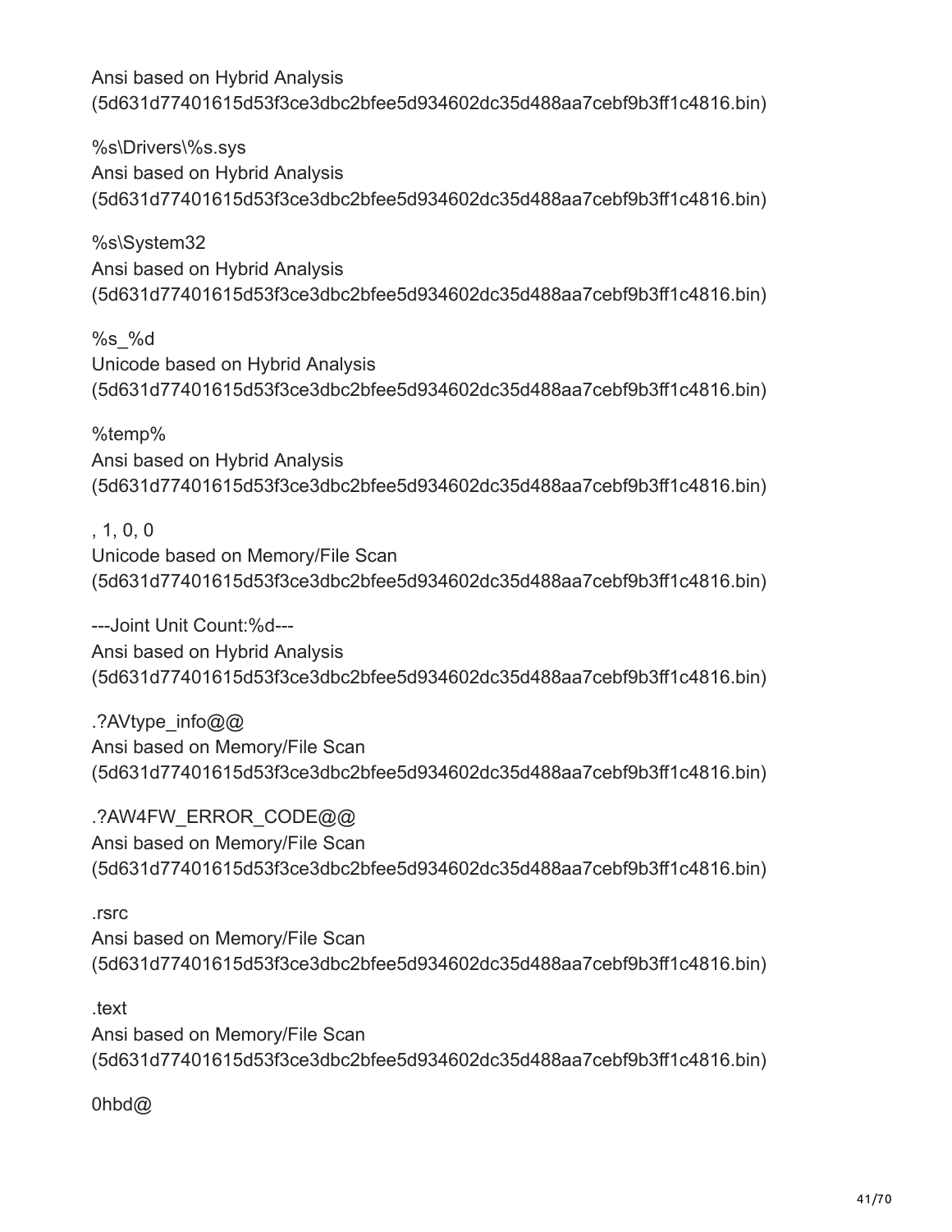Ansi based on Hybrid Analysis
(5d631d77401615d53f3ce3dbc2bfee5d934602dc35d488aa7cebf9b3ff1c4816.bin)

%s\Drivers\%s.sys
Ansi based on Hybrid Analysis
(5d631d77401615d53f3ce3dbc2bfee5d934602dc35d488aa7cebf9b3ff1c4816.bin)

%s\System32
Ansi based on Hybrid Analysis
(5d631d77401615d53f3ce3dbc2bfee5d934602dc35d488aa7cebf9b3ff1c4816.bin)

%s_%d
Unicode based on Hybrid Analysis
(5d631d77401615d53f3ce3dbc2bfee5d934602dc35d488aa7cebf9b3ff1c4816.bin)

%temp%
Ansi based on Hybrid Analysis
(5d631d77401615d53f3ce3dbc2bfee5d934602dc35d488aa7cebf9b3ff1c4816.bin)

, 1, 0, 0
Unicode based on Memory/File Scan
(5d631d77401615d53f3ce3dbc2bfee5d934602dc35d488aa7cebf9b3ff1c4816.bin)

---Joint Unit Count:%d---
Ansi based on Hybrid Analysis
(5d631d77401615d53f3ce3dbc2bfee5d934602dc35d488aa7cebf9b3ff1c4816.bin)

.?AVtype_info@@
Ansi based on Memory/File Scan
(5d631d77401615d53f3ce3dbc2bfee5d934602dc35d488aa7cebf9b3ff1c4816.bin)

.?AW4FW_ERROR_CODE@@
Ansi based on Memory/File Scan
(5d631d77401615d53f3ce3dbc2bfee5d934602dc35d488aa7cebf9b3ff1c4816.bin)

.rsrc
Ansi based on Memory/File Scan
(5d631d77401615d53f3ce3dbc2bfee5d934602dc35d488aa7cebf9b3ff1c4816.bin)

.text
Ansi based on Memory/File Scan
(5d631d77401615d53f3ce3dbc2bfee5d934602dc35d488aa7cebf9b3ff1c4816.bin)

0hbd@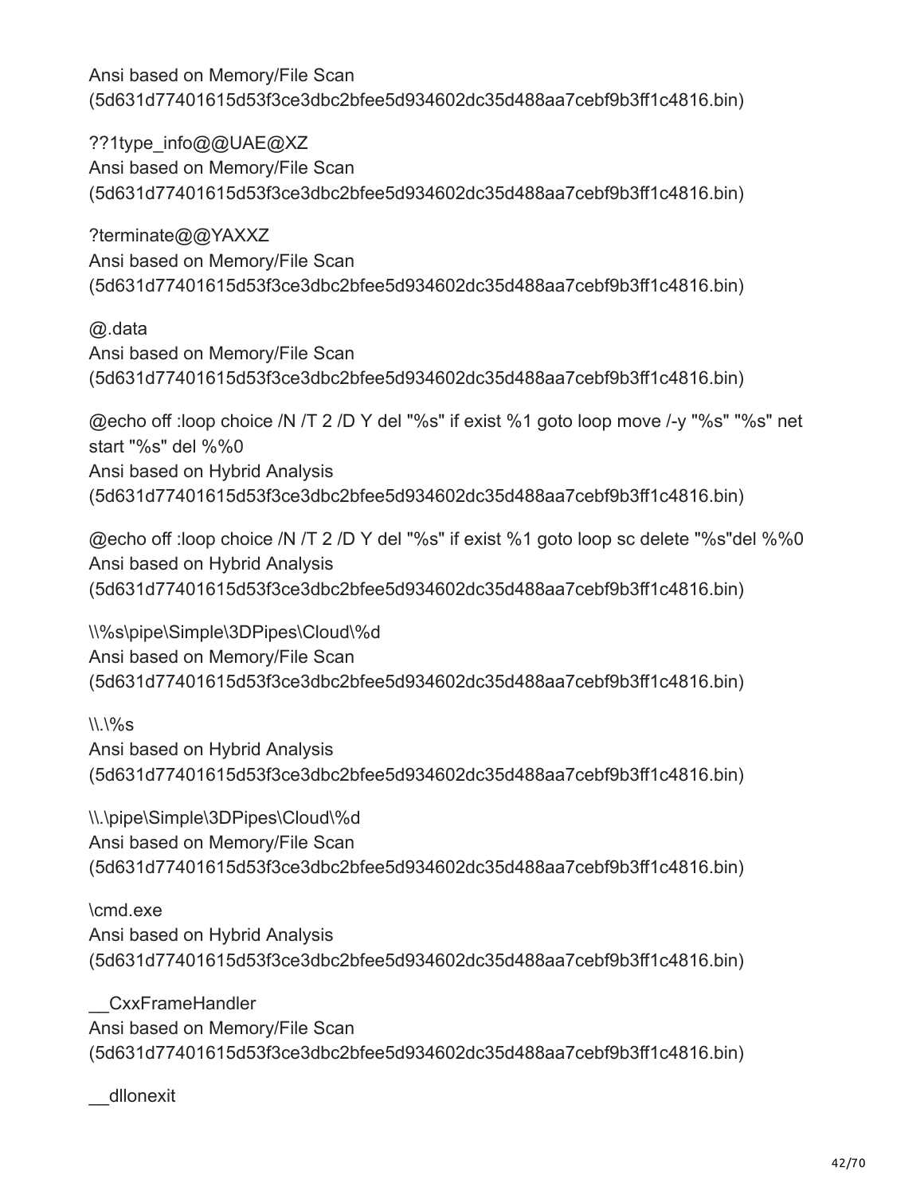Ansi based on Memory/File Scan
(5d631d77401615d53f3ce3dbc2bfee5d934602dc35d488aa7cebf9b3ff1c4816.bin)

??1type_info@@UAE@XZ
Ansi based on Memory/File Scan
(5d631d77401615d53f3ce3dbc2bfee5d934602dc35d488aa7cebf9b3ff1c4816.bin)

?terminate@@YAXXZ
Ansi based on Memory/File Scan
(5d631d77401615d53f3ce3dbc2bfee5d934602dc35d488aa7cebf9b3ff1c4816.bin)

@.data
Ansi based on Memory/File Scan
(5d631d77401615d53f3ce3dbc2bfee5d934602dc35d488aa7cebf9b3ff1c4816.bin)

@echo off :loop choice /N /T 2 /D Y del "%s" if exist %1 goto loop move /-y "%s" "%s" net start "%s" del %%0
Ansi based on Hybrid Analysis
(5d631d77401615d53f3ce3dbc2bfee5d934602dc35d488aa7cebf9b3ff1c4816.bin)

@echo off :loop choice /N /T 2 /D Y del "%s" if exist %1 goto loop sc delete "%s"del %%0
Ansi based on Hybrid Analysis
(5d631d77401615d53f3ce3dbc2bfee5d934602dc35d488aa7cebf9b3ff1c4816.bin)

\\%s\pipe\Simple\3DPipes\Cloud\%d
Ansi based on Memory/File Scan
(5d631d77401615d53f3ce3dbc2bfee5d934602dc35d488aa7cebf9b3ff1c4816.bin)

\\.\%s
Ansi based on Hybrid Analysis
(5d631d77401615d53f3ce3dbc2bfee5d934602dc35d488aa7cebf9b3ff1c4816.bin)

\\.\pipe\Simple\3DPipes\Cloud\%d
Ansi based on Memory/File Scan
(5d631d77401615d53f3ce3dbc2bfee5d934602dc35d488aa7cebf9b3ff1c4816.bin)

\cmd.exe
Ansi based on Hybrid Analysis
(5d631d77401615d53f3ce3dbc2bfee5d934602dc35d488aa7cebf9b3ff1c4816.bin)

__CxxFrameHandler
Ansi based on Memory/File Scan
(5d631d77401615d53f3ce3dbc2bfee5d934602dc35d488aa7cebf9b3ff1c4816.bin)

__dllonexit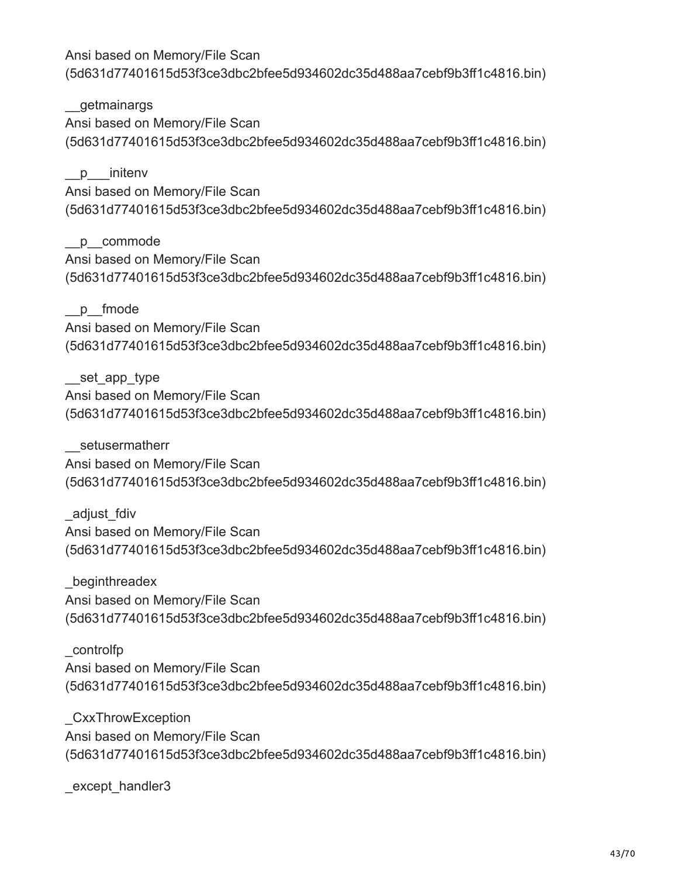Ansi based on Memory/File Scan
(5d631d77401615d53f3ce3dbc2bfee5d934602dc35d488aa7cebf9b3ff1c4816.bin)

__getmainargs
Ansi based on Memory/File Scan
(5d631d77401615d53f3ce3dbc2bfee5d934602dc35d488aa7cebf9b3ff1c4816.bin)

__p___initenv
Ansi based on Memory/File Scan
(5d631d77401615d53f3ce3dbc2bfee5d934602dc35d488aa7cebf9b3ff1c4816.bin)

__p__commode
Ansi based on Memory/File Scan
(5d631d77401615d53f3ce3dbc2bfee5d934602dc35d488aa7cebf9b3ff1c4816.bin)

__p__fmode
Ansi based on Memory/File Scan
(5d631d77401615d53f3ce3dbc2bfee5d934602dc35d488aa7cebf9b3ff1c4816.bin)

__set_app_type
Ansi based on Memory/File Scan
(5d631d77401615d53f3ce3dbc2bfee5d934602dc35d488aa7cebf9b3ff1c4816.bin)

__setusermatherr
Ansi based on Memory/File Scan
(5d631d77401615d53f3ce3dbc2bfee5d934602dc35d488aa7cebf9b3ff1c4816.bin)

_adjust_fdiv
Ansi based on Memory/File Scan
(5d631d77401615d53f3ce3dbc2bfee5d934602dc35d488aa7cebf9b3ff1c4816.bin)

_beginthreadex
Ansi based on Memory/File Scan
(5d631d77401615d53f3ce3dbc2bfee5d934602dc35d488aa7cebf9b3ff1c4816.bin)

_controlfp
Ansi based on Memory/File Scan
(5d631d77401615d53f3ce3dbc2bfee5d934602dc35d488aa7cebf9b3ff1c4816.bin)

_CxxThrowException
Ansi based on Memory/File Scan
(5d631d77401615d53f3ce3dbc2bfee5d934602dc35d488aa7cebf9b3ff1c4816.bin)

_except_handler3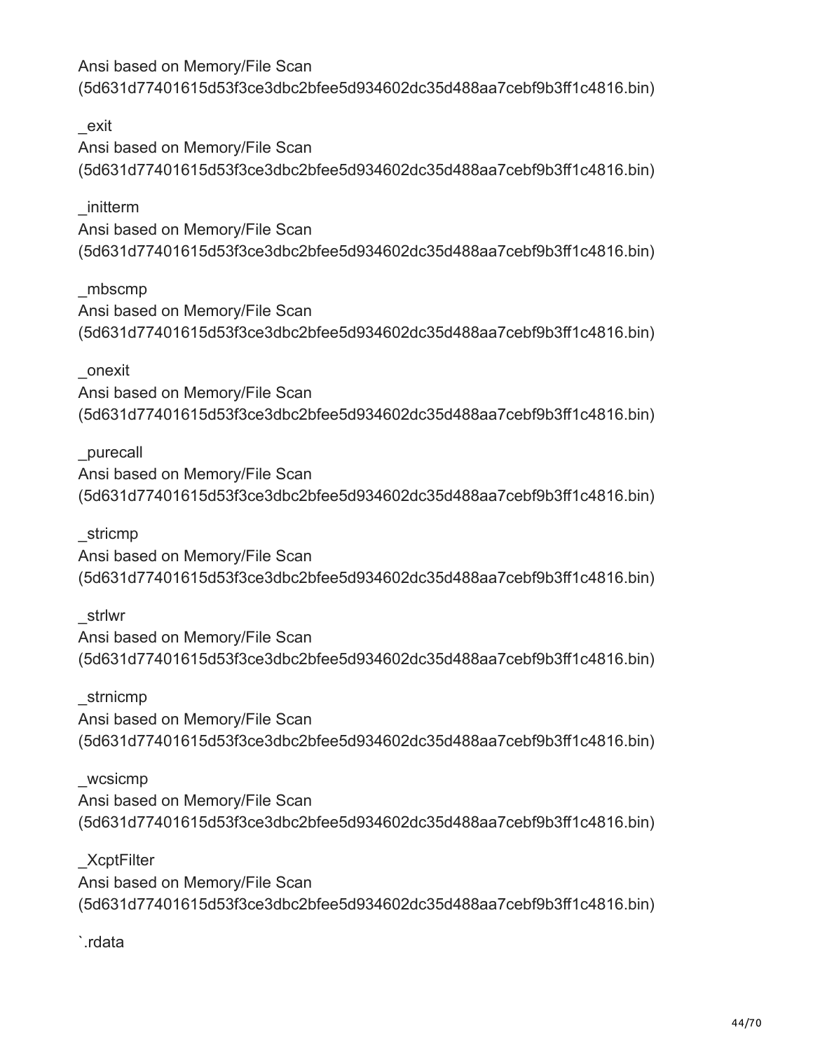Ansi based on Memory/File Scan
(5d631d77401615d53f3ce3dbc2bfee5d934602dc35d488aa7cebf9b3ff1c4816.bin)

_exit
Ansi based on Memory/File Scan
(5d631d77401615d53f3ce3dbc2bfee5d934602dc35d488aa7cebf9b3ff1c4816.bin)

_initterm
Ansi based on Memory/File Scan
(5d631d77401615d53f3ce3dbc2bfee5d934602dc35d488aa7cebf9b3ff1c4816.bin)

_mbscmp
Ansi based on Memory/File Scan
(5d631d77401615d53f3ce3dbc2bfee5d934602dc35d488aa7cebf9b3ff1c4816.bin)

_onexit
Ansi based on Memory/File Scan
(5d631d77401615d53f3ce3dbc2bfee5d934602dc35d488aa7cebf9b3ff1c4816.bin)

_purecall
Ansi based on Memory/File Scan
(5d631d77401615d53f3ce3dbc2bfee5d934602dc35d488aa7cebf9b3ff1c4816.bin)

_stricmp
Ansi based on Memory/File Scan
(5d631d77401615d53f3ce3dbc2bfee5d934602dc35d488aa7cebf9b3ff1c4816.bin)

_strlwr
Ansi based on Memory/File Scan
(5d631d77401615d53f3ce3dbc2bfee5d934602dc35d488aa7cebf9b3ff1c4816.bin)

_strnicmp
Ansi based on Memory/File Scan
(5d631d77401615d53f3ce3dbc2bfee5d934602dc35d488aa7cebf9b3ff1c4816.bin)

_wcsicmp
Ansi based on Memory/File Scan
(5d631d77401615d53f3ce3dbc2bfee5d934602dc35d488aa7cebf9b3ff1c4816.bin)

_XcptFilter
Ansi based on Memory/File Scan
(5d631d77401615d53f3ce3dbc2bfee5d934602dc35d488aa7cebf9b3ff1c4816.bin)

`.rdata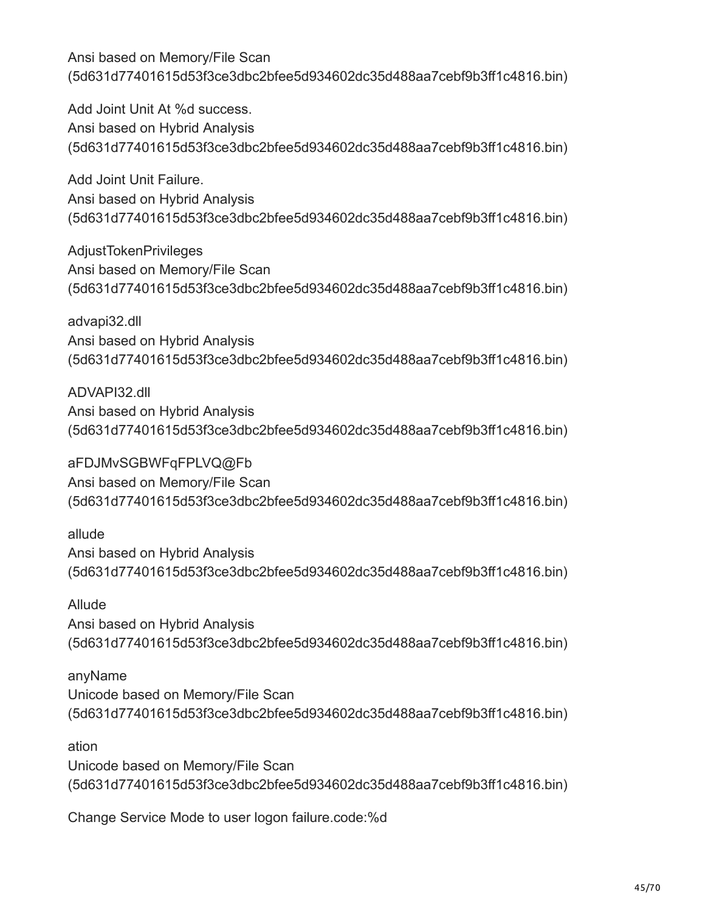Ansi based on Memory/File Scan
(5d631d77401615d53f3ce3dbc2bfee5d934602dc35d488aa7cebf9b3ff1c4816.bin)

Add Joint Unit At %d success.
Ansi based on Hybrid Analysis
(5d631d77401615d53f3ce3dbc2bfee5d934602dc35d488aa7cebf9b3ff1c4816.bin)

Add Joint Unit Failure.
Ansi based on Hybrid Analysis
(5d631d77401615d53f3ce3dbc2bfee5d934602dc35d488aa7cebf9b3ff1c4816.bin)

AdjustTokenPrivileges
Ansi based on Memory/File Scan
(5d631d77401615d53f3ce3dbc2bfee5d934602dc35d488aa7cebf9b3ff1c4816.bin)

advapi32.dll
Ansi based on Hybrid Analysis
(5d631d77401615d53f3ce3dbc2bfee5d934602dc35d488aa7cebf9b3ff1c4816.bin)

ADVAPI32.dll
Ansi based on Hybrid Analysis
(5d631d77401615d53f3ce3dbc2bfee5d934602dc35d488aa7cebf9b3ff1c4816.bin)

aFDJMvSGBWFqFPLVQ@Fb
Ansi based on Memory/File Scan
(5d631d77401615d53f3ce3dbc2bfee5d934602dc35d488aa7cebf9b3ff1c4816.bin)

allude
Ansi based on Hybrid Analysis
(5d631d77401615d53f3ce3dbc2bfee5d934602dc35d488aa7cebf9b3ff1c4816.bin)

Allude
Ansi based on Hybrid Analysis
(5d631d77401615d53f3ce3dbc2bfee5d934602dc35d488aa7cebf9b3ff1c4816.bin)

anyName
Unicode based on Memory/File Scan
(5d631d77401615d53f3ce3dbc2bfee5d934602dc35d488aa7cebf9b3ff1c4816.bin)

ation
Unicode based on Memory/File Scan
(5d631d77401615d53f3ce3dbc2bfee5d934602dc35d488aa7cebf9b3ff1c4816.bin)

Change Service Mode to user logon failure.code:%d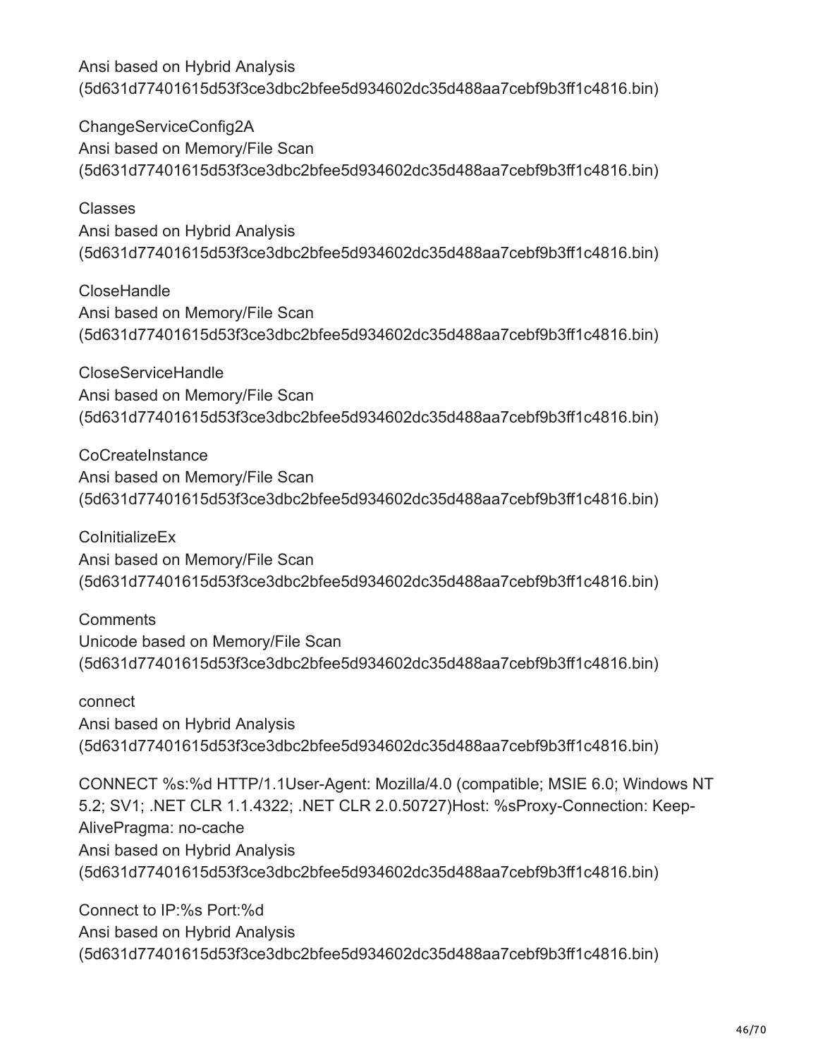Ansi based on Hybrid Analysis
(5d631d77401615d53f3ce3dbc2bfee5d934602dc35d488aa7cebf9b3ff1c4816.bin)

ChangeServiceConfig2A
Ansi based on Memory/File Scan
(5d631d77401615d53f3ce3dbc2bfee5d934602dc35d488aa7cebf9b3ff1c4816.bin)

Classes
Ansi based on Hybrid Analysis
(5d631d77401615d53f3ce3dbc2bfee5d934602dc35d488aa7cebf9b3ff1c4816.bin)

CloseHandle
Ansi based on Memory/File Scan
(5d631d77401615d53f3ce3dbc2bfee5d934602dc35d488aa7cebf9b3ff1c4816.bin)

CloseServiceHandle
Ansi based on Memory/File Scan
(5d631d77401615d53f3ce3dbc2bfee5d934602dc35d488aa7cebf9b3ff1c4816.bin)

CoCreateInstance
Ansi based on Memory/File Scan
(5d631d77401615d53f3ce3dbc2bfee5d934602dc35d488aa7cebf9b3ff1c4816.bin)

CoInitializeEx
Ansi based on Memory/File Scan
(5d631d77401615d53f3ce3dbc2bfee5d934602dc35d488aa7cebf9b3ff1c4816.bin)

Comments
Unicode based on Memory/File Scan
(5d631d77401615d53f3ce3dbc2bfee5d934602dc35d488aa7cebf9b3ff1c4816.bin)

connect
Ansi based on Hybrid Analysis
(5d631d77401615d53f3ce3dbc2bfee5d934602dc35d488aa7cebf9b3ff1c4816.bin)

CONNECT %s:%d HTTP/1.1User-Agent: Mozilla/4.0 (compatible; MSIE 6.0; Windows NT 5.2; SV1; .NET CLR 1.1.4322; .NET CLR 2.0.50727)Host: %sProxy-Connection: Keep-AlivePragma: no-cache
Ansi based on Hybrid Analysis
(5d631d77401615d53f3ce3dbc2bfee5d934602dc35d488aa7cebf9b3ff1c4816.bin)

Connect to IP:%s Port:%d
Ansi based on Hybrid Analysis
(5d631d77401615d53f3ce3dbc2bfee5d934602dc35d488aa7cebf9b3ff1c4816.bin)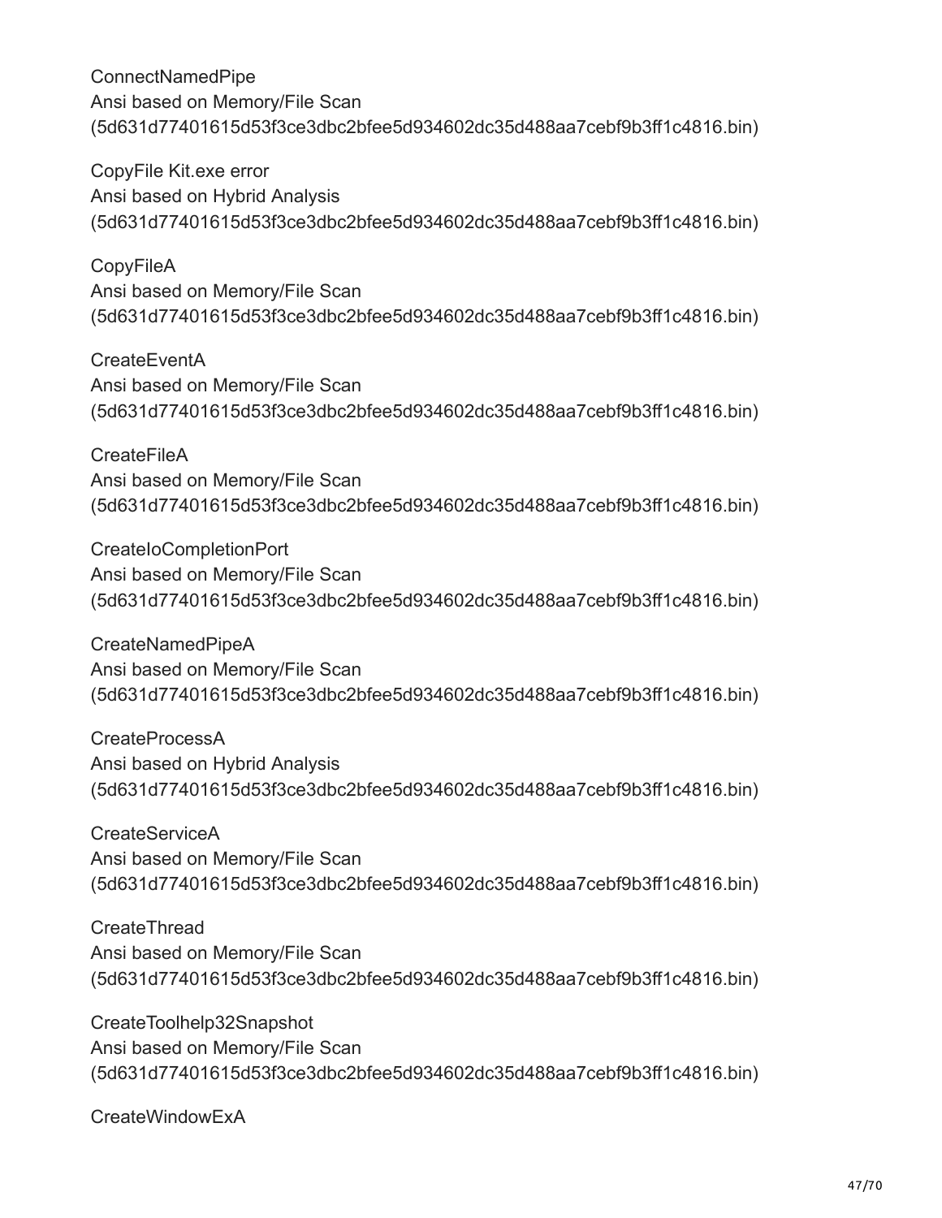ConnectNamedPipe
Ansi based on Memory/File Scan
(5d631d77401615d53f3ce3dbc2bfee5d934602dc35d488aa7cebf9b3ff1c4816.bin)

CopyFile Kit.exe error
Ansi based on Hybrid Analysis
(5d631d77401615d53f3ce3dbc2bfee5d934602dc35d488aa7cebf9b3ff1c4816.bin)

CopyFileA
Ansi based on Memory/File Scan
(5d631d77401615d53f3ce3dbc2bfee5d934602dc35d488aa7cebf9b3ff1c4816.bin)

CreateEventA
Ansi based on Memory/File Scan
(5d631d77401615d53f3ce3dbc2bfee5d934602dc35d488aa7cebf9b3ff1c4816.bin)

CreateFileA
Ansi based on Memory/File Scan
(5d631d77401615d53f3ce3dbc2bfee5d934602dc35d488aa7cebf9b3ff1c4816.bin)

CreateIoCompletionPort
Ansi based on Memory/File Scan
(5d631d77401615d53f3ce3dbc2bfee5d934602dc35d488aa7cebf9b3ff1c4816.bin)

CreateNamedPipeA
Ansi based on Memory/File Scan
(5d631d77401615d53f3ce3dbc2bfee5d934602dc35d488aa7cebf9b3ff1c4816.bin)

CreateProcessA
Ansi based on Hybrid Analysis
(5d631d77401615d53f3ce3dbc2bfee5d934602dc35d488aa7cebf9b3ff1c4816.bin)

CreateServiceA
Ansi based on Memory/File Scan
(5d631d77401615d53f3ce3dbc2bfee5d934602dc35d488aa7cebf9b3ff1c4816.bin)

CreateThread
Ansi based on Memory/File Scan
(5d631d77401615d53f3ce3dbc2bfee5d934602dc35d488aa7cebf9b3ff1c4816.bin)

CreateToolhelp32Snapshot
Ansi based on Memory/File Scan
(5d631d77401615d53f3ce3dbc2bfee5d934602dc35d488aa7cebf9b3ff1c4816.bin)

CreateWindowExA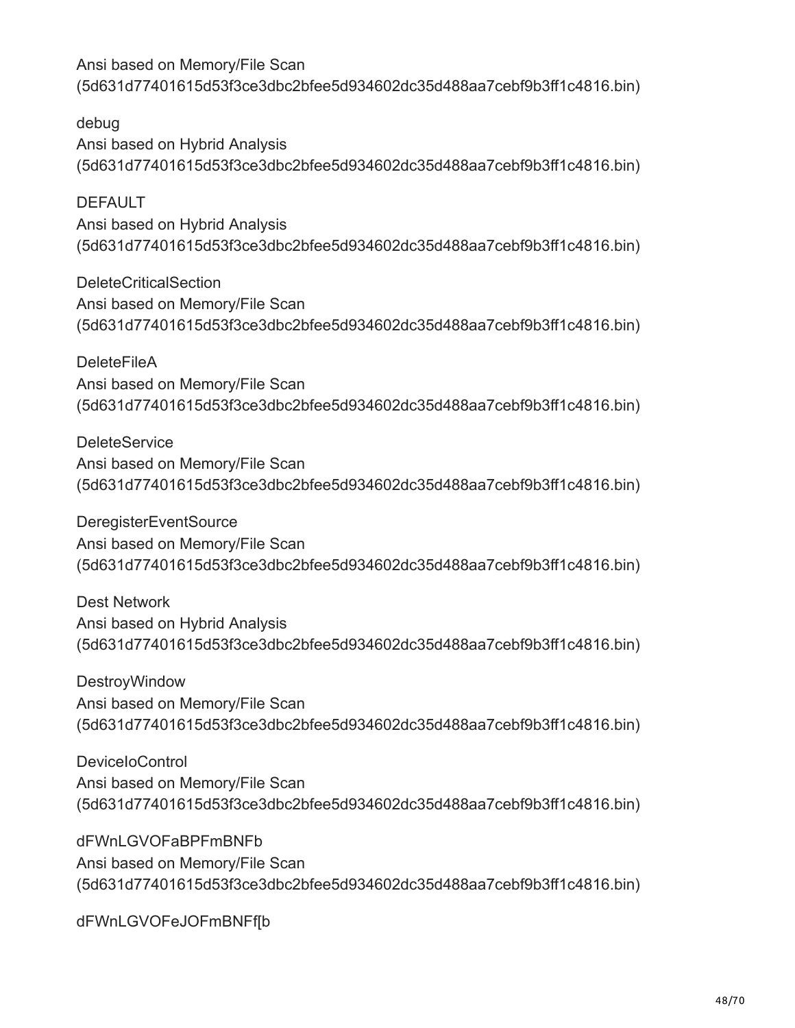Ansi based on Memory/File Scan
(5d631d77401615d53f3ce3dbc2bfee5d934602dc35d488aa7cebf9b3ff1c4816.bin)

debug
Ansi based on Hybrid Analysis
(5d631d77401615d53f3ce3dbc2bfee5d934602dc35d488aa7cebf9b3ff1c4816.bin)

DEFAULT
Ansi based on Hybrid Analysis
(5d631d77401615d53f3ce3dbc2bfee5d934602dc35d488aa7cebf9b3ff1c4816.bin)

DeleteCriticalSection
Ansi based on Memory/File Scan
(5d631d77401615d53f3ce3dbc2bfee5d934602dc35d488aa7cebf9b3ff1c4816.bin)

DeleteFileA
Ansi based on Memory/File Scan
(5d631d77401615d53f3ce3dbc2bfee5d934602dc35d488aa7cebf9b3ff1c4816.bin)

DeleteService
Ansi based on Memory/File Scan
(5d631d77401615d53f3ce3dbc2bfee5d934602dc35d488aa7cebf9b3ff1c4816.bin)

DeregisterEventSource
Ansi based on Memory/File Scan
(5d631d77401615d53f3ce3dbc2bfee5d934602dc35d488aa7cebf9b3ff1c4816.bin)

Dest Network
Ansi based on Hybrid Analysis
(5d631d77401615d53f3ce3dbc2bfee5d934602dc35d488aa7cebf9b3ff1c4816.bin)

DestroyWindow
Ansi based on Memory/File Scan
(5d631d77401615d53f3ce3dbc2bfee5d934602dc35d488aa7cebf9b3ff1c4816.bin)

DeviceIoControl
Ansi based on Memory/File Scan
(5d631d77401615d53f3ce3dbc2bfee5d934602dc35d488aa7cebf9b3ff1c4816.bin)

dFWnLGVOFaBPFmBNFb
Ansi based on Memory/File Scan
(5d631d77401615d53f3ce3dbc2bfee5d934602dc35d488aa7cebf9b3ff1c4816.bin)

dFWnLGVOFeJOFmBNFf[b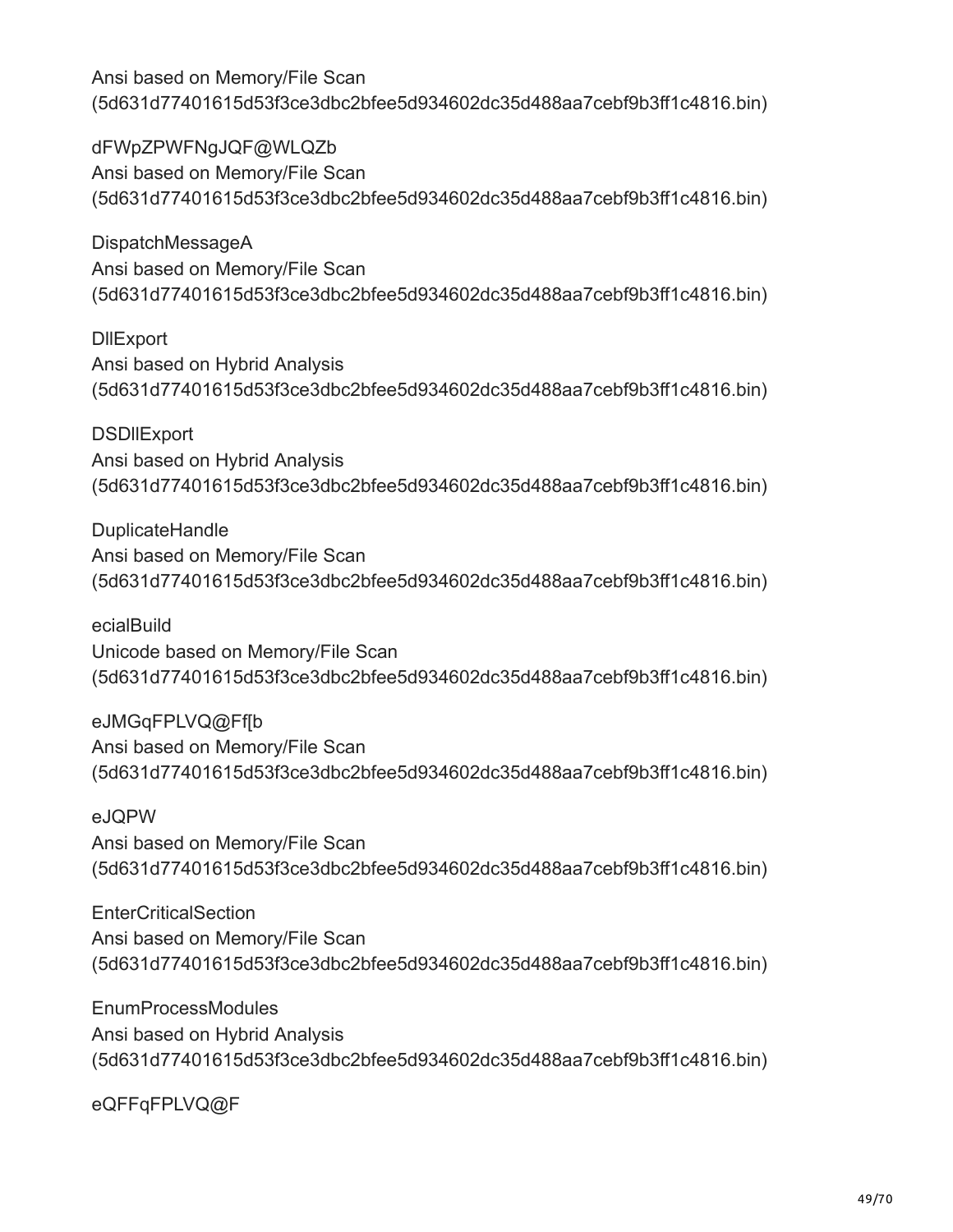Ansi based on Memory/File Scan
(5d631d77401615d53f3ce3dbc2bfee5d934602dc35d488aa7cebf9b3ff1c4816.bin)

dFWpZPWFNgJQF@WLQZb
Ansi based on Memory/File Scan
(5d631d77401615d53f3ce3dbc2bfee5d934602dc35d488aa7cebf9b3ff1c4816.bin)

DispatchMessageA
Ansi based on Memory/File Scan
(5d631d77401615d53f3ce3dbc2bfee5d934602dc35d488aa7cebf9b3ff1c4816.bin)

DllExport
Ansi based on Hybrid Analysis
(5d631d77401615d53f3ce3dbc2bfee5d934602dc35d488aa7cebf9b3ff1c4816.bin)

DSDllExport
Ansi based on Hybrid Analysis
(5d631d77401615d53f3ce3dbc2bfee5d934602dc35d488aa7cebf9b3ff1c4816.bin)

DuplicateHandle
Ansi based on Memory/File Scan
(5d631d77401615d53f3ce3dbc2bfee5d934602dc35d488aa7cebf9b3ff1c4816.bin)

ecialBuild
Unicode based on Memory/File Scan
(5d631d77401615d53f3ce3dbc2bfee5d934602dc35d488aa7cebf9b3ff1c4816.bin)

eJMGqFPLVQ@Ff[b
Ansi based on Memory/File Scan
(5d631d77401615d53f3ce3dbc2bfee5d934602dc35d488aa7cebf9b3ff1c4816.bin)

eJQPW
Ansi based on Memory/File Scan
(5d631d77401615d53f3ce3dbc2bfee5d934602dc35d488aa7cebf9b3ff1c4816.bin)

EnterCriticalSection
Ansi based on Memory/File Scan
(5d631d77401615d53f3ce3dbc2bfee5d934602dc35d488aa7cebf9b3ff1c4816.bin)

EnumProcessModules
Ansi based on Hybrid Analysis
(5d631d77401615d53f3ce3dbc2bfee5d934602dc35d488aa7cebf9b3ff1c4816.bin)

eQFFqFPLVQ@F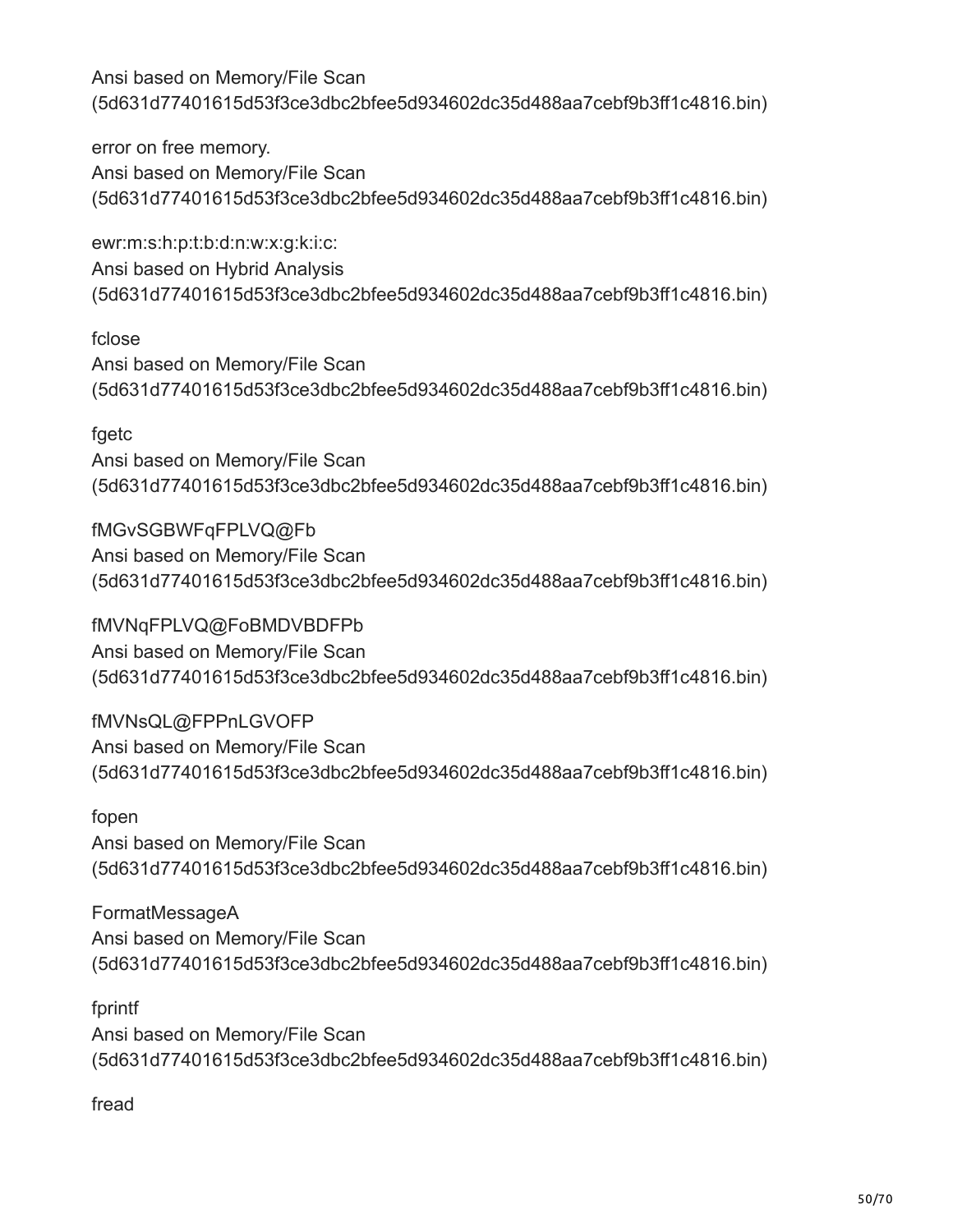Ansi based on Memory/File Scan
(5d631d77401615d53f3ce3dbc2bfee5d934602dc35d488aa7cebf9b3ff1c4816.bin)

error on free memory.
Ansi based on Memory/File Scan
(5d631d77401615d53f3ce3dbc2bfee5d934602dc35d488aa7cebf9b3ff1c4816.bin)

ewr:m:s:h:p:t:b:d:n:w:x:g:k:i:c:
Ansi based on Hybrid Analysis
(5d631d77401615d53f3ce3dbc2bfee5d934602dc35d488aa7cebf9b3ff1c4816.bin)

fclose
Ansi based on Memory/File Scan
(5d631d77401615d53f3ce3dbc2bfee5d934602dc35d488aa7cebf9b3ff1c4816.bin)

fgetc
Ansi based on Memory/File Scan
(5d631d77401615d53f3ce3dbc2bfee5d934602dc35d488aa7cebf9b3ff1c4816.bin)

fMGvSGBWFqFPLVQ@Fb
Ansi based on Memory/File Scan
(5d631d77401615d53f3ce3dbc2bfee5d934602dc35d488aa7cebf9b3ff1c4816.bin)

fMVNqFPLVQ@FoBMDVBDFPb
Ansi based on Memory/File Scan
(5d631d77401615d53f3ce3dbc2bfee5d934602dc35d488aa7cebf9b3ff1c4816.bin)

fMVNsQL@FPPnLGVOFP
Ansi based on Memory/File Scan
(5d631d77401615d53f3ce3dbc2bfee5d934602dc35d488aa7cebf9b3ff1c4816.bin)

fopen
Ansi based on Memory/File Scan
(5d631d77401615d53f3ce3dbc2bfee5d934602dc35d488aa7cebf9b3ff1c4816.bin)

FormatMessageA
Ansi based on Memory/File Scan
(5d631d77401615d53f3ce3dbc2bfee5d934602dc35d488aa7cebf9b3ff1c4816.bin)

fprintf
Ansi based on Memory/File Scan
(5d631d77401615d53f3ce3dbc2bfee5d934602dc35d488aa7cebf9b3ff1c4816.bin)

fread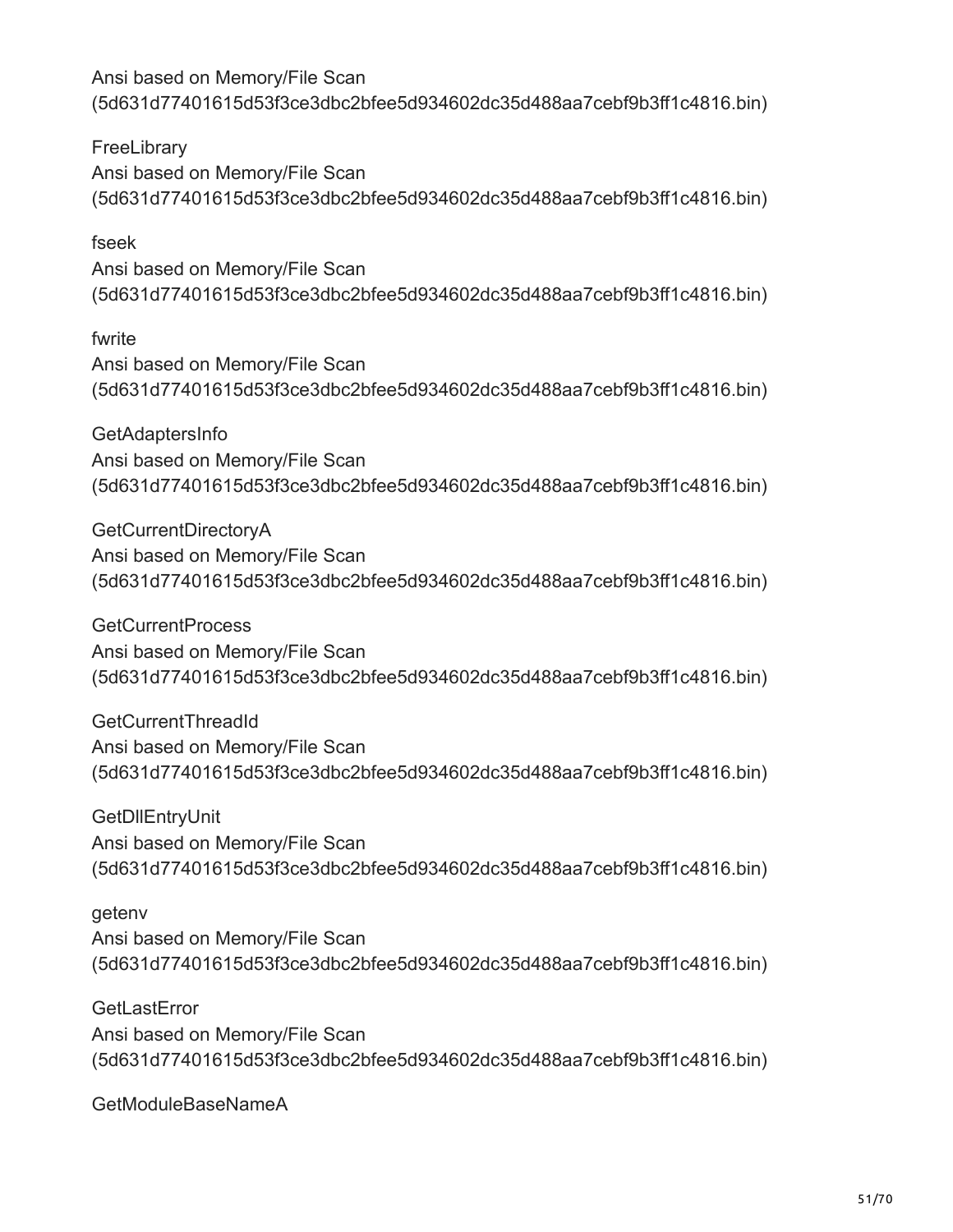Ansi based on Memory/File Scan
(5d631d77401615d53f3ce3dbc2bfee5d934602dc35d488aa7cebf9b3ff1c4816.bin)

FreeLibrary
Ansi based on Memory/File Scan
(5d631d77401615d53f3ce3dbc2bfee5d934602dc35d488aa7cebf9b3ff1c4816.bin)

fseek
Ansi based on Memory/File Scan
(5d631d77401615d53f3ce3dbc2bfee5d934602dc35d488aa7cebf9b3ff1c4816.bin)

fwrite
Ansi based on Memory/File Scan
(5d631d77401615d53f3ce3dbc2bfee5d934602dc35d488aa7cebf9b3ff1c4816.bin)

GetAdaptersInfo
Ansi based on Memory/File Scan
(5d631d77401615d53f3ce3dbc2bfee5d934602dc35d488aa7cebf9b3ff1c4816.bin)

GetCurrentDirectoryA
Ansi based on Memory/File Scan
(5d631d77401615d53f3ce3dbc2bfee5d934602dc35d488aa7cebf9b3ff1c4816.bin)

GetCurrentProcess
Ansi based on Memory/File Scan
(5d631d77401615d53f3ce3dbc2bfee5d934602dc35d488aa7cebf9b3ff1c4816.bin)

GetCurrentThreadId
Ansi based on Memory/File Scan
(5d631d77401615d53f3ce3dbc2bfee5d934602dc35d488aa7cebf9b3ff1c4816.bin)

GetDllEntryUnit
Ansi based on Memory/File Scan
(5d631d77401615d53f3ce3dbc2bfee5d934602dc35d488aa7cebf9b3ff1c4816.bin)

getenv
Ansi based on Memory/File Scan
(5d631d77401615d53f3ce3dbc2bfee5d934602dc35d488aa7cebf9b3ff1c4816.bin)

GetLastError
Ansi based on Memory/File Scan
(5d631d77401615d53f3ce3dbc2bfee5d934602dc35d488aa7cebf9b3ff1c4816.bin)

GetModuleBaseNameA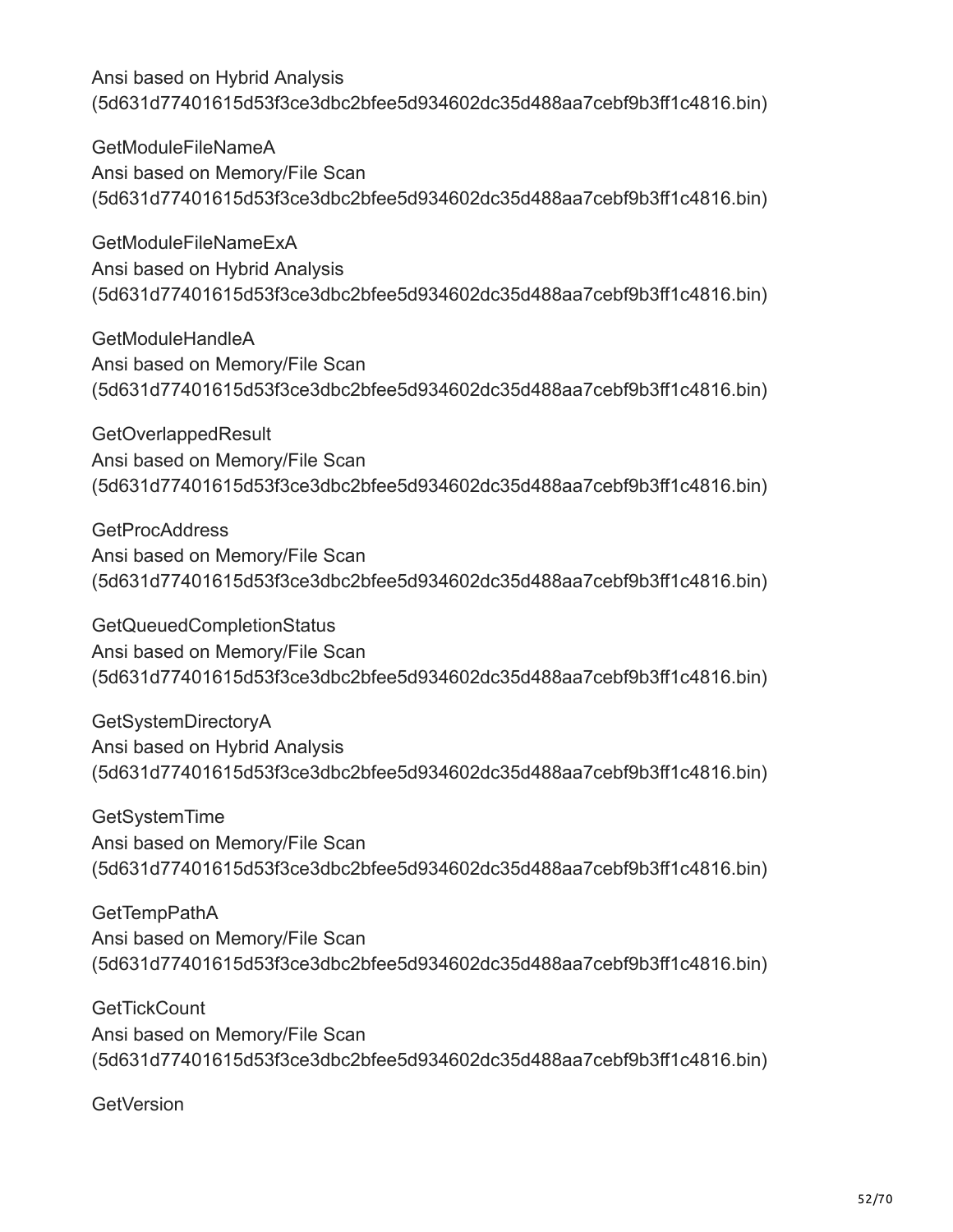Ansi based on Hybrid Analysis
(5d631d77401615d53f3ce3dbc2bfee5d934602dc35d488aa7cebf9b3ff1c4816.bin)

GetModuleFileNameA
Ansi based on Memory/File Scan
(5d631d77401615d53f3ce3dbc2bfee5d934602dc35d488aa7cebf9b3ff1c4816.bin)

GetModuleFileNameExA
Ansi based on Hybrid Analysis
(5d631d77401615d53f3ce3dbc2bfee5d934602dc35d488aa7cebf9b3ff1c4816.bin)

GetModuleHandleA
Ansi based on Memory/File Scan
(5d631d77401615d53f3ce3dbc2bfee5d934602dc35d488aa7cebf9b3ff1c4816.bin)

GetOverlappedResult
Ansi based on Memory/File Scan
(5d631d77401615d53f3ce3dbc2bfee5d934602dc35d488aa7cebf9b3ff1c4816.bin)

GetProcAddress
Ansi based on Memory/File Scan
(5d631d77401615d53f3ce3dbc2bfee5d934602dc35d488aa7cebf9b3ff1c4816.bin)

GetQueuedCompletionStatus
Ansi based on Memory/File Scan
(5d631d77401615d53f3ce3dbc2bfee5d934602dc35d488aa7cebf9b3ff1c4816.bin)

GetSystemDirectoryA
Ansi based on Hybrid Analysis
(5d631d77401615d53f3ce3dbc2bfee5d934602dc35d488aa7cebf9b3ff1c4816.bin)

GetSystemTime
Ansi based on Memory/File Scan
(5d631d77401615d53f3ce3dbc2bfee5d934602dc35d488aa7cebf9b3ff1c4816.bin)

GetTempPathA
Ansi based on Memory/File Scan
(5d631d77401615d53f3ce3dbc2bfee5d934602dc35d488aa7cebf9b3ff1c4816.bin)

GetTickCount
Ansi based on Memory/File Scan
(5d631d77401615d53f3ce3dbc2bfee5d934602dc35d488aa7cebf9b3ff1c4816.bin)

GetVersion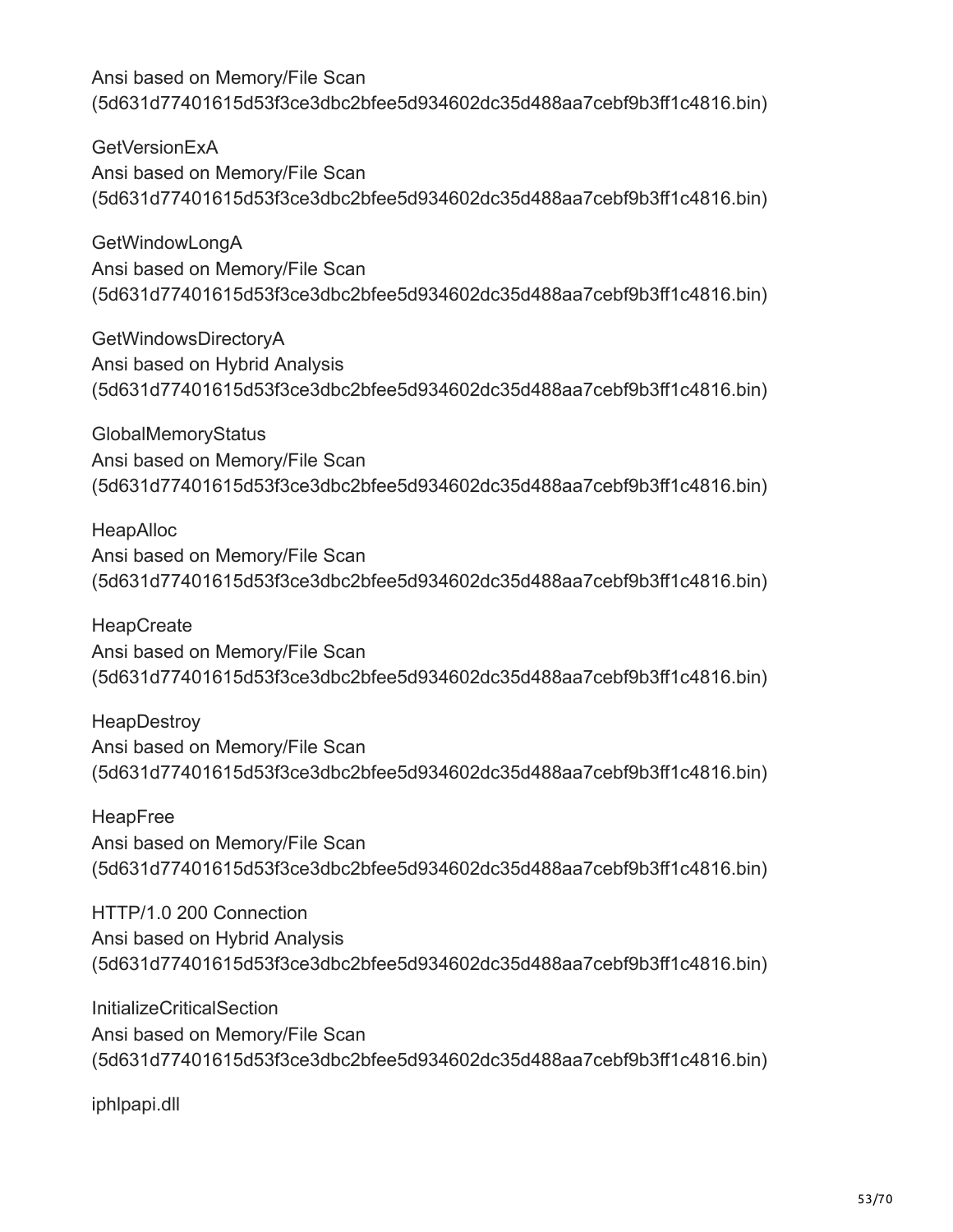Ansi based on Memory/File Scan
(5d631d77401615d53f3ce3dbc2bfee5d934602dc35d488aa7cebf9b3ff1c4816.bin)

GetVersionExA
Ansi based on Memory/File Scan
(5d631d77401615d53f3ce3dbc2bfee5d934602dc35d488aa7cebf9b3ff1c4816.bin)

GetWindowLongA
Ansi based on Memory/File Scan
(5d631d77401615d53f3ce3dbc2bfee5d934602dc35d488aa7cebf9b3ff1c4816.bin)

GetWindowsDirectoryA
Ansi based on Hybrid Analysis
(5d631d77401615d53f3ce3dbc2bfee5d934602dc35d488aa7cebf9b3ff1c4816.bin)

GlobalMemoryStatus
Ansi based on Memory/File Scan
(5d631d77401615d53f3ce3dbc2bfee5d934602dc35d488aa7cebf9b3ff1c4816.bin)

HeapAlloc
Ansi based on Memory/File Scan
(5d631d77401615d53f3ce3dbc2bfee5d934602dc35d488aa7cebf9b3ff1c4816.bin)

HeapCreate
Ansi based on Memory/File Scan
(5d631d77401615d53f3ce3dbc2bfee5d934602dc35d488aa7cebf9b3ff1c4816.bin)

HeapDestroy
Ansi based on Memory/File Scan
(5d631d77401615d53f3ce3dbc2bfee5d934602dc35d488aa7cebf9b3ff1c4816.bin)

HeapFree
Ansi based on Memory/File Scan
(5d631d77401615d53f3ce3dbc2bfee5d934602dc35d488aa7cebf9b3ff1c4816.bin)

HTTP/1.0 200 Connection
Ansi based on Hybrid Analysis
(5d631d77401615d53f3ce3dbc2bfee5d934602dc35d488aa7cebf9b3ff1c4816.bin)

InitializeCriticalSection
Ansi based on Memory/File Scan
(5d631d77401615d53f3ce3dbc2bfee5d934602dc35d488aa7cebf9b3ff1c4816.bin)

iphlpapi.dll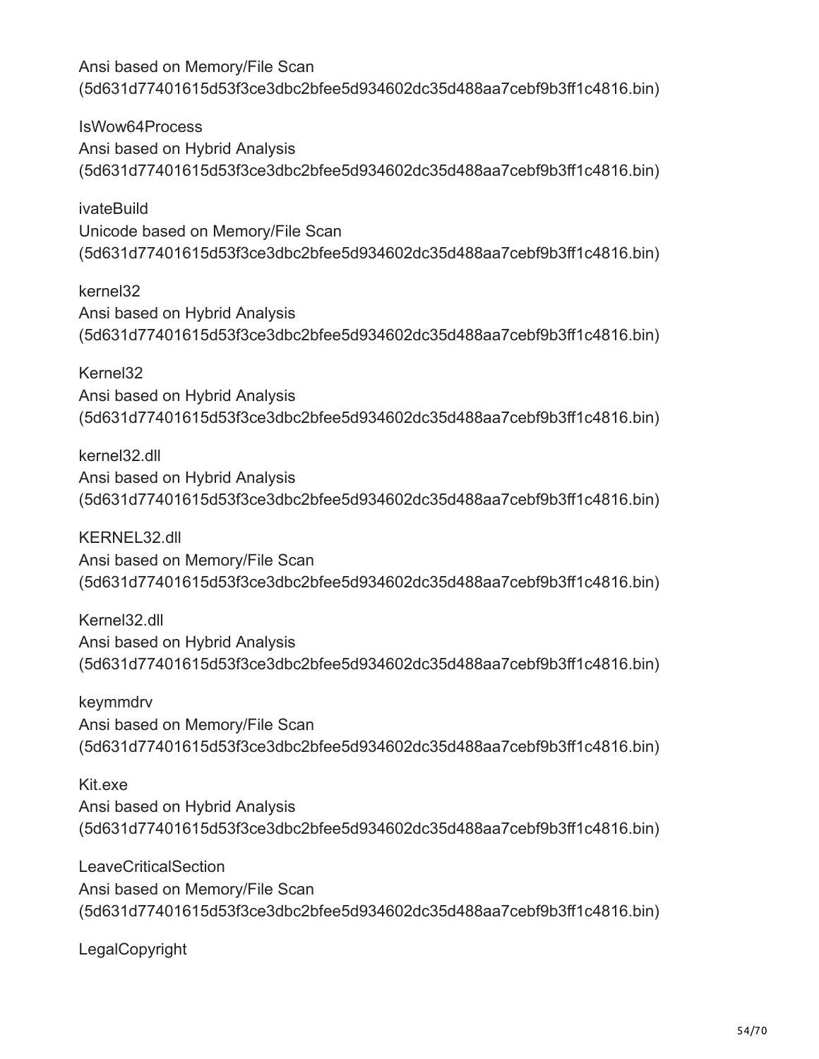Ansi based on Memory/File Scan
(5d631d77401615d53f3ce3dbc2bfee5d934602dc35d488aa7cebf9b3ff1c4816.bin)

IsWow64Process
Ansi based on Hybrid Analysis
(5d631d77401615d53f3ce3dbc2bfee5d934602dc35d488aa7cebf9b3ff1c4816.bin)

ivateBuild
Unicode based on Memory/File Scan
(5d631d77401615d53f3ce3dbc2bfee5d934602dc35d488aa7cebf9b3ff1c4816.bin)

kernel32
Ansi based on Hybrid Analysis
(5d631d77401615d53f3ce3dbc2bfee5d934602dc35d488aa7cebf9b3ff1c4816.bin)

Kernel32
Ansi based on Hybrid Analysis
(5d631d77401615d53f3ce3dbc2bfee5d934602dc35d488aa7cebf9b3ff1c4816.bin)

kernel32.dll
Ansi based on Hybrid Analysis
(5d631d77401615d53f3ce3dbc2bfee5d934602dc35d488aa7cebf9b3ff1c4816.bin)

KERNEL32.dll
Ansi based on Memory/File Scan
(5d631d77401615d53f3ce3dbc2bfee5d934602dc35d488aa7cebf9b3ff1c4816.bin)

Kernel32.dll
Ansi based on Hybrid Analysis
(5d631d77401615d53f3ce3dbc2bfee5d934602dc35d488aa7cebf9b3ff1c4816.bin)

keymmdrv
Ansi based on Memory/File Scan
(5d631d77401615d53f3ce3dbc2bfee5d934602dc35d488aa7cebf9b3ff1c4816.bin)

Kit.exe
Ansi based on Hybrid Analysis
(5d631d77401615d53f3ce3dbc2bfee5d934602dc35d488aa7cebf9b3ff1c4816.bin)

LeaveCriticalSection
Ansi based on Memory/File Scan
(5d631d77401615d53f3ce3dbc2bfee5d934602dc35d488aa7cebf9b3ff1c4816.bin)

LegalCopyright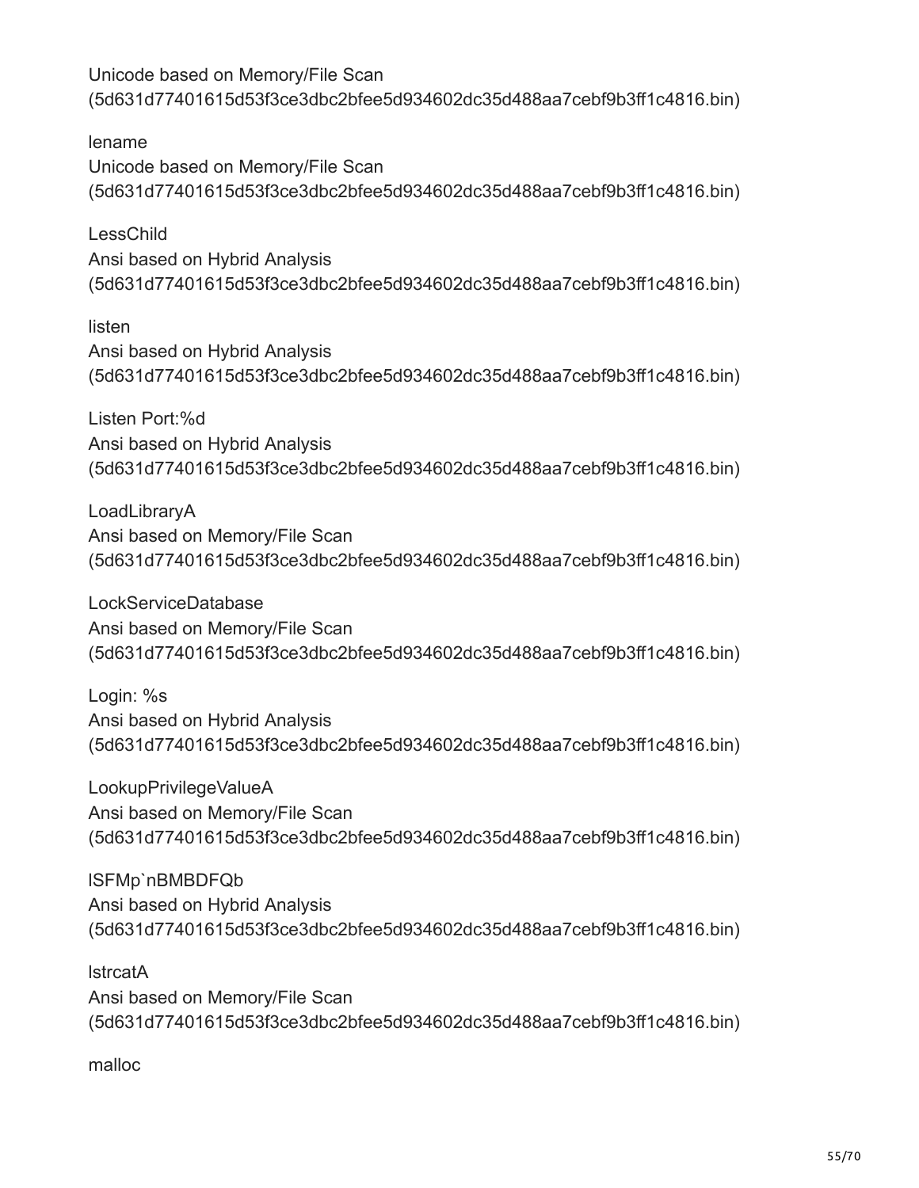Unicode based on Memory/File Scan
(5d631d77401615d53f3ce3dbc2bfee5d934602dc35d488aa7cebf9b3ff1c4816.bin)

lename
Unicode based on Memory/File Scan
(5d631d77401615d53f3ce3dbc2bfee5d934602dc35d488aa7cebf9b3ff1c4816.bin)

LessChild
Ansi based on Hybrid Analysis
(5d631d77401615d53f3ce3dbc2bfee5d934602dc35d488aa7cebf9b3ff1c4816.bin)

listen
Ansi based on Hybrid Analysis
(5d631d77401615d53f3ce3dbc2bfee5d934602dc35d488aa7cebf9b3ff1c4816.bin)

Listen Port:%d
Ansi based on Hybrid Analysis
(5d631d77401615d53f3ce3dbc2bfee5d934602dc35d488aa7cebf9b3ff1c4816.bin)

LoadLibraryA
Ansi based on Memory/File Scan
(5d631d77401615d53f3ce3dbc2bfee5d934602dc35d488aa7cebf9b3ff1c4816.bin)

LockServiceDatabase
Ansi based on Memory/File Scan
(5d631d77401615d53f3ce3dbc2bfee5d934602dc35d488aa7cebf9b3ff1c4816.bin)

Login: %s
Ansi based on Hybrid Analysis
(5d631d77401615d53f3ce3dbc2bfee5d934602dc35d488aa7cebf9b3ff1c4816.bin)

LookupPrivilegeValueA
Ansi based on Memory/File Scan
(5d631d77401615d53f3ce3dbc2bfee5d934602dc35d488aa7cebf9b3ff1c4816.bin)

lSFMp`nBMBDFQb
Ansi based on Hybrid Analysis
(5d631d77401615d53f3ce3dbc2bfee5d934602dc35d488aa7cebf9b3ff1c4816.bin)

lstrcatA
Ansi based on Memory/File Scan
(5d631d77401615d53f3ce3dbc2bfee5d934602dc35d488aa7cebf9b3ff1c4816.bin)

malloc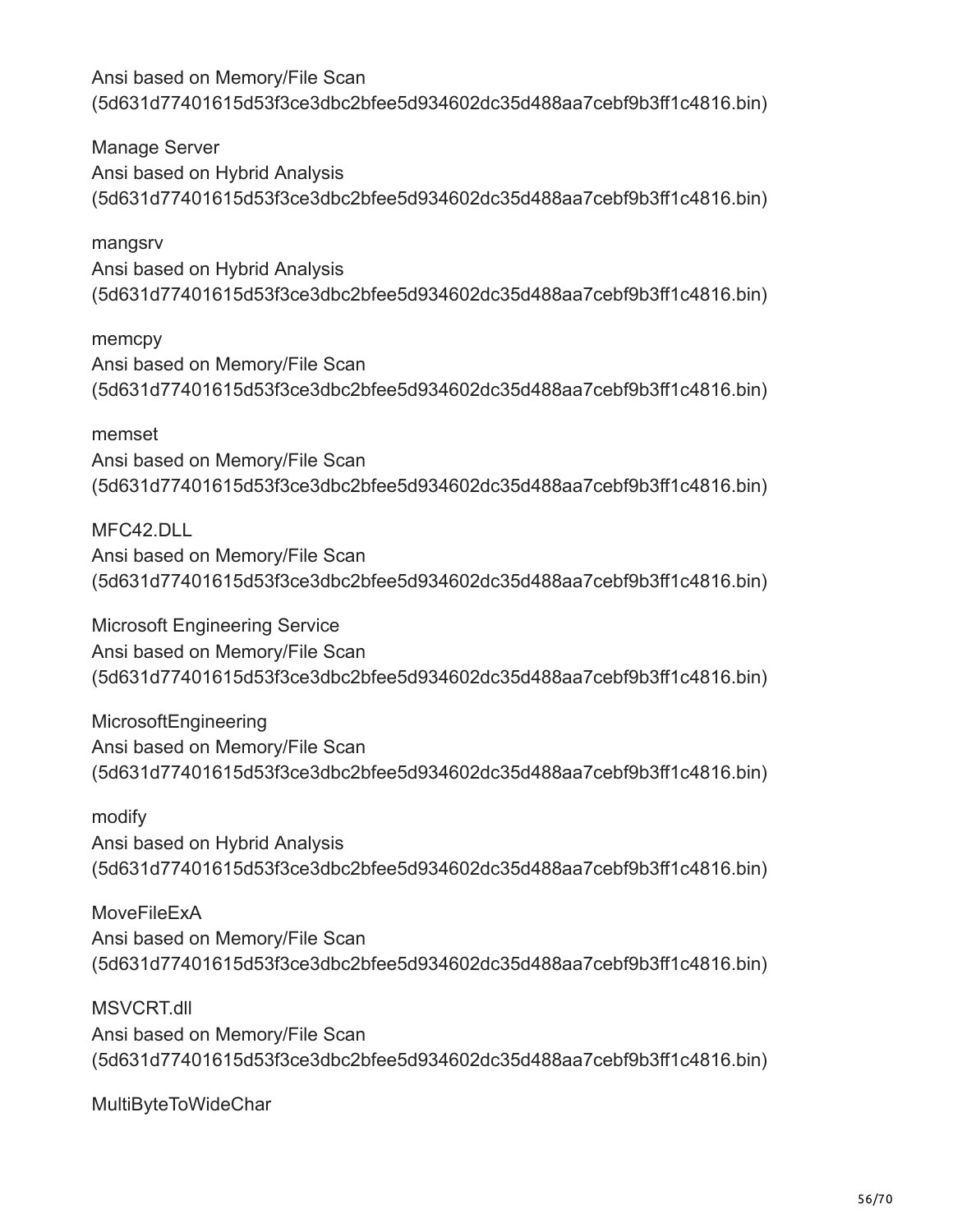Ansi based on Memory/File Scan
(5d631d77401615d53f3ce3dbc2bfee5d934602dc35d488aa7cebf9b3ff1c4816.bin)

Manage Server
Ansi based on Hybrid Analysis
(5d631d77401615d53f3ce3dbc2bfee5d934602dc35d488aa7cebf9b3ff1c4816.bin)

mangsrv
Ansi based on Hybrid Analysis
(5d631d77401615d53f3ce3dbc2bfee5d934602dc35d488aa7cebf9b3ff1c4816.bin)

memcpy
Ansi based on Memory/File Scan
(5d631d77401615d53f3ce3dbc2bfee5d934602dc35d488aa7cebf9b3ff1c4816.bin)

memset
Ansi based on Memory/File Scan
(5d631d77401615d53f3ce3dbc2bfee5d934602dc35d488aa7cebf9b3ff1c4816.bin)

MFC42.DLL
Ansi based on Memory/File Scan
(5d631d77401615d53f3ce3dbc2bfee5d934602dc35d488aa7cebf9b3ff1c4816.bin)

Microsoft Engineering Service
Ansi based on Memory/File Scan
(5d631d77401615d53f3ce3dbc2bfee5d934602dc35d488aa7cebf9b3ff1c4816.bin)

MicrosoftEngineering
Ansi based on Memory/File Scan
(5d631d77401615d53f3ce3dbc2bfee5d934602dc35d488aa7cebf9b3ff1c4816.bin)

modify
Ansi based on Hybrid Analysis
(5d631d77401615d53f3ce3dbc2bfee5d934602dc35d488aa7cebf9b3ff1c4816.bin)

MoveFileExA
Ansi based on Memory/File Scan
(5d631d77401615d53f3ce3dbc2bfee5d934602dc35d488aa7cebf9b3ff1c4816.bin)

MSVCRT.dll
Ansi based on Memory/File Scan
(5d631d77401615d53f3ce3dbc2bfee5d934602dc35d488aa7cebf9b3ff1c4816.bin)

MultiByteToWideChar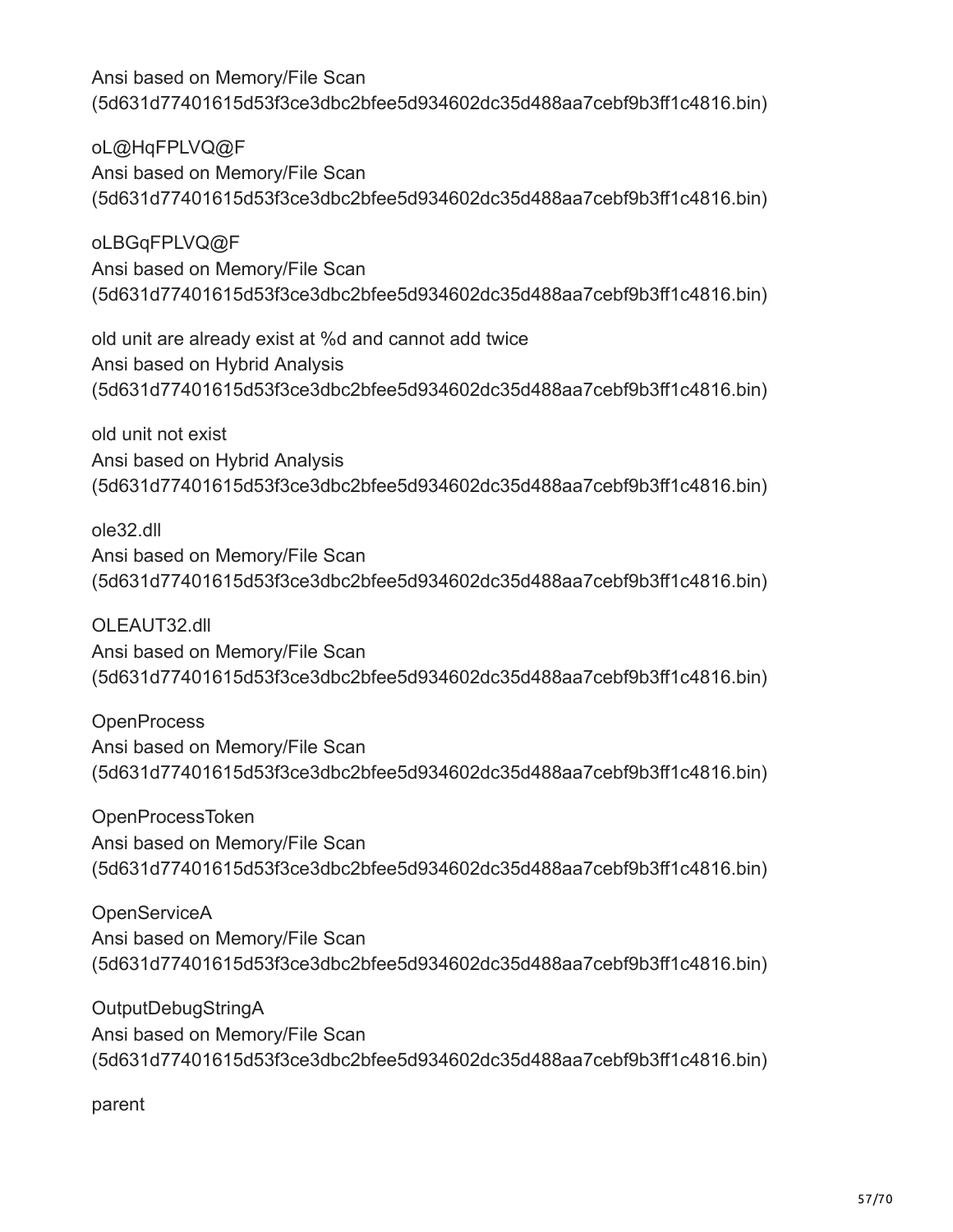Ansi based on Memory/File Scan
(5d631d77401615d53f3ce3dbc2bfee5d934602dc35d488aa7cebf9b3ff1c4816.bin)

oL@HqFPLVQ@F
Ansi based on Memory/File Scan
(5d631d77401615d53f3ce3dbc2bfee5d934602dc35d488aa7cebf9b3ff1c4816.bin)

oLBGqFPLVQ@F
Ansi based on Memory/File Scan
(5d631d77401615d53f3ce3dbc2bfee5d934602dc35d488aa7cebf9b3ff1c4816.bin)

old unit are already exist at %d and cannot add twice
Ansi based on Hybrid Analysis
(5d631d77401615d53f3ce3dbc2bfee5d934602dc35d488aa7cebf9b3ff1c4816.bin)

old unit not exist
Ansi based on Hybrid Analysis
(5d631d77401615d53f3ce3dbc2bfee5d934602dc35d488aa7cebf9b3ff1c4816.bin)

ole32.dll
Ansi based on Memory/File Scan
(5d631d77401615d53f3ce3dbc2bfee5d934602dc35d488aa7cebf9b3ff1c4816.bin)

OLEAUT32.dll
Ansi based on Memory/File Scan
(5d631d77401615d53f3ce3dbc2bfee5d934602dc35d488aa7cebf9b3ff1c4816.bin)

OpenProcess
Ansi based on Memory/File Scan
(5d631d77401615d53f3ce3dbc2bfee5d934602dc35d488aa7cebf9b3ff1c4816.bin)

OpenProcessToken
Ansi based on Memory/File Scan
(5d631d77401615d53f3ce3dbc2bfee5d934602dc35d488aa7cebf9b3ff1c4816.bin)

OpenServiceA
Ansi based on Memory/File Scan
(5d631d77401615d53f3ce3dbc2bfee5d934602dc35d488aa7cebf9b3ff1c4816.bin)

OutputDebugStringA
Ansi based on Memory/File Scan
(5d631d77401615d53f3ce3dbc2bfee5d934602dc35d488aa7cebf9b3ff1c4816.bin)

parent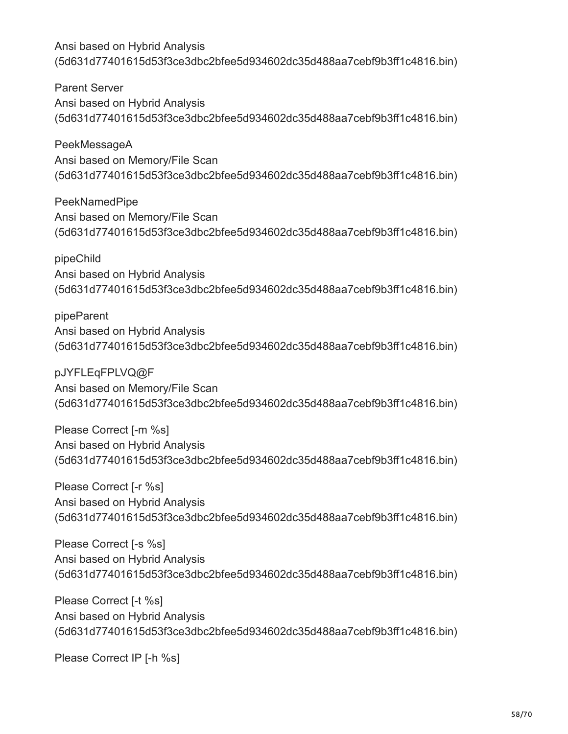Ansi based on Hybrid Analysis
(5d631d77401615d53f3ce3dbc2bfee5d934602dc35d488aa7cebf9b3ff1c4816.bin)

Parent Server
Ansi based on Hybrid Analysis
(5d631d77401615d53f3ce3dbc2bfee5d934602dc35d488aa7cebf9b3ff1c4816.bin)

PeekMessageA
Ansi based on Memory/File Scan
(5d631d77401615d53f3ce3dbc2bfee5d934602dc35d488aa7cebf9b3ff1c4816.bin)

PeekNamedPipe
Ansi based on Memory/File Scan
(5d631d77401615d53f3ce3dbc2bfee5d934602dc35d488aa7cebf9b3ff1c4816.bin)

pipeChild
Ansi based on Hybrid Analysis
(5d631d77401615d53f3ce3dbc2bfee5d934602dc35d488aa7cebf9b3ff1c4816.bin)

pipeParent
Ansi based on Hybrid Analysis
(5d631d77401615d53f3ce3dbc2bfee5d934602dc35d488aa7cebf9b3ff1c4816.bin)

pJYFLEqFPLVQ@F
Ansi based on Memory/File Scan
(5d631d77401615d53f3ce3dbc2bfee5d934602dc35d488aa7cebf9b3ff1c4816.bin)

Please Correct [-m %s]
Ansi based on Hybrid Analysis
(5d631d77401615d53f3ce3dbc2bfee5d934602dc35d488aa7cebf9b3ff1c4816.bin)

Please Correct [-r %s]
Ansi based on Hybrid Analysis
(5d631d77401615d53f3ce3dbc2bfee5d934602dc35d488aa7cebf9b3ff1c4816.bin)

Please Correct [-s %s]
Ansi based on Hybrid Analysis
(5d631d77401615d53f3ce3dbc2bfee5d934602dc35d488aa7cebf9b3ff1c4816.bin)

Please Correct [-t %s]
Ansi based on Hybrid Analysis
(5d631d77401615d53f3ce3dbc2bfee5d934602dc35d488aa7cebf9b3ff1c4816.bin)

Please Correct IP [-h %s]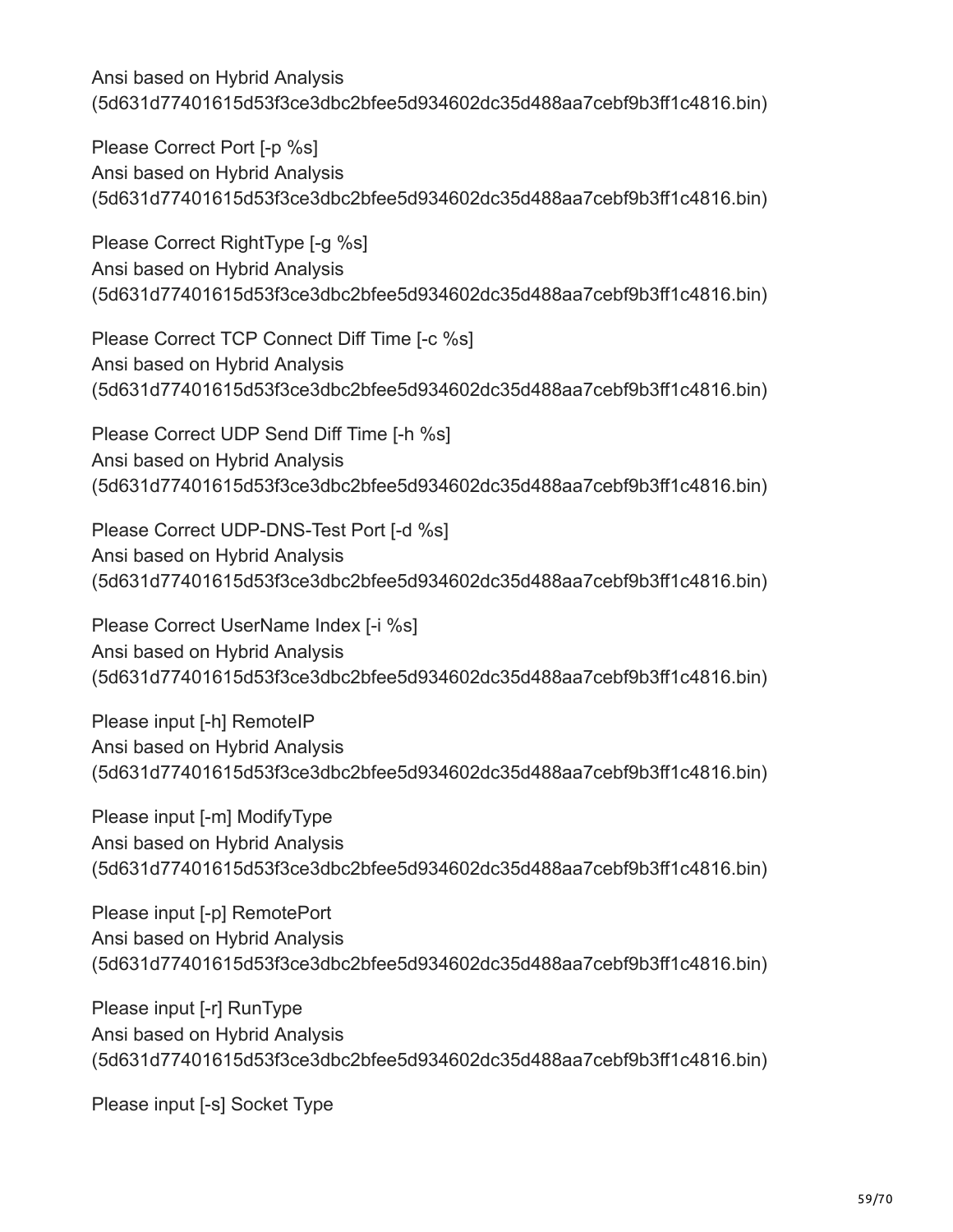Ansi based on Hybrid Analysis
(5d631d77401615d53f3ce3dbc2bfee5d934602dc35d488aa7cebf9b3ff1c4816.bin)

Please Correct Port [-p %s]
Ansi based on Hybrid Analysis
(5d631d77401615d53f3ce3dbc2bfee5d934602dc35d488aa7cebf9b3ff1c4816.bin)

Please Correct RightType [-g %s]
Ansi based on Hybrid Analysis
(5d631d77401615d53f3ce3dbc2bfee5d934602dc35d488aa7cebf9b3ff1c4816.bin)

Please Correct TCP Connect Diff Time [-c %s]
Ansi based on Hybrid Analysis
(5d631d77401615d53f3ce3dbc2bfee5d934602dc35d488aa7cebf9b3ff1c4816.bin)

Please Correct UDP Send Diff Time [-h %s]
Ansi based on Hybrid Analysis
(5d631d77401615d53f3ce3dbc2bfee5d934602dc35d488aa7cebf9b3ff1c4816.bin)

Please Correct UDP-DNS-Test Port [-d %s]
Ansi based on Hybrid Analysis
(5d631d77401615d53f3ce3dbc2bfee5d934602dc35d488aa7cebf9b3ff1c4816.bin)

Please Correct UserName Index [-i %s]
Ansi based on Hybrid Analysis
(5d631d77401615d53f3ce3dbc2bfee5d934602dc35d488aa7cebf9b3ff1c4816.bin)

Please input [-h] RemoteIP
Ansi based on Hybrid Analysis
(5d631d77401615d53f3ce3dbc2bfee5d934602dc35d488aa7cebf9b3ff1c4816.bin)

Please input [-m] ModifyType
Ansi based on Hybrid Analysis
(5d631d77401615d53f3ce3dbc2bfee5d934602dc35d488aa7cebf9b3ff1c4816.bin)

Please input [-p] RemotePort
Ansi based on Hybrid Analysis
(5d631d77401615d53f3ce3dbc2bfee5d934602dc35d488aa7cebf9b3ff1c4816.bin)

Please input [-r] RunType
Ansi based on Hybrid Analysis
(5d631d77401615d53f3ce3dbc2bfee5d934602dc35d488aa7cebf9b3ff1c4816.bin)

Please input [-s] Socket Type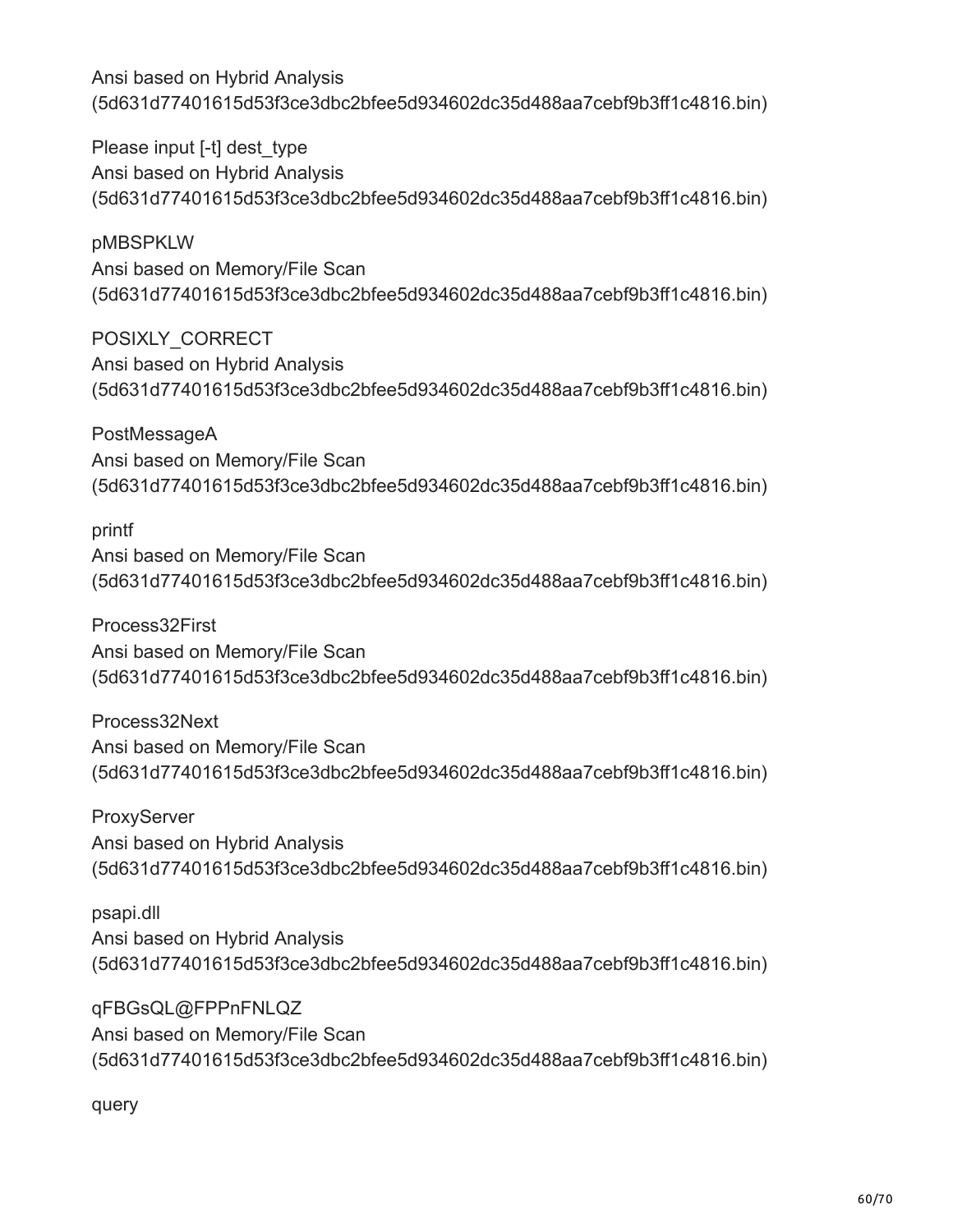Ansi based on Hybrid Analysis
(5d631d77401615d53f3ce3dbc2bfee5d934602dc35d488aa7cebf9b3ff1c4816.bin)

Please input [-t] dest_type
Ansi based on Hybrid Analysis
(5d631d77401615d53f3ce3dbc2bfee5d934602dc35d488aa7cebf9b3ff1c4816.bin)

pMBSPKLW
Ansi based on Memory/File Scan
(5d631d77401615d53f3ce3dbc2bfee5d934602dc35d488aa7cebf9b3ff1c4816.bin)

POSIXLY_CORRECT
Ansi based on Hybrid Analysis
(5d631d77401615d53f3ce3dbc2bfee5d934602dc35d488aa7cebf9b3ff1c4816.bin)

PostMessageA
Ansi based on Memory/File Scan
(5d631d77401615d53f3ce3dbc2bfee5d934602dc35d488aa7cebf9b3ff1c4816.bin)

printf
Ansi based on Memory/File Scan
(5d631d77401615d53f3ce3dbc2bfee5d934602dc35d488aa7cebf9b3ff1c4816.bin)

Process32First
Ansi based on Memory/File Scan
(5d631d77401615d53f3ce3dbc2bfee5d934602dc35d488aa7cebf9b3ff1c4816.bin)

Process32Next
Ansi based on Memory/File Scan
(5d631d77401615d53f3ce3dbc2bfee5d934602dc35d488aa7cebf9b3ff1c4816.bin)

ProxyServer
Ansi based on Hybrid Analysis
(5d631d77401615d53f3ce3dbc2bfee5d934602dc35d488aa7cebf9b3ff1c4816.bin)

psapi.dll
Ansi based on Hybrid Analysis
(5d631d77401615d53f3ce3dbc2bfee5d934602dc35d488aa7cebf9b3ff1c4816.bin)

qFBGsQL@FPPnFNLQZ
Ansi based on Memory/File Scan
(5d631d77401615d53f3ce3dbc2bfee5d934602dc35d488aa7cebf9b3ff1c4816.bin)

query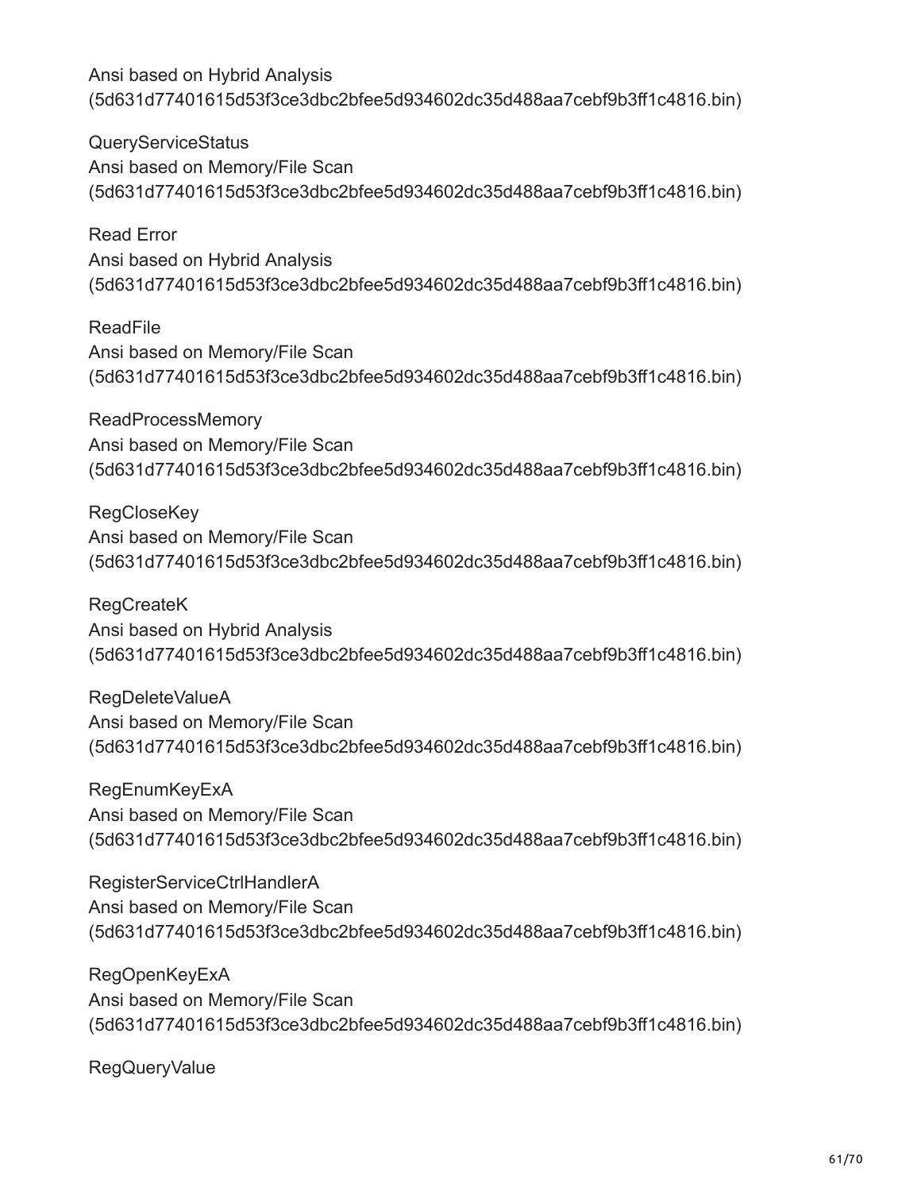Ansi based on Hybrid Analysis
(5d631d77401615d53f3ce3dbc2bfee5d934602dc35d488aa7cebf9b3ff1c4816.bin)

QueryServiceStatus
Ansi based on Memory/File Scan
(5d631d77401615d53f3ce3dbc2bfee5d934602dc35d488aa7cebf9b3ff1c4816.bin)

Read Error
Ansi based on Hybrid Analysis
(5d631d77401615d53f3ce3dbc2bfee5d934602dc35d488aa7cebf9b3ff1c4816.bin)

ReadFile
Ansi based on Memory/File Scan
(5d631d77401615d53f3ce3dbc2bfee5d934602dc35d488aa7cebf9b3ff1c4816.bin)

ReadProcessMemory
Ansi based on Memory/File Scan
(5d631d77401615d53f3ce3dbc2bfee5d934602dc35d488aa7cebf9b3ff1c4816.bin)

RegCloseKey
Ansi based on Memory/File Scan
(5d631d77401615d53f3ce3dbc2bfee5d934602dc35d488aa7cebf9b3ff1c4816.bin)

RegCreateK
Ansi based on Hybrid Analysis
(5d631d77401615d53f3ce3dbc2bfee5d934602dc35d488aa7cebf9b3ff1c4816.bin)

RegDeleteValueA
Ansi based on Memory/File Scan
(5d631d77401615d53f3ce3dbc2bfee5d934602dc35d488aa7cebf9b3ff1c4816.bin)

RegEnumKeyExA
Ansi based on Memory/File Scan
(5d631d77401615d53f3ce3dbc2bfee5d934602dc35d488aa7cebf9b3ff1c4816.bin)

RegisterServiceCtrlHandlerA
Ansi based on Memory/File Scan
(5d631d77401615d53f3ce3dbc2bfee5d934602dc35d488aa7cebf9b3ff1c4816.bin)

RegOpenKeyExA
Ansi based on Memory/File Scan
(5d631d77401615d53f3ce3dbc2bfee5d934602dc35d488aa7cebf9b3ff1c4816.bin)

RegQueryValue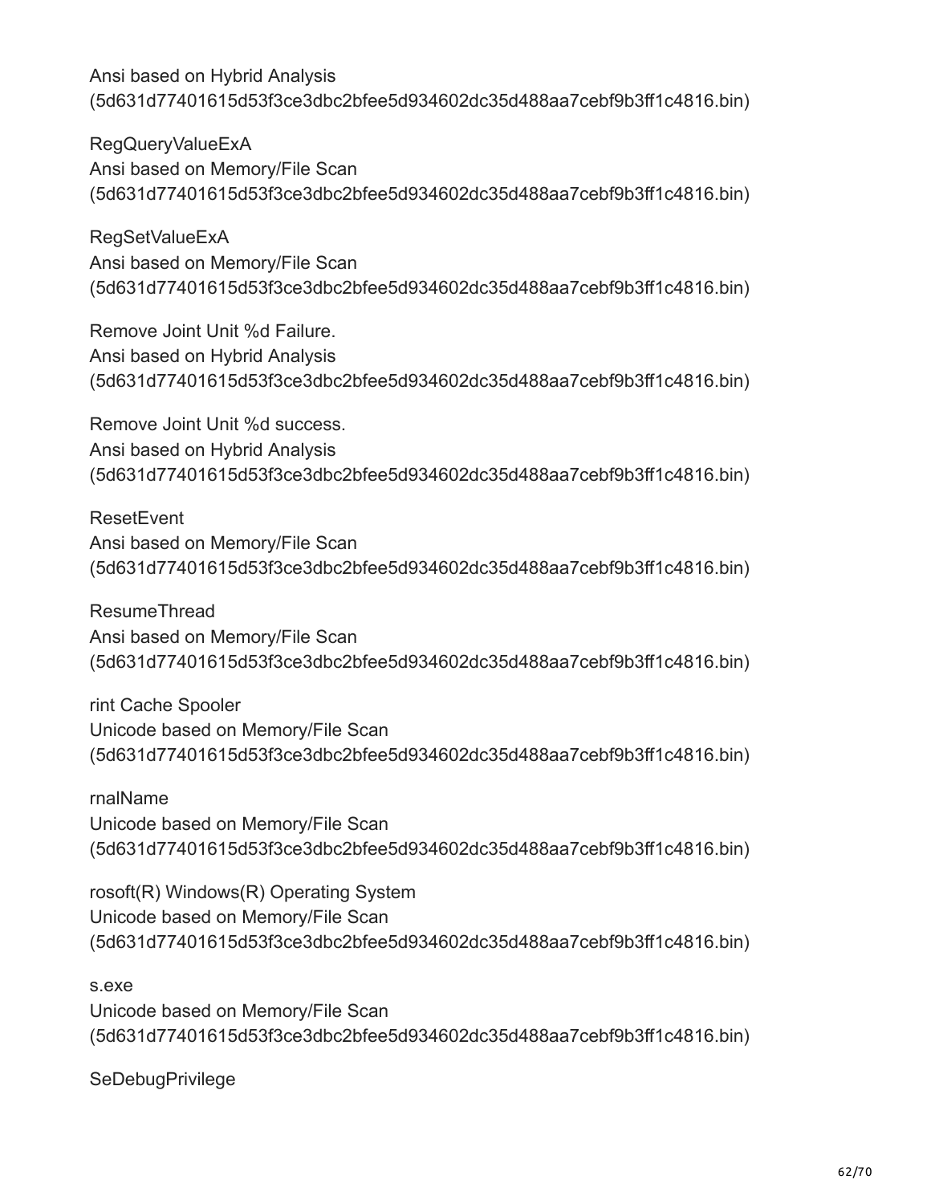Ansi based on Hybrid Analysis
(5d631d77401615d53f3ce3dbc2bfee5d934602dc35d488aa7cebf9b3ff1c4816.bin)

RegQueryValueExA
Ansi based on Memory/File Scan
(5d631d77401615d53f3ce3dbc2bfee5d934602dc35d488aa7cebf9b3ff1c4816.bin)

RegSetValueExA
Ansi based on Memory/File Scan
(5d631d77401615d53f3ce3dbc2bfee5d934602dc35d488aa7cebf9b3ff1c4816.bin)

Remove Joint Unit %d Failure.
Ansi based on Hybrid Analysis
(5d631d77401615d53f3ce3dbc2bfee5d934602dc35d488aa7cebf9b3ff1c4816.bin)

Remove Joint Unit %d success.
Ansi based on Hybrid Analysis
(5d631d77401615d53f3ce3dbc2bfee5d934602dc35d488aa7cebf9b3ff1c4816.bin)

ResetEvent
Ansi based on Memory/File Scan
(5d631d77401615d53f3ce3dbc2bfee5d934602dc35d488aa7cebf9b3ff1c4816.bin)

ResumeThread
Ansi based on Memory/File Scan
(5d631d77401615d53f3ce3dbc2bfee5d934602dc35d488aa7cebf9b3ff1c4816.bin)

rint Cache Spooler
Unicode based on Memory/File Scan
(5d631d77401615d53f3ce3dbc2bfee5d934602dc35d488aa7cebf9b3ff1c4816.bin)

rnalName
Unicode based on Memory/File Scan
(5d631d77401615d53f3ce3dbc2bfee5d934602dc35d488aa7cebf9b3ff1c4816.bin)

rosoft(R) Windows(R) Operating System
Unicode based on Memory/File Scan
(5d631d77401615d53f3ce3dbc2bfee5d934602dc35d488aa7cebf9b3ff1c4816.bin)

s.exe
Unicode based on Memory/File Scan
(5d631d77401615d53f3ce3dbc2bfee5d934602dc35d488aa7cebf9b3ff1c4816.bin)

SeDebugPrivilege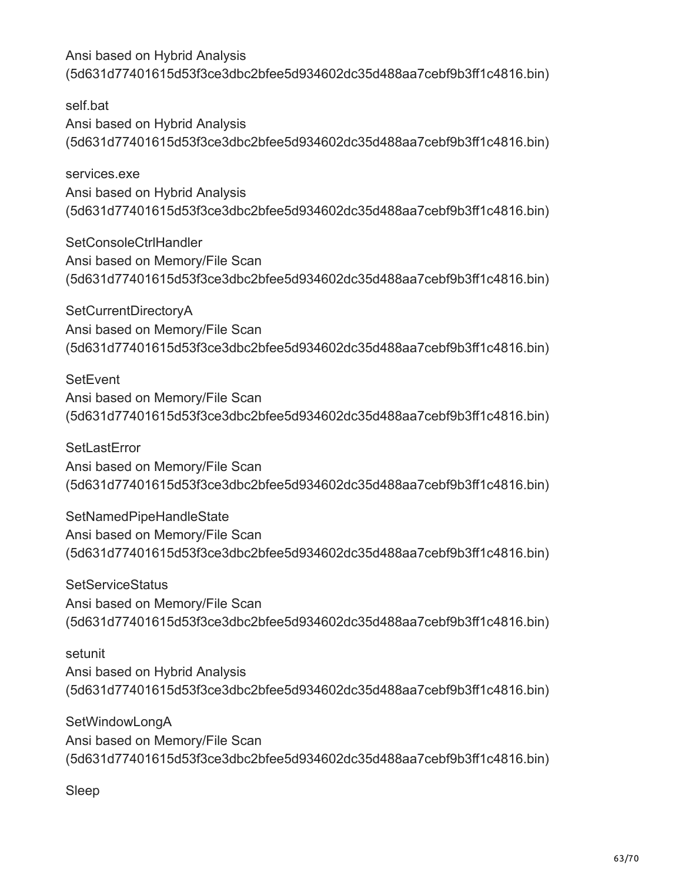Ansi based on Hybrid Analysis
(5d631d77401615d53f3ce3dbc2bfee5d934602dc35d488aa7cebf9b3ff1c4816.bin)

self.bat
Ansi based on Hybrid Analysis
(5d631d77401615d53f3ce3dbc2bfee5d934602dc35d488aa7cebf9b3ff1c4816.bin)

services.exe
Ansi based on Hybrid Analysis
(5d631d77401615d53f3ce3dbc2bfee5d934602dc35d488aa7cebf9b3ff1c4816.bin)

SetConsoleCtrlHandler
Ansi based on Memory/File Scan
(5d631d77401615d53f3ce3dbc2bfee5d934602dc35d488aa7cebf9b3ff1c4816.bin)

SetCurrentDirectoryA
Ansi based on Memory/File Scan
(5d631d77401615d53f3ce3dbc2bfee5d934602dc35d488aa7cebf9b3ff1c4816.bin)

SetEvent
Ansi based on Memory/File Scan
(5d631d77401615d53f3ce3dbc2bfee5d934602dc35d488aa7cebf9b3ff1c4816.bin)

SetLastError
Ansi based on Memory/File Scan
(5d631d77401615d53f3ce3dbc2bfee5d934602dc35d488aa7cebf9b3ff1c4816.bin)

SetNamedPipeHandleState
Ansi based on Memory/File Scan
(5d631d77401615d53f3ce3dbc2bfee5d934602dc35d488aa7cebf9b3ff1c4816.bin)

SetServiceStatus
Ansi based on Memory/File Scan
(5d631d77401615d53f3ce3dbc2bfee5d934602dc35d488aa7cebf9b3ff1c4816.bin)

setunit
Ansi based on Hybrid Analysis
(5d631d77401615d53f3ce3dbc2bfee5d934602dc35d488aa7cebf9b3ff1c4816.bin)

SetWindowLongA
Ansi based on Memory/File Scan
(5d631d77401615d53f3ce3dbc2bfee5d934602dc35d488aa7cebf9b3ff1c4816.bin)

Sleep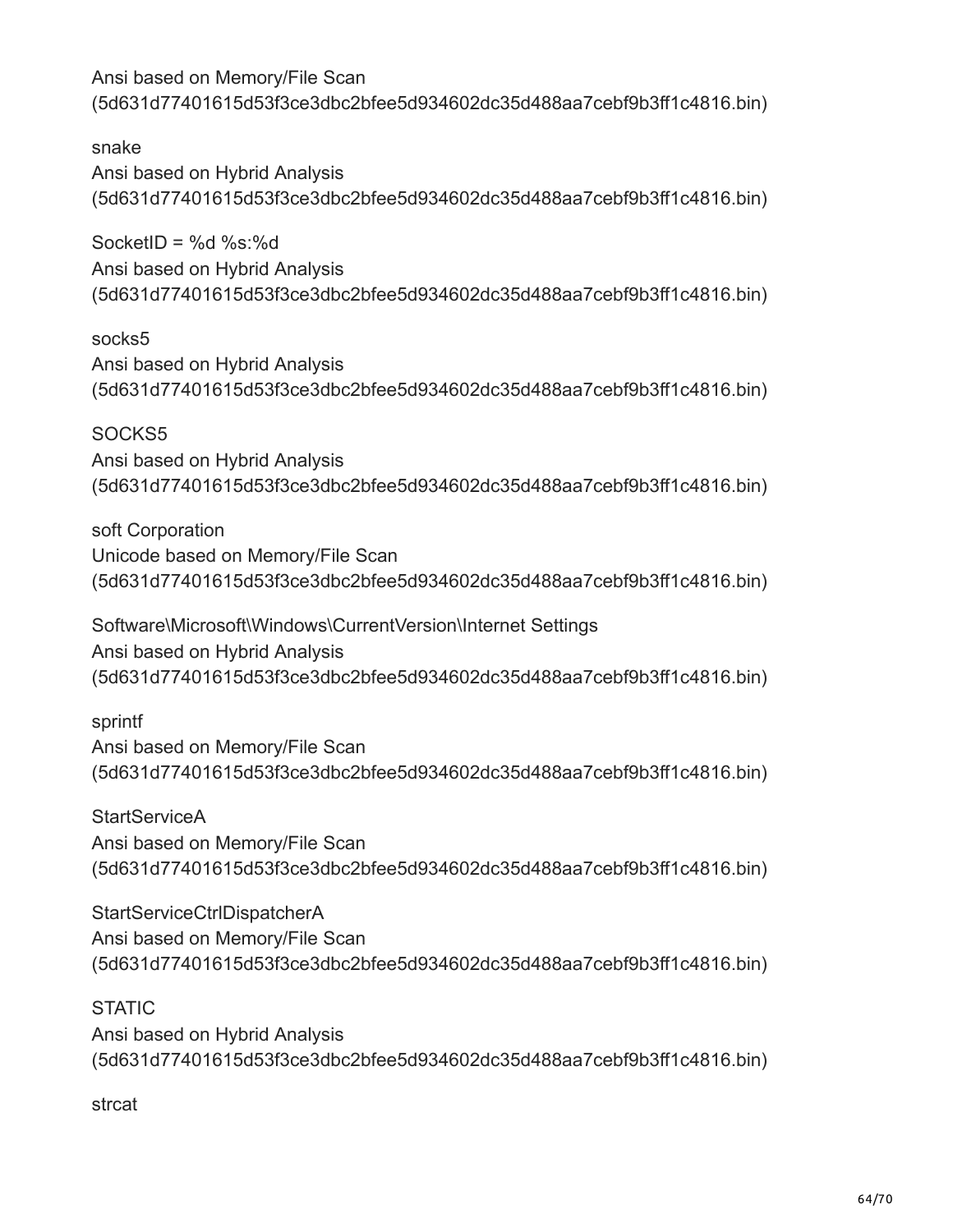Ansi based on Memory/File Scan
(5d631d77401615d53f3ce3dbc2bfee5d934602dc35d488aa7cebf9b3ff1c4816.bin)

snake
Ansi based on Hybrid Analysis
(5d631d77401615d53f3ce3dbc2bfee5d934602dc35d488aa7cebf9b3ff1c4816.bin)

SocketID = %d %s:%d
Ansi based on Hybrid Analysis
(5d631d77401615d53f3ce3dbc2bfee5d934602dc35d488aa7cebf9b3ff1c4816.bin)

socks5
Ansi based on Hybrid Analysis
(5d631d77401615d53f3ce3dbc2bfee5d934602dc35d488aa7cebf9b3ff1c4816.bin)

SOCKS5
Ansi based on Hybrid Analysis
(5d631d77401615d53f3ce3dbc2bfee5d934602dc35d488aa7cebf9b3ff1c4816.bin)

soft Corporation
Unicode based on Memory/File Scan
(5d631d77401615d53f3ce3dbc2bfee5d934602dc35d488aa7cebf9b3ff1c4816.bin)

Software\Microsoft\Windows\CurrentVersion\Internet Settings
Ansi based on Hybrid Analysis
(5d631d77401615d53f3ce3dbc2bfee5d934602dc35d488aa7cebf9b3ff1c4816.bin)

sprintf
Ansi based on Memory/File Scan
(5d631d77401615d53f3ce3dbc2bfee5d934602dc35d488aa7cebf9b3ff1c4816.bin)

StartServiceA
Ansi based on Memory/File Scan
(5d631d77401615d53f3ce3dbc2bfee5d934602dc35d488aa7cebf9b3ff1c4816.bin)

StartServiceCtrlDispatcherA
Ansi based on Memory/File Scan
(5d631d77401615d53f3ce3dbc2bfee5d934602dc35d488aa7cebf9b3ff1c4816.bin)

STATIC
Ansi based on Hybrid Analysis
(5d631d77401615d53f3ce3dbc2bfee5d934602dc35d488aa7cebf9b3ff1c4816.bin)

strcat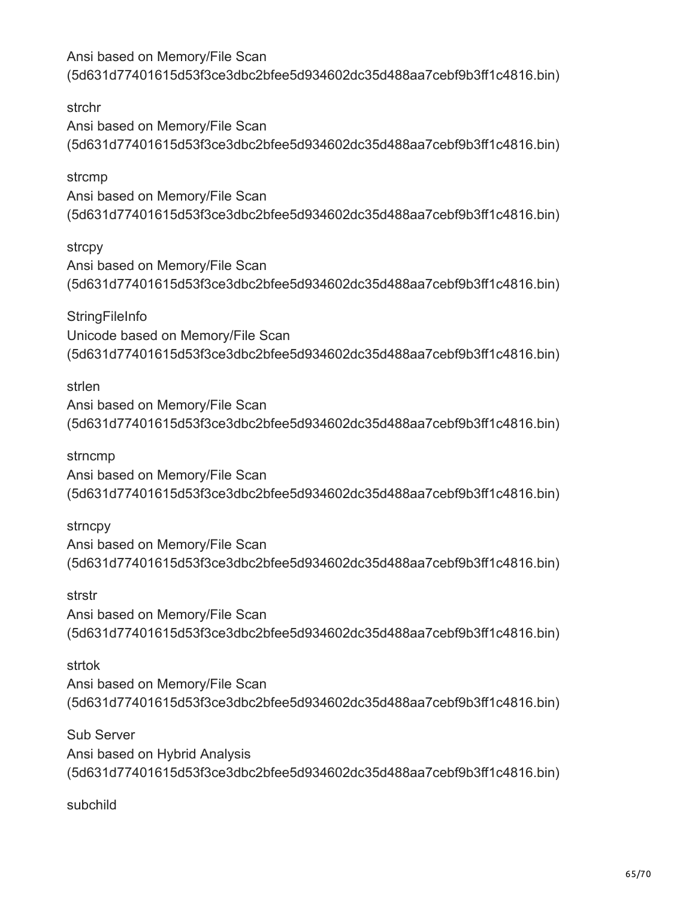Ansi based on Memory/File Scan
(5d631d77401615d53f3ce3dbc2bfee5d934602dc35d488aa7cebf9b3ff1c4816.bin)

strchr
Ansi based on Memory/File Scan
(5d631d77401615d53f3ce3dbc2bfee5d934602dc35d488aa7cebf9b3ff1c4816.bin)

strcmp
Ansi based on Memory/File Scan
(5d631d77401615d53f3ce3dbc2bfee5d934602dc35d488aa7cebf9b3ff1c4816.bin)

strcpy
Ansi based on Memory/File Scan
(5d631d77401615d53f3ce3dbc2bfee5d934602dc35d488aa7cebf9b3ff1c4816.bin)

StringFileInfo
Unicode based on Memory/File Scan
(5d631d77401615d53f3ce3dbc2bfee5d934602dc35d488aa7cebf9b3ff1c4816.bin)

strlen
Ansi based on Memory/File Scan
(5d631d77401615d53f3ce3dbc2bfee5d934602dc35d488aa7cebf9b3ff1c4816.bin)

strncmp
Ansi based on Memory/File Scan
(5d631d77401615d53f3ce3dbc2bfee5d934602dc35d488aa7cebf9b3ff1c4816.bin)

strncpy
Ansi based on Memory/File Scan
(5d631d77401615d53f3ce3dbc2bfee5d934602dc35d488aa7cebf9b3ff1c4816.bin)

strstr
Ansi based on Memory/File Scan
(5d631d77401615d53f3ce3dbc2bfee5d934602dc35d488aa7cebf9b3ff1c4816.bin)

strtok
Ansi based on Memory/File Scan
(5d631d77401615d53f3ce3dbc2bfee5d934602dc35d488aa7cebf9b3ff1c4816.bin)

Sub Server
Ansi based on Hybrid Analysis
(5d631d77401615d53f3ce3dbc2bfee5d934602dc35d488aa7cebf9b3ff1c4816.bin)

subchild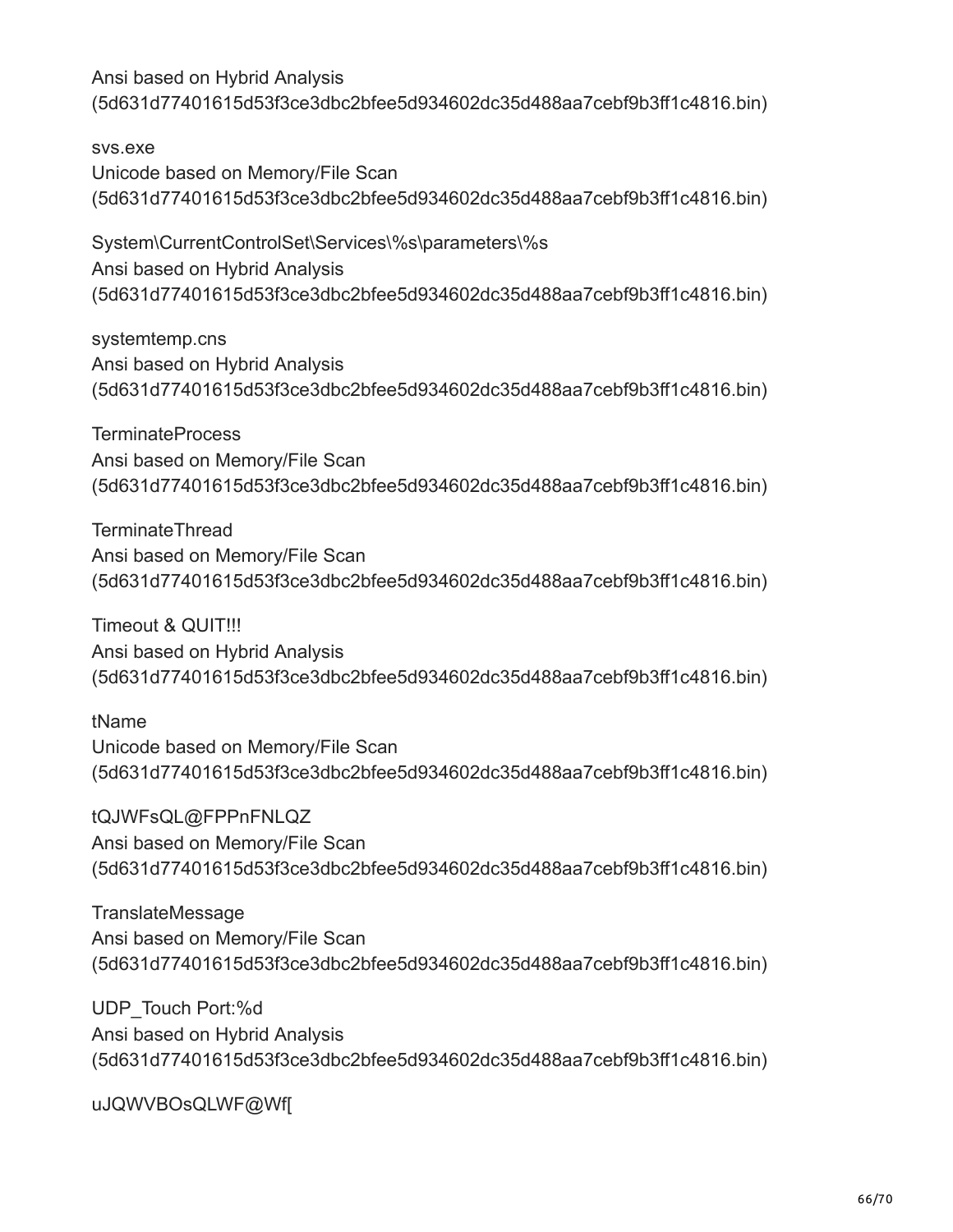Ansi based on Hybrid Analysis
(5d631d77401615d53f3ce3dbc2bfee5d934602dc35d488aa7cebf9b3ff1c4816.bin)

svs.exe
Unicode based on Memory/File Scan
(5d631d77401615d53f3ce3dbc2bfee5d934602dc35d488aa7cebf9b3ff1c4816.bin)

System\CurrentControlSet\Services\%s\parameters\%s
Ansi based on Hybrid Analysis
(5d631d77401615d53f3ce3dbc2bfee5d934602dc35d488aa7cebf9b3ff1c4816.bin)

systemtemp.cns
Ansi based on Hybrid Analysis
(5d631d77401615d53f3ce3dbc2bfee5d934602dc35d488aa7cebf9b3ff1c4816.bin)

TerminateProcess
Ansi based on Memory/File Scan
(5d631d77401615d53f3ce3dbc2bfee5d934602dc35d488aa7cebf9b3ff1c4816.bin)

TerminateThread
Ansi based on Memory/File Scan
(5d631d77401615d53f3ce3dbc2bfee5d934602dc35d488aa7cebf9b3ff1c4816.bin)

Timeout & QUIT!!!
Ansi based on Hybrid Analysis
(5d631d77401615d53f3ce3dbc2bfee5d934602dc35d488aa7cebf9b3ff1c4816.bin)

tName
Unicode based on Memory/File Scan
(5d631d77401615d53f3ce3dbc2bfee5d934602dc35d488aa7cebf9b3ff1c4816.bin)

tQJWFsQL@FPPnFNLQZ
Ansi based on Memory/File Scan
(5d631d77401615d53f3ce3dbc2bfee5d934602dc35d488aa7cebf9b3ff1c4816.bin)

TranslateMessage
Ansi based on Memory/File Scan
(5d631d77401615d53f3ce3dbc2bfee5d934602dc35d488aa7cebf9b3ff1c4816.bin)

UDP_Touch Port:%d
Ansi based on Hybrid Analysis
(5d631d77401615d53f3ce3dbc2bfee5d934602dc35d488aa7cebf9b3ff1c4816.bin)

uJQWVBOsQLWF@Wf[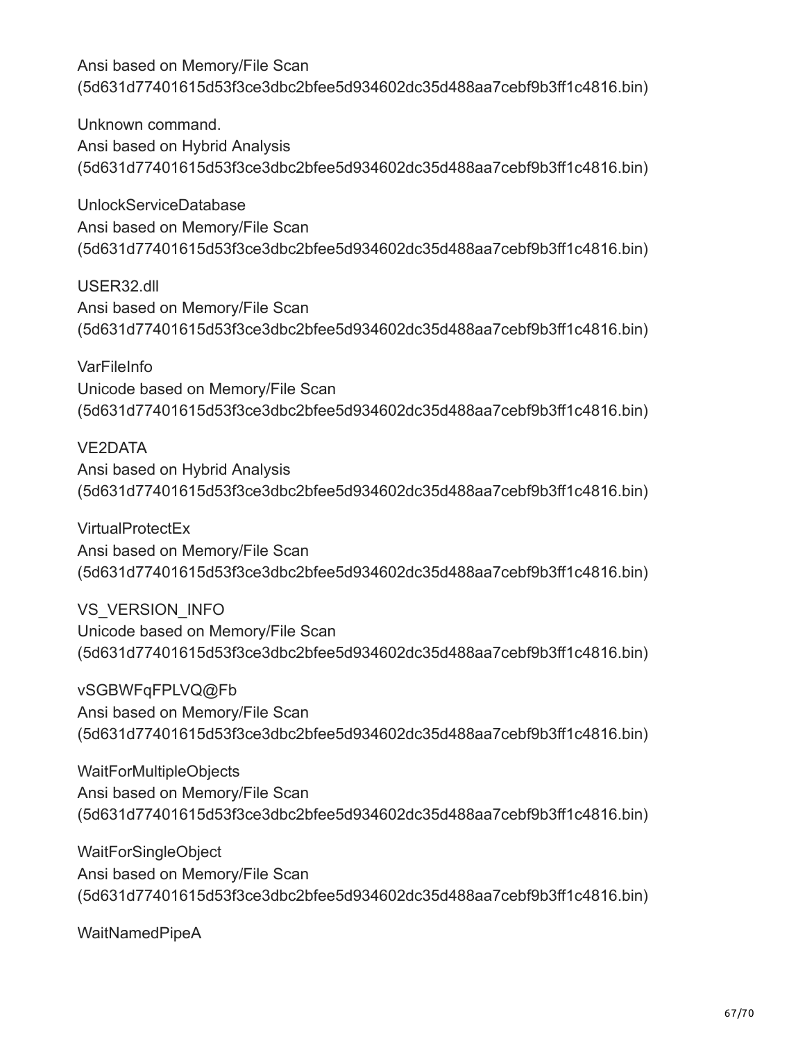Ansi based on Memory/File Scan
(5d631d77401615d53f3ce3dbc2bfee5d934602dc35d488aa7cebf9b3ff1c4816.bin)

Unknown command.
Ansi based on Hybrid Analysis
(5d631d77401615d53f3ce3dbc2bfee5d934602dc35d488aa7cebf9b3ff1c4816.bin)

UnlockServiceDatabase
Ansi based on Memory/File Scan
(5d631d77401615d53f3ce3dbc2bfee5d934602dc35d488aa7cebf9b3ff1c4816.bin)

USER32.dll
Ansi based on Memory/File Scan
(5d631d77401615d53f3ce3dbc2bfee5d934602dc35d488aa7cebf9b3ff1c4816.bin)

VarFileInfo
Unicode based on Memory/File Scan
(5d631d77401615d53f3ce3dbc2bfee5d934602dc35d488aa7cebf9b3ff1c4816.bin)

VE2DATA
Ansi based on Hybrid Analysis
(5d631d77401615d53f3ce3dbc2bfee5d934602dc35d488aa7cebf9b3ff1c4816.bin)

VirtualProtectEx
Ansi based on Memory/File Scan
(5d631d77401615d53f3ce3dbc2bfee5d934602dc35d488aa7cebf9b3ff1c4816.bin)

VS_VERSION_INFO
Unicode based on Memory/File Scan
(5d631d77401615d53f3ce3dbc2bfee5d934602dc35d488aa7cebf9b3ff1c4816.bin)

vSGBWFqFPLVQ@Fb
Ansi based on Memory/File Scan
(5d631d77401615d53f3ce3dbc2bfee5d934602dc35d488aa7cebf9b3ff1c4816.bin)

WaitForMultipleObjects
Ansi based on Memory/File Scan
(5d631d77401615d53f3ce3dbc2bfee5d934602dc35d488aa7cebf9b3ff1c4816.bin)

WaitForSingleObject
Ansi based on Memory/File Scan
(5d631d77401615d53f3ce3dbc2bfee5d934602dc35d488aa7cebf9b3ff1c4816.bin)

WaitNamedPipeA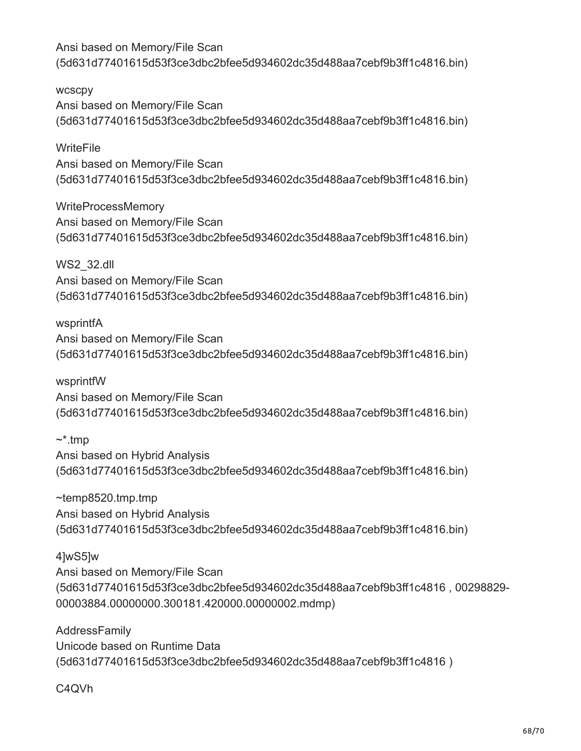Ansi based on Memory/File Scan
(5d631d77401615d53f3ce3dbc2bfee5d934602dc35d488aa7cebf9b3ff1c4816.bin)

wcscpy
Ansi based on Memory/File Scan
(5d631d77401615d53f3ce3dbc2bfee5d934602dc35d488aa7cebf9b3ff1c4816.bin)

WriteFile
Ansi based on Memory/File Scan
(5d631d77401615d53f3ce3dbc2bfee5d934602dc35d488aa7cebf9b3ff1c4816.bin)

WriteProcessMemory
Ansi based on Memory/File Scan
(5d631d77401615d53f3ce3dbc2bfee5d934602dc35d488aa7cebf9b3ff1c4816.bin)

WS2_32.dll
Ansi based on Memory/File Scan
(5d631d77401615d53f3ce3dbc2bfee5d934602dc35d488aa7cebf9b3ff1c4816.bin)

wsprintfA
Ansi based on Memory/File Scan
(5d631d77401615d53f3ce3dbc2bfee5d934602dc35d488aa7cebf9b3ff1c4816.bin)

wsprintfW
Ansi based on Memory/File Scan
(5d631d77401615d53f3ce3dbc2bfee5d934602dc35d488aa7cebf9b3ff1c4816.bin)

~*.tmp
Ansi based on Hybrid Analysis
(5d631d77401615d53f3ce3dbc2bfee5d934602dc35d488aa7cebf9b3ff1c4816.bin)

~temp8520.tmp.tmp
Ansi based on Hybrid Analysis
(5d631d77401615d53f3ce3dbc2bfee5d934602dc35d488aa7cebf9b3ff1c4816.bin)

4]wS5]w
Ansi based on Memory/File Scan
(5d631d77401615d53f3ce3dbc2bfee5d934602dc35d488aa7cebf9b3ff1c4816 , 00298829-00003884.00000000.300181.420000.00000002.mdmp)

AddressFamily
Unicode based on Runtime Data
(5d631d77401615d53f3ce3dbc2bfee5d934602dc35d488aa7cebf9b3ff1c4816 )

C4QVh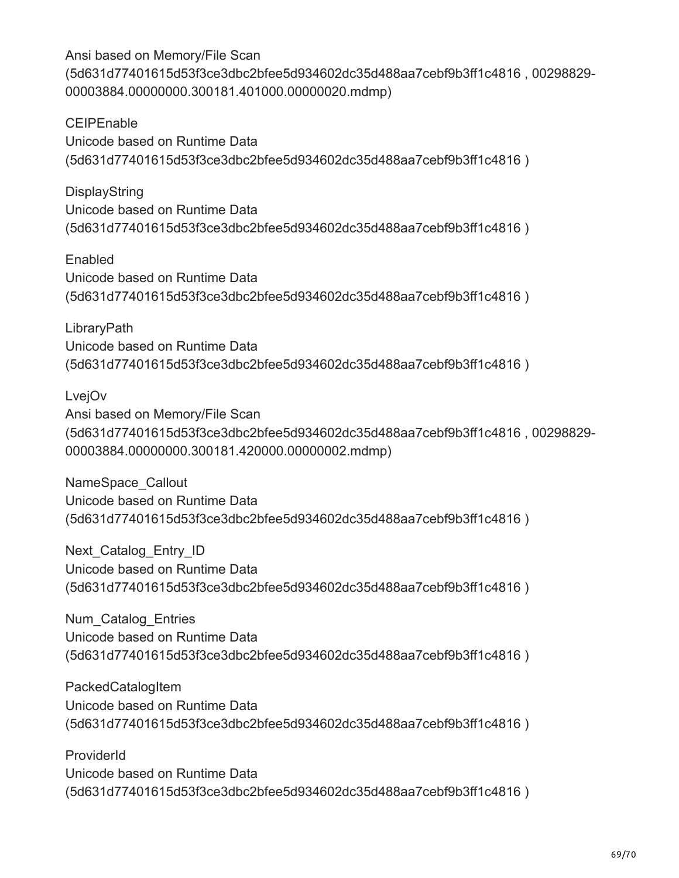Ansi based on Memory/File Scan
(5d631d77401615d53f3ce3dbc2bfee5d934602dc35d488aa7cebf9b3ff1c4816 , 00298829-00003884.00000000.300181.401000.00000020.mdmp)

CEIPEnable
Unicode based on Runtime Data
(5d631d77401615d53f3ce3dbc2bfee5d934602dc35d488aa7cebf9b3ff1c4816 )

DisplayString
Unicode based on Runtime Data
(5d631d77401615d53f3ce3dbc2bfee5d934602dc35d488aa7cebf9b3ff1c4816 )

Enabled
Unicode based on Runtime Data
(5d631d77401615d53f3ce3dbc2bfee5d934602dc35d488aa7cebf9b3ff1c4816 )

LibraryPath
Unicode based on Runtime Data
(5d631d77401615d53f3ce3dbc2bfee5d934602dc35d488aa7cebf9b3ff1c4816 )

LvejOv
Ansi based on Memory/File Scan
(5d631d77401615d53f3ce3dbc2bfee5d934602dc35d488aa7cebf9b3ff1c4816 , 00298829-00003884.00000000.300181.420000.00000002.mdmp)

NameSpace_Callout
Unicode based on Runtime Data
(5d631d77401615d53f3ce3dbc2bfee5d934602dc35d488aa7cebf9b3ff1c4816 )

Next_Catalog_Entry_ID
Unicode based on Runtime Data
(5d631d77401615d53f3ce3dbc2bfee5d934602dc35d488aa7cebf9b3ff1c4816 )

Num_Catalog_Entries
Unicode based on Runtime Data
(5d631d77401615d53f3ce3dbc2bfee5d934602dc35d488aa7cebf9b3ff1c4816 )

PackedCatalogItem
Unicode based on Runtime Data
(5d631d77401615d53f3ce3dbc2bfee5d934602dc35d488aa7cebf9b3ff1c4816 )

ProviderId
Unicode based on Runtime Data
(5d631d77401615d53f3ce3dbc2bfee5d934602dc35d488aa7cebf9b3ff1c4816 )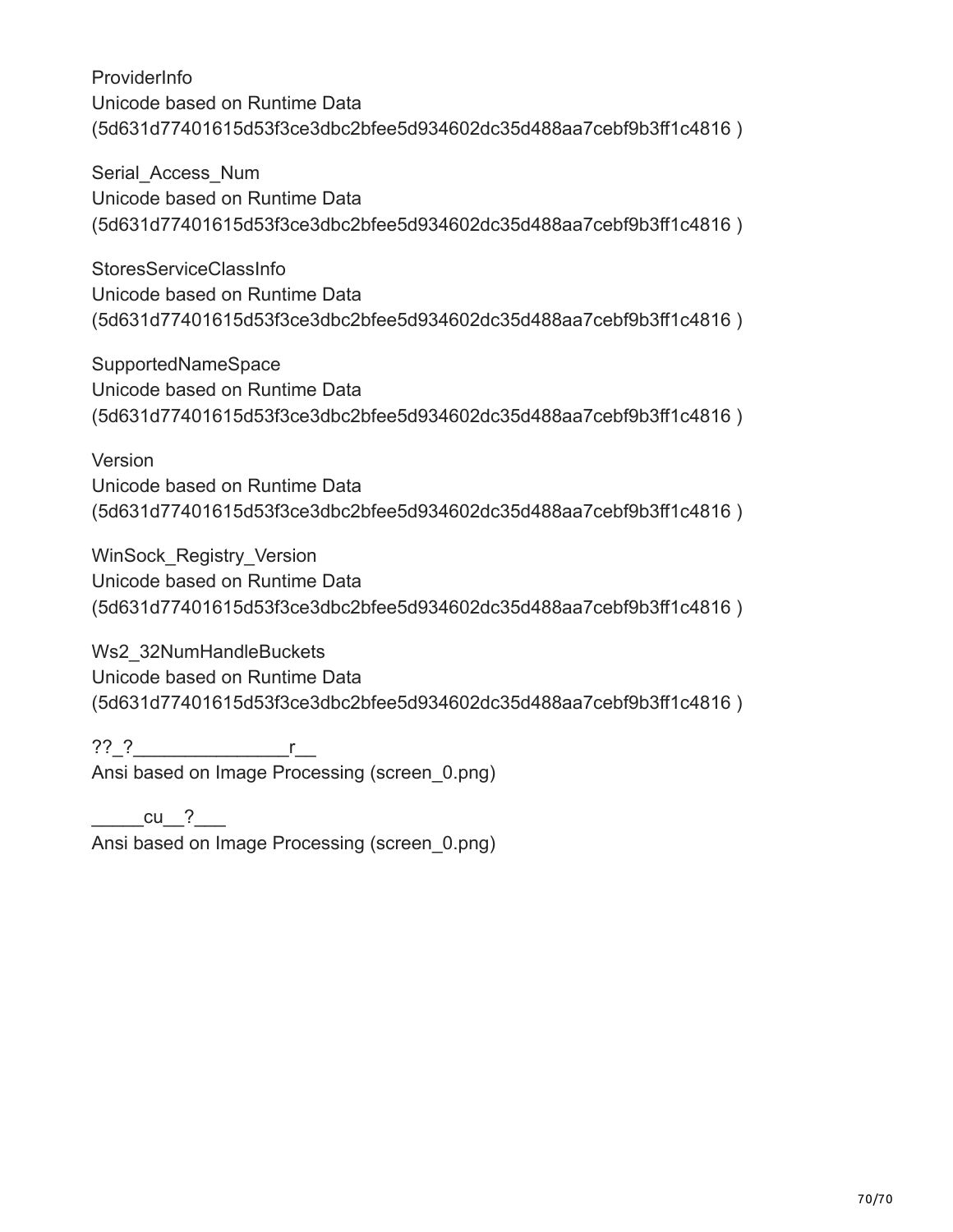ProviderInfo
Unicode based on Runtime Data
(5d631d77401615d53f3ce3dbc2bfee5d934602dc35d488aa7cebf9b3ff1c4816 )

Serial_Access_Num
Unicode based on Runtime Data
(5d631d77401615d53f3ce3dbc2bfee5d934602dc35d488aa7cebf9b3ff1c4816 )

StoresServiceClassInfo
Unicode based on Runtime Data
(5d631d77401615d53f3ce3dbc2bfee5d934602dc35d488aa7cebf9b3ff1c4816 )

SupportedNameSpace
Unicode based on Runtime Data
(5d631d77401615d53f3ce3dbc2bfee5d934602dc35d488aa7cebf9b3ff1c4816 )

Version
Unicode based on Runtime Data
(5d631d77401615d53f3ce3dbc2bfee5d934602dc35d488aa7cebf9b3ff1c4816 )

WinSock_Registry_Version
Unicode based on Runtime Data
(5d631d77401615d53f3ce3dbc2bfee5d934602dc35d488aa7cebf9b3ff1c4816 )

Ws2_32NumHandleBuckets
Unicode based on Runtime Data
(5d631d77401615d53f3ce3dbc2bfee5d934602dc35d488aa7cebf9b3ff1c4816 )

??_?_______________r__
Ansi based on Image Processing (screen_0.png)

_____cu__?___
Ansi based on Image Processing (screen_0.png)